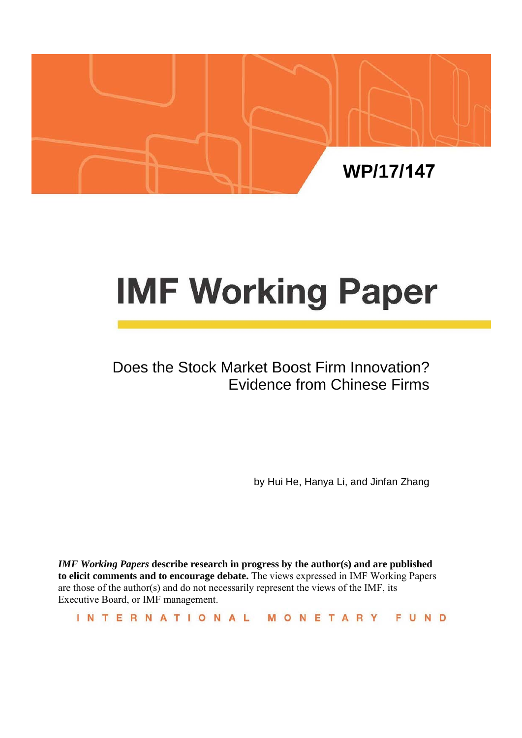WP/17/147

# IMF Working Paper

## Does the Stock Market Boost Firm Innovation? Evidence from Chinese Firms

by Hui He, Hanya Li, and Jinfan Zhang

***IMF Working Papers*** **describe research in progress by the author(s) and are published to elicit comments and to encourage debate.** The views expressed in IMF Working Papers are those of the author(s) and do not necessarily represent the views of the IMF, its Executive Board, or IMF management.

INTERNATIONAL MONETARY FUND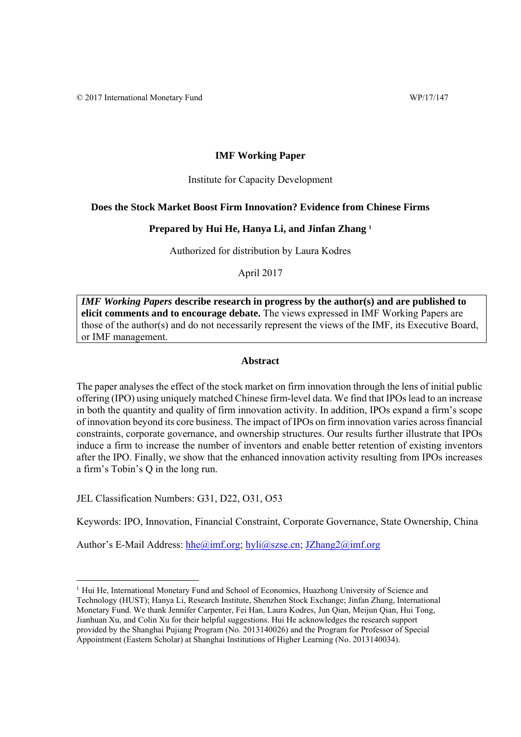© 2017 International Monetary Fund WP/17/147

**IMF Working Paper**

Institute for Capacity Development

**Does the Stock Market Boost Firm Innovation? Evidence from Chinese Firms**

**Prepared by Hui He, Hanya Li, and Jinfan Zhang [1]**

Authorized for distribution by Laura Kodres

April 2017

> ***IMF Working Papers*** **describe research in progress by the author(s) and are published to elicit comments and to encourage debate.** The views expressed in IMF Working Papers are those of the author(s) and do not necessarily represent the views of the IMF, its Executive Board, or IMF management.

**Abstract**

The paper analyses the effect of the stock market on firm innovation through the lens of initial public offering (IPO) using uniquely matched Chinese firm-level data. We find that IPOs lead to an increase in both the quantity and quality of firm innovation activity. In addition, IPOs expand a firm's scope of innovation beyond its core business. The impact of IPOs on firm innovation varies across financial constraints, corporate governance, and ownership structures. Our results further illustrate that IPOs induce a firm to increase the number of inventors and enable better retention of existing inventors after the IPO. Finally, we show that the enhanced innovation activity resulting from IPOs increases a firm's Tobin's Q in the long run.

JEL Classification Numbers: G31, D22, O31, O53

Keywords: IPO, Innovation, Financial Constraint, Corporate Governance, State Ownership, China

Author's E-Mail Address: hhe@imf.org; hyli@szse.cn; JZhang2@imf.org

---

[1] Hui He, International Monetary Fund and School of Economics, Huazhong University of Science and Technology (HUST); Hanya Li, Research Institute, Shenzhen Stock Exchange; Jinfan Zhang, International Monetary Fund. We thank Jennifer Carpenter, Fei Han, Laura Kodres, Jun Qian, Meijun Qian, Hui Tong, Jianhuan Xu, and Colin Xu for their helpful suggestions. Hui He acknowledges the research support provided by the Shanghai Pujiang Program (No. 2013140026) and the Program for Professor of Special Appointment (Eastern Scholar) at Shanghai Institutions of Higher Learning (No. 2013140034).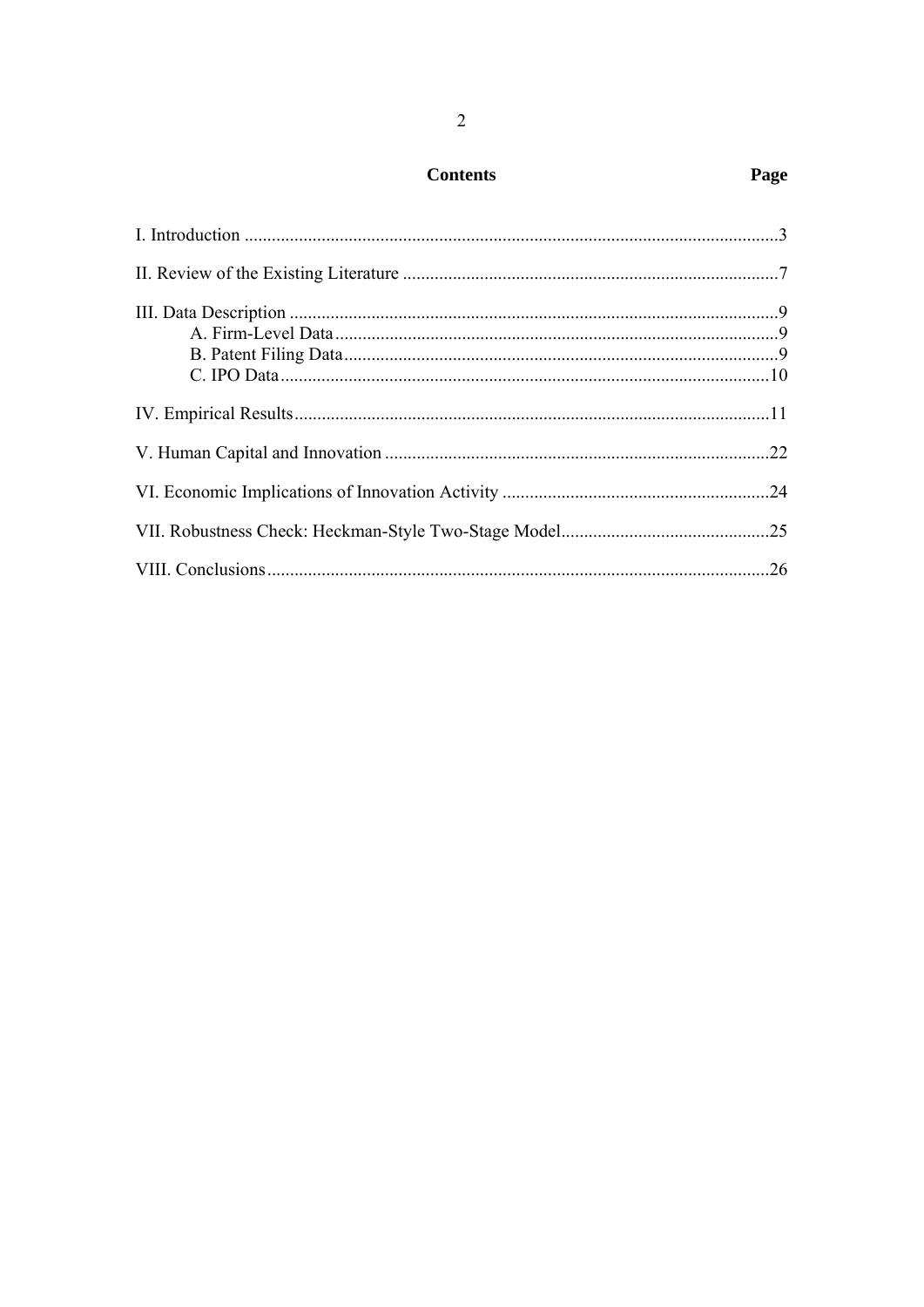## Contents

| Section | Page |
|---|---|
| I. Introduction | 3 |
| II. Review of the Existing Literature | 7 |
| III. Data Description | 9 |
| A. Firm-Level Data | 9 |
| B. Patent Filing Data | 9 |
| C. IPO Data | 10 |
| IV. Empirical Results | 11 |
| V. Human Capital and Innovation | 22 |
| VI. Economic Implications of Innovation Activity | 24 |
| VII. Robustness Check: Heckman-Style Two-Stage Model | 25 |
| VIII. Conclusions | 26 |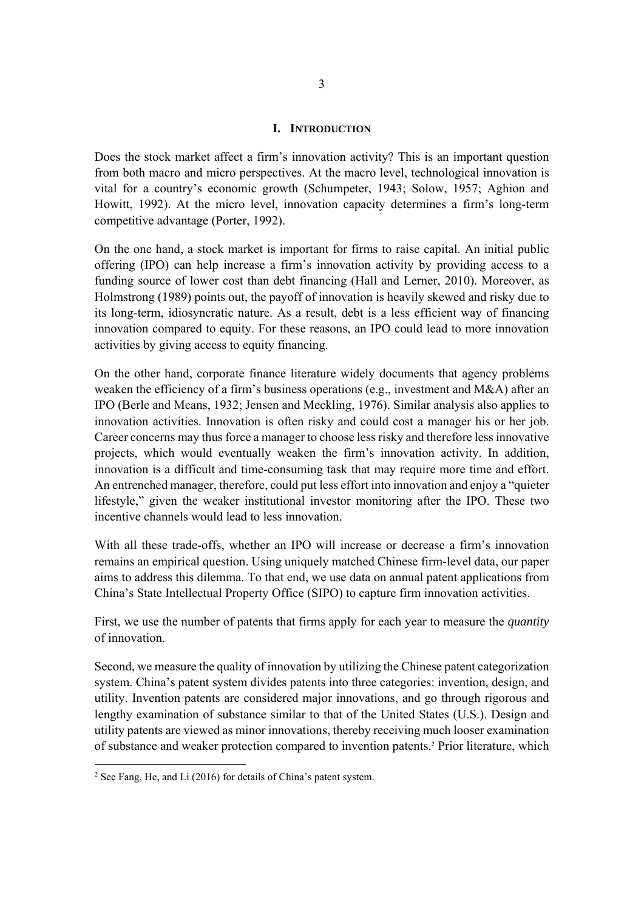## I. INTRODUCTION

Does the stock market affect a firm's innovation activity? This is an important question from both macro and micro perspectives. At the macro level, technological innovation is vital for a country's economic growth (Schumpeter, 1943; Solow, 1957; Aghion and Howitt, 1992). At the micro level, innovation capacity determines a firm's long-term competitive advantage (Porter, 1992).

On the one hand, a stock market is important for firms to raise capital. An initial public offering (IPO) can help increase a firm's innovation activity by providing access to a funding source of lower cost than debt financing (Hall and Lerner, 2010). Moreover, as Holmstrong (1989) points out, the payoff of innovation is heavily skewed and risky due to its long-term, idiosyncratic nature. As a result, debt is a less efficient way of financing innovation compared to equity. For these reasons, an IPO could lead to more innovation activities by giving access to equity financing.

On the other hand, corporate finance literature widely documents that agency problems weaken the efficiency of a firm's business operations (e.g., investment and M&A) after an IPO (Berle and Means, 1932; Jensen and Meckling, 1976). Similar analysis also applies to innovation activities. Innovation is often risky and could cost a manager his or her job. Career concerns may thus force a manager to choose less risky and therefore less innovative projects, which would eventually weaken the firm's innovation activity. In addition, innovation is a difficult and time-consuming task that may require more time and effort. An entrenched manager, therefore, could put less effort into innovation and enjoy a "quieter lifestyle," given the weaker institutional investor monitoring after the IPO. These two incentive channels would lead to less innovation.

With all these trade-offs, whether an IPO will increase or decrease a firm's innovation remains an empirical question. Using uniquely matched Chinese firm-level data, our paper aims to address this dilemma. To that end, we use data on annual patent applications from China's State Intellectual Property Office (SIPO) to capture firm innovation activities.

First, we use the number of patents that firms apply for each year to measure the *quantity* of innovation.

Second, we measure the quality of innovation by utilizing the Chinese patent categorization system. China's patent system divides patents into three categories: invention, design, and utility. Invention patents are considered major innovations, and go through rigorous and lengthy examination of substance similar to that of the United States (U.S.). Design and utility patents are viewed as minor innovations, thereby receiving much looser examination of substance and weaker protection compared to invention patents.[2] Prior literature, which

[2] See Fang, He, and Li (2016) for details of China's patent system.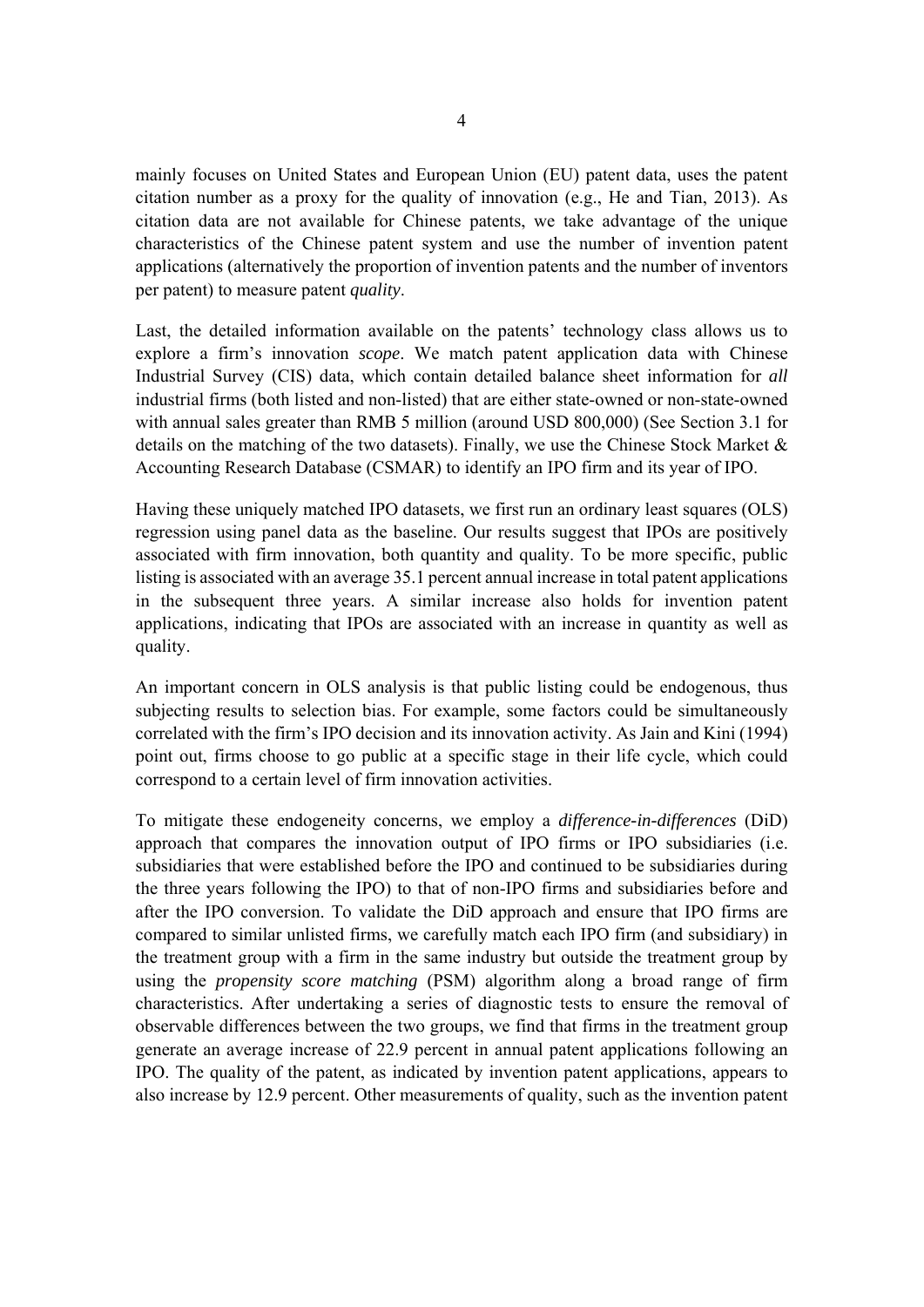mainly focuses on United States and European Union (EU) patent data, uses the patent citation number as a proxy for the quality of innovation (e.g., He and Tian, 2013). As citation data are not available for Chinese patents, we take advantage of the unique characteristics of the Chinese patent system and use the number of invention patent applications (alternatively the proportion of invention patents and the number of inventors per patent) to measure patent *quality*.

Last, the detailed information available on the patents' technology class allows us to explore a firm's innovation *scope*. We match patent application data with Chinese Industrial Survey (CIS) data, which contain detailed balance sheet information for *all* industrial firms (both listed and non-listed) that are either state-owned or non-state-owned with annual sales greater than RMB 5 million (around USD 800,000) (See Section 3.1 for details on the matching of the two datasets). Finally, we use the Chinese Stock Market & Accounting Research Database (CSMAR) to identify an IPO firm and its year of IPO.

Having these uniquely matched IPO datasets, we first run an ordinary least squares (OLS) regression using panel data as the baseline. Our results suggest that IPOs are positively associated with firm innovation, both quantity and quality. To be more specific, public listing is associated with an average 35.1 percent annual increase in total patent applications in the subsequent three years. A similar increase also holds for invention patent applications, indicating that IPOs are associated with an increase in quantity as well as quality.

An important concern in OLS analysis is that public listing could be endogenous, thus subjecting results to selection bias. For example, some factors could be simultaneously correlated with the firm's IPO decision and its innovation activity. As Jain and Kini (1994) point out, firms choose to go public at a specific stage in their life cycle, which could correspond to a certain level of firm innovation activities.

To mitigate these endogeneity concerns, we employ a *difference-in-differences* (DiD) approach that compares the innovation output of IPO firms or IPO subsidiaries (i.e. subsidiaries that were established before the IPO and continued to be subsidiaries during the three years following the IPO) to that of non-IPO firms and subsidiaries before and after the IPO conversion. To validate the DiD approach and ensure that IPO firms are compared to similar unlisted firms, we carefully match each IPO firm (and subsidiary) in the treatment group with a firm in the same industry but outside the treatment group by using the *propensity score matching* (PSM) algorithm along a broad range of firm characteristics. After undertaking a series of diagnostic tests to ensure the removal of observable differences between the two groups, we find that firms in the treatment group generate an average increase of 22.9 percent in annual patent applications following an IPO. The quality of the patent, as indicated by invention patent applications, appears to also increase by 12.9 percent. Other measurements of quality, such as the invention patent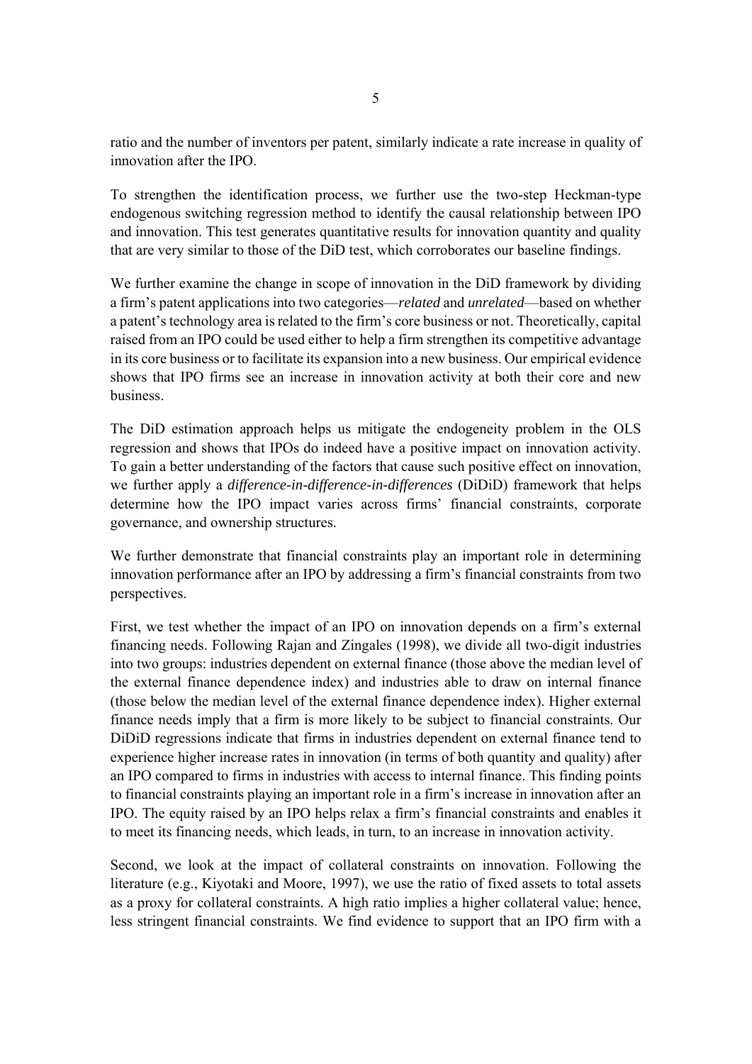ratio and the number of inventors per patent, similarly indicate a rate increase in quality of innovation after the IPO.

To strengthen the identification process, we further use the two-step Heckman-type endogenous switching regression method to identify the causal relationship between IPO and innovation. This test generates quantitative results for innovation quantity and quality that are very similar to those of the DiD test, which corroborates our baseline findings.

We further examine the change in scope of innovation in the DiD framework by dividing a firm's patent applications into two categories—*related* and *unrelated*—based on whether a patent's technology area is related to the firm's core business or not. Theoretically, capital raised from an IPO could be used either to help a firm strengthen its competitive advantage in its core business or to facilitate its expansion into a new business. Our empirical evidence shows that IPO firms see an increase in innovation activity at both their core and new business.

The DiD estimation approach helps us mitigate the endogeneity problem in the OLS regression and shows that IPOs do indeed have a positive impact on innovation activity. To gain a better understanding of the factors that cause such positive effect on innovation, we further apply a *difference-in-difference-in-differences* (DiDiD) framework that helps determine how the IPO impact varies across firms' financial constraints, corporate governance, and ownership structures.

We further demonstrate that financial constraints play an important role in determining innovation performance after an IPO by addressing a firm's financial constraints from two perspectives.

First, we test whether the impact of an IPO on innovation depends on a firm's external financing needs. Following Rajan and Zingales (1998), we divide all two-digit industries into two groups: industries dependent on external finance (those above the median level of the external finance dependence index) and industries able to draw on internal finance (those below the median level of the external finance dependence index). Higher external finance needs imply that a firm is more likely to be subject to financial constraints. Our DiDiD regressions indicate that firms in industries dependent on external finance tend to experience higher increase rates in innovation (in terms of both quantity and quality) after an IPO compared to firms in industries with access to internal finance. This finding points to financial constraints playing an important role in a firm's increase in innovation after an IPO. The equity raised by an IPO helps relax a firm's financial constraints and enables it to meet its financing needs, which leads, in turn, to an increase in innovation activity.

Second, we look at the impact of collateral constraints on innovation. Following the literature (e.g., Kiyotaki and Moore, 1997), we use the ratio of fixed assets to total assets as a proxy for collateral constraints. A high ratio implies a higher collateral value; hence, less stringent financial constraints. We find evidence to support that an IPO firm with a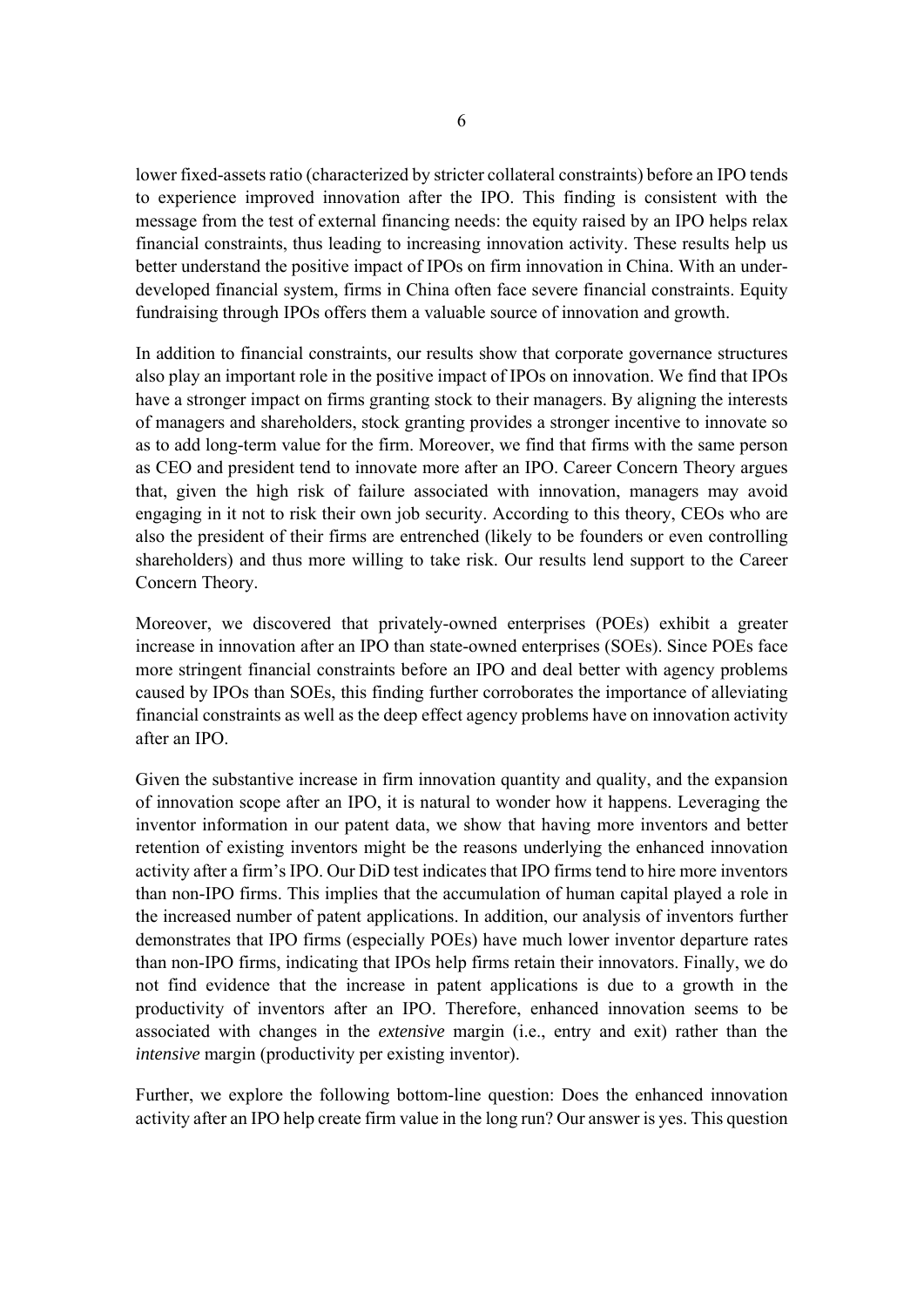lower fixed-assets ratio (characterized by stricter collateral constraints) before an IPO tends to experience improved innovation after the IPO. This finding is consistent with the message from the test of external financing needs: the equity raised by an IPO helps relax financial constraints, thus leading to increasing innovation activity. These results help us better understand the positive impact of IPOs on firm innovation in China. With an under-developed financial system, firms in China often face severe financial constraints. Equity fundraising through IPOs offers them a valuable source of innovation and growth.

In addition to financial constraints, our results show that corporate governance structures also play an important role in the positive impact of IPOs on innovation. We find that IPOs have a stronger impact on firms granting stock to their managers. By aligning the interests of managers and shareholders, stock granting provides a stronger incentive to innovate so as to add long-term value for the firm. Moreover, we find that firms with the same person as CEO and president tend to innovate more after an IPO. Career Concern Theory argues that, given the high risk of failure associated with innovation, managers may avoid engaging in it not to risk their own job security. According to this theory, CEOs who are also the president of their firms are entrenched (likely to be founders or even controlling shareholders) and thus more willing to take risk. Our results lend support to the Career Concern Theory.

Moreover, we discovered that privately-owned enterprises (POEs) exhibit a greater increase in innovation after an IPO than state-owned enterprises (SOEs). Since POEs face more stringent financial constraints before an IPO and deal better with agency problems caused by IPOs than SOEs, this finding further corroborates the importance of alleviating financial constraints as well as the deep effect agency problems have on innovation activity after an IPO.

Given the substantive increase in firm innovation quantity and quality, and the expansion of innovation scope after an IPO, it is natural to wonder how it happens. Leveraging the inventor information in our patent data, we show that having more inventors and better retention of existing inventors might be the reasons underlying the enhanced innovation activity after a firm's IPO. Our DiD test indicates that IPO firms tend to hire more inventors than non-IPO firms. This implies that the accumulation of human capital played a role in the increased number of patent applications. In addition, our analysis of inventors further demonstrates that IPO firms (especially POEs) have much lower inventor departure rates than non-IPO firms, indicating that IPOs help firms retain their innovators. Finally, we do not find evidence that the increase in patent applications is due to a growth in the productivity of inventors after an IPO. Therefore, enhanced innovation seems to be associated with changes in the *extensive* margin (i.e., entry and exit) rather than the *intensive* margin (productivity per existing inventor).

Further, we explore the following bottom-line question: Does the enhanced innovation activity after an IPO help create firm value in the long run? Our answer is yes. This question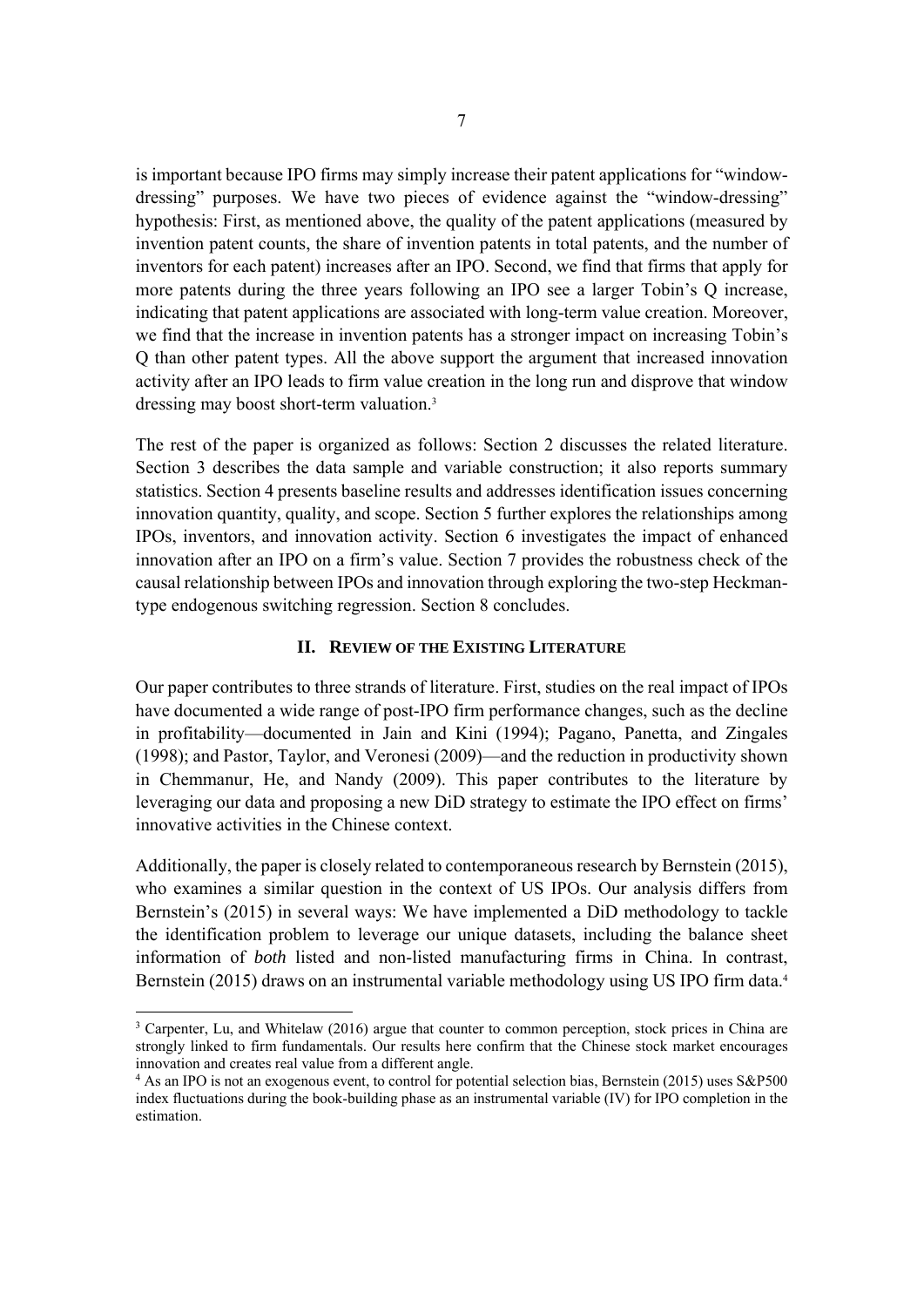is important because IPO firms may simply increase their patent applications for "window-dressing" purposes. We have two pieces of evidence against the "window-dressing" hypothesis: First, as mentioned above, the quality of the patent applications (measured by invention patent counts, the share of invention patents in total patents, and the number of inventors for each patent) increases after an IPO. Second, we find that firms that apply for more patents during the three years following an IPO see a larger Tobin's Q increase, indicating that patent applications are associated with long-term value creation. Moreover, we find that the increase in invention patents has a stronger impact on increasing Tobin's Q than other patent types. All the above support the argument that increased innovation activity after an IPO leads to firm value creation in the long run and disprove that window dressing may boost short-term valuation.[3]

The rest of the paper is organized as follows: Section 2 discusses the related literature. Section 3 describes the data sample and variable construction; it also reports summary statistics. Section 4 presents baseline results and addresses identification issues concerning innovation quantity, quality, and scope. Section 5 further explores the relationships among IPOs, inventors, and innovation activity. Section 6 investigates the impact of enhanced innovation after an IPO on a firm's value. Section 7 provides the robustness check of the causal relationship between IPOs and innovation through exploring the two-step Heckman-type endogenous switching regression. Section 8 concludes.

## II. Review of the Existing Literature

Our paper contributes to three strands of literature. First, studies on the real impact of IPOs have documented a wide range of post-IPO firm performance changes, such as the decline in profitability—documented in Jain and Kini (1994); Pagano, Panetta, and Zingales (1998); and Pastor, Taylor, and Veronesi (2009)—and the reduction in productivity shown in Chemmanur, He, and Nandy (2009). This paper contributes to the literature by leveraging our data and proposing a new DiD strategy to estimate the IPO effect on firms' innovative activities in the Chinese context.

Additionally, the paper is closely related to contemporaneous research by Bernstein (2015), who examines a similar question in the context of US IPOs. Our analysis differs from Bernstein's (2015) in several ways: We have implemented a DiD methodology to tackle the identification problem to leverage our unique datasets, including the balance sheet information of *both* listed and non-listed manufacturing firms in China. In contrast, Bernstein (2015) draws on an instrumental variable methodology using US IPO firm data.[4]

---

[3] Carpenter, Lu, and Whitelaw (2016) argue that counter to common perception, stock prices in China are strongly linked to firm fundamentals. Our results here confirm that the Chinese stock market encourages innovation and creates real value from a different angle.

[4] As an IPO is not an exogenous event, to control for potential selection bias, Bernstein (2015) uses S&P500 index fluctuations during the book-building phase as an instrumental variable (IV) for IPO completion in the estimation.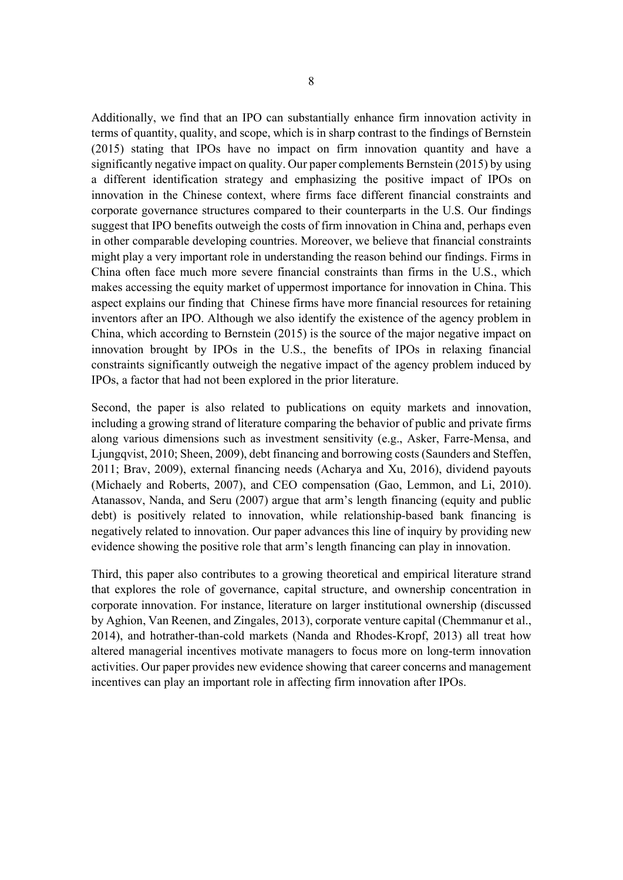Additionally, we find that an IPO can substantially enhance firm innovation activity in terms of quantity, quality, and scope, which is in sharp contrast to the findings of Bernstein (2015) stating that IPOs have no impact on firm innovation quantity and have a significantly negative impact on quality. Our paper complements Bernstein (2015) by using a different identification strategy and emphasizing the positive impact of IPOs on innovation in the Chinese context, where firms face different financial constraints and corporate governance structures compared to their counterparts in the U.S. Our findings suggest that IPO benefits outweigh the costs of firm innovation in China and, perhaps even in other comparable developing countries. Moreover, we believe that financial constraints might play a very important role in understanding the reason behind our findings. Firms in China often face much more severe financial constraints than firms in the U.S., which makes accessing the equity market of uppermost importance for innovation in China. This aspect explains our finding that Chinese firms have more financial resources for retaining inventors after an IPO. Although we also identify the existence of the agency problem in China, which according to Bernstein (2015) is the source of the major negative impact on innovation brought by IPOs in the U.S., the benefits of IPOs in relaxing financial constraints significantly outweigh the negative impact of the agency problem induced by IPOs, a factor that had not been explored in the prior literature.

Second, the paper is also related to publications on equity markets and innovation, including a growing strand of literature comparing the behavior of public and private firms along various dimensions such as investment sensitivity (e.g., Asker, Farre-Mensa, and Ljungqvist, 2010; Sheen, 2009), debt financing and borrowing costs (Saunders and Steffen, 2011; Brav, 2009), external financing needs (Acharya and Xu, 2016), dividend payouts (Michaely and Roberts, 2007), and CEO compensation (Gao, Lemmon, and Li, 2010). Atanassov, Nanda, and Seru (2007) argue that arm's length financing (equity and public debt) is positively related to innovation, while relationship-based bank financing is negatively related to innovation. Our paper advances this line of inquiry by providing new evidence showing the positive role that arm's length financing can play in innovation.

Third, this paper also contributes to a growing theoretical and empirical literature strand that explores the role of governance, capital structure, and ownership concentration in corporate innovation. For instance, literature on larger institutional ownership (discussed by Aghion, Van Reenen, and Zingales, 2013), corporate venture capital (Chemmanur et al., 2014), and hotrather-than-cold markets (Nanda and Rhodes-Kropf, 2013) all treat how altered managerial incentives motivate managers to focus more on long-term innovation activities. Our paper provides new evidence showing that career concerns and management incentives can play an important role in affecting firm innovation after IPOs.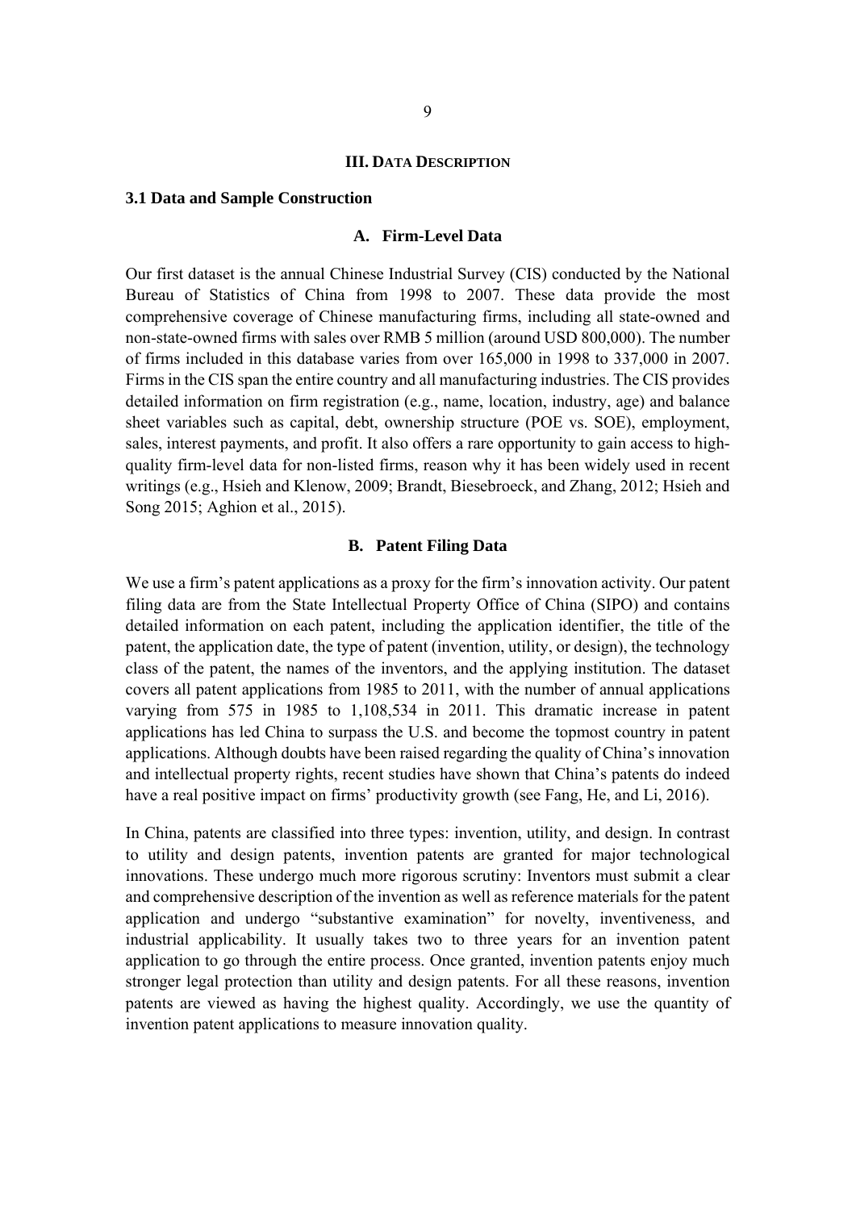## III. Data Description

### 3.1 Data and Sample Construction

#### A. Firm-Level Data

Our first dataset is the annual Chinese Industrial Survey (CIS) conducted by the National Bureau of Statistics of China from 1998 to 2007. These data provide the most comprehensive coverage of Chinese manufacturing firms, including all state-owned and non-state-owned firms with sales over RMB 5 million (around USD 800,000). The number of firms included in this database varies from over 165,000 in 1998 to 337,000 in 2007. Firms in the CIS span the entire country and all manufacturing industries. The CIS provides detailed information on firm registration (e.g., name, location, industry, age) and balance sheet variables such as capital, debt, ownership structure (POE vs. SOE), employment, sales, interest payments, and profit. It also offers a rare opportunity to gain access to high-quality firm-level data for non-listed firms, reason why it has been widely used in recent writings (e.g., Hsieh and Klenow, 2009; Brandt, Biesebroeck, and Zhang, 2012; Hsieh and Song 2015; Aghion et al., 2015).

#### B. Patent Filing Data

We use a firm's patent applications as a proxy for the firm's innovation activity. Our patent filing data are from the State Intellectual Property Office of China (SIPO) and contains detailed information on each patent, including the application identifier, the title of the patent, the application date, the type of patent (invention, utility, or design), the technology class of the patent, the names of the inventors, and the applying institution. The dataset covers all patent applications from 1985 to 2011, with the number of annual applications varying from 575 in 1985 to 1,108,534 in 2011. This dramatic increase in patent applications has led China to surpass the U.S. and become the topmost country in patent applications. Although doubts have been raised regarding the quality of China's innovation and intellectual property rights, recent studies have shown that China's patents do indeed have a real positive impact on firms' productivity growth (see Fang, He, and Li, 2016).

In China, patents are classified into three types: invention, utility, and design. In contrast to utility and design patents, invention patents are granted for major technological innovations. These undergo much more rigorous scrutiny: Inventors must submit a clear and comprehensive description of the invention as well as reference materials for the patent application and undergo "substantive examination" for novelty, inventiveness, and industrial applicability. It usually takes two to three years for an invention patent application to go through the entire process. Once granted, invention patents enjoy much stronger legal protection than utility and design patents. For all these reasons, invention patents are viewed as having the highest quality. Accordingly, we use the quantity of invention patent applications to measure innovation quality.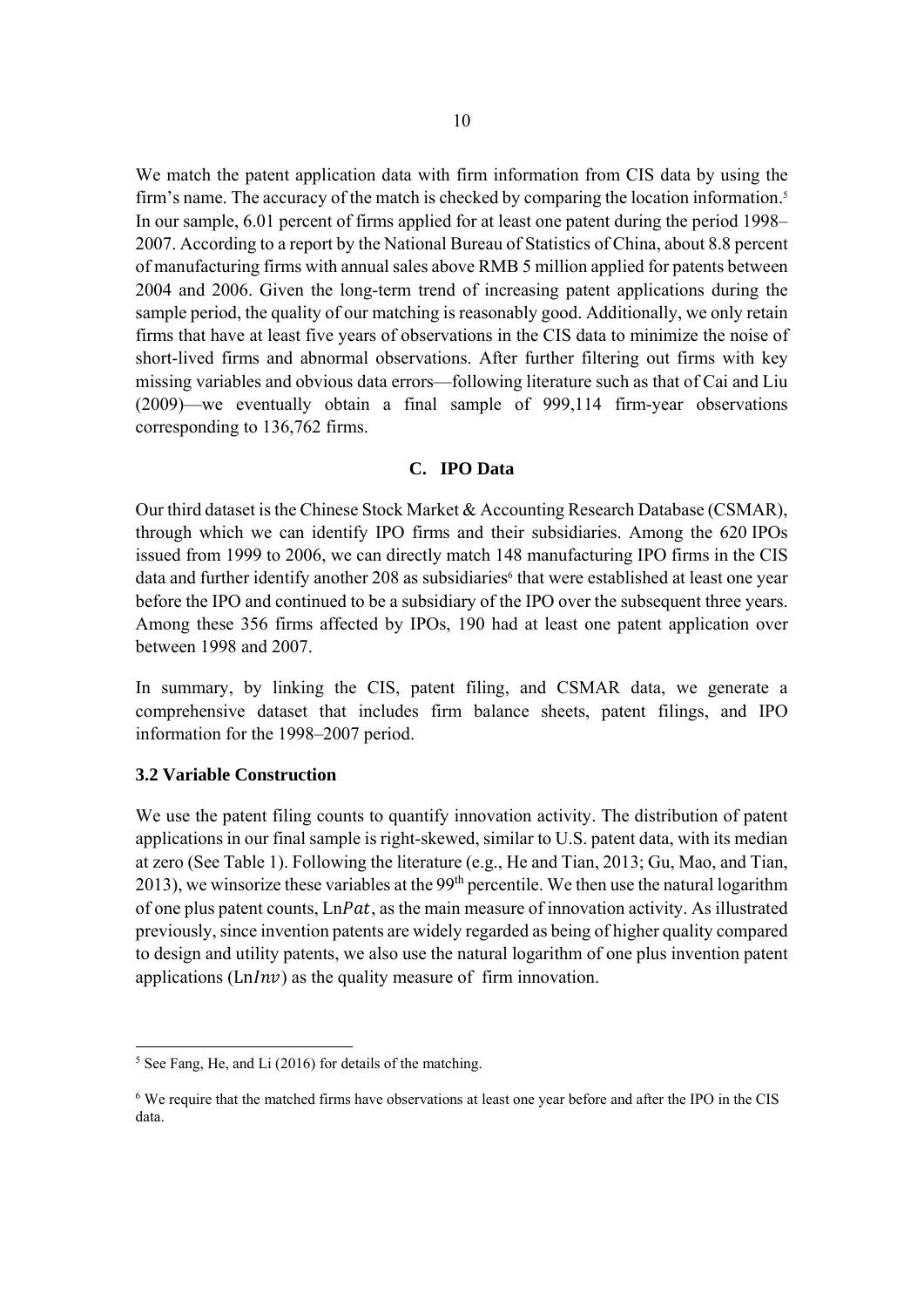We match the patent application data with firm information from CIS data by using the firm's name. The accuracy of the match is checked by comparing the location information.[5] In our sample, 6.01 percent of firms applied for at least one patent during the period 1998–2007. According to a report by the National Bureau of Statistics of China, about 8.8 percent of manufacturing firms with annual sales above RMB 5 million applied for patents between 2004 and 2006. Given the long-term trend of increasing patent applications during the sample period, the quality of our matching is reasonably good. Additionally, we only retain firms that have at least five years of observations in the CIS data to minimize the noise of short-lived firms and abnormal observations. After further filtering out firms with key missing variables and obvious data errors—following literature such as that of Cai and Liu (2009)—we eventually obtain a final sample of 999,114 firm-year observations corresponding to 136,762 firms.

### C. IPO Data

Our third dataset is the Chinese Stock Market & Accounting Research Database (CSMAR), through which we can identify IPO firms and their subsidiaries. Among the 620 IPOs issued from 1999 to 2006, we can directly match 148 manufacturing IPO firms in the CIS data and further identify another 208 as subsidiaries[6] that were established at least one year before the IPO and continued to be a subsidiary of the IPO over the subsequent three years. Among these 356 firms affected by IPOs, 190 had at least one patent application over between 1998 and 2007.

In summary, by linking the CIS, patent filing, and CSMAR data, we generate a comprehensive dataset that includes firm balance sheets, patent filings, and IPO information for the 1998–2007 period.

### 3.2 Variable Construction

We use the patent filing counts to quantify innovation activity. The distribution of patent applications in our final sample is right-skewed, similar to U.S. patent data, with its median at zero (See Table 1). Following the literature (e.g., He and Tian, 2013; Gu, Mao, and Tian, 2013), we winsorize these variables at the 99th percentile. We then use the natural logarithm of one plus patent counts, $\text{Ln}Pat$, as the main measure of innovation activity. As illustrated previously, since invention patents are widely regarded as being of higher quality compared to design and utility patents, we also use the natural logarithm of one plus invention patent applications ($\text{Ln}Inv$) as the quality measure of firm innovation.

[5] See Fang, He, and Li (2016) for details of the matching.

[6] We require that the matched firms have observations at least one year before and after the IPO in the CIS data.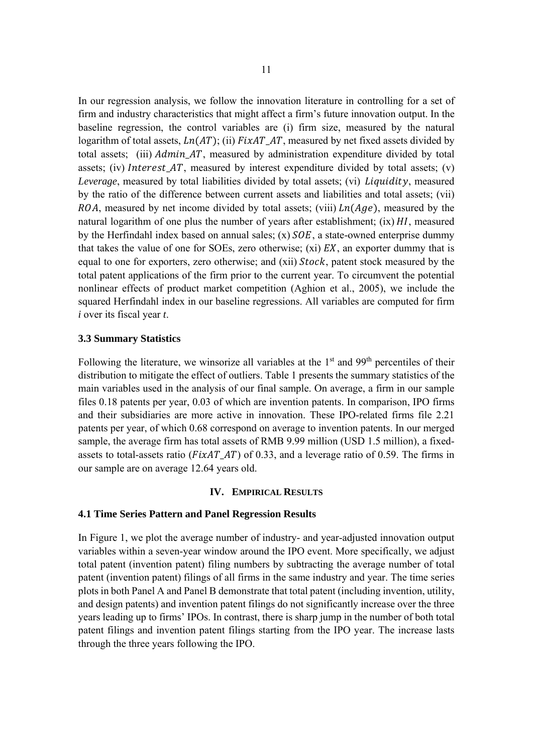In our regression analysis, we follow the innovation literature in controlling for a set of firm and industry characteristics that might affect a firm's future innovation output. In the baseline regression, the control variables are (i) firm size, measured by the natural logarithm of total assets, $Ln(AT)$; (ii) $FixAT\_AT$, measured by net fixed assets divided by total assets; (iii) $Admin\_AT$, measured by administration expenditure divided by total assets; (iv) $Interest\_AT$, measured by interest expenditure divided by total assets; (v) *Leverage*, measured by total liabilities divided by total assets; (vi) $Liquidity$, measured by the ratio of the difference between current assets and liabilities and total assets; (vii) $ROA$, measured by net income divided by total assets; (viii) $Ln(Age)$, measured by the natural logarithm of one plus the number of years after establishment; (ix) $HI$, measured by the Herfindahl index based on annual sales; (x) $SOE$, a state-owned enterprise dummy that takes the value of one for SOEs, zero otherwise; (xi) $EX$, an exporter dummy that is equal to one for exporters, zero otherwise; and (xii) $Stock$, patent stock measured by the total patent applications of the firm prior to the current year. To circumvent the potential nonlinear effects of product market competition (Aghion et al., 2005), we include the squared Herfindahl index in our baseline regressions. All variables are computed for firm *i* over its fiscal year *t*.

### 3.3 Summary Statistics

Following the literature, we winsorize all variables at the 1st and 99th percentiles of their distribution to mitigate the effect of outliers. Table 1 presents the summary statistics of the main variables used in the analysis of our final sample. On average, a firm in our sample files 0.18 patents per year, 0.03 of which are invention patents. In comparison, IPO firms and their subsidiaries are more active in innovation. These IPO-related firms file 2.21 patents per year, of which 0.68 correspond on average to invention patents. In our merged sample, the average firm has total assets of RMB 9.99 million (USD 1.5 million), a fixed-assets to total-assets ratio ($FixAT\_AT$) of 0.33, and a leverage ratio of 0.59. The firms in our sample are on average 12.64 years old.

## IV. EMPIRICAL RESULTS

### 4.1 Time Series Pattern and Panel Regression Results

In Figure 1, we plot the average number of industry- and year-adjusted innovation output variables within a seven-year window around the IPO event. More specifically, we adjust total patent (invention patent) filing numbers by subtracting the average number of total patent (invention patent) filings of all firms in the same industry and year. The time series plots in both Panel A and Panel B demonstrate that total patent (including invention, utility, and design patents) and invention patent filings do not significantly increase over the three years leading up to firms' IPOs. In contrast, there is sharp jump in the number of both total patent filings and invention patent filings starting from the IPO year. The increase lasts through the three years following the IPO.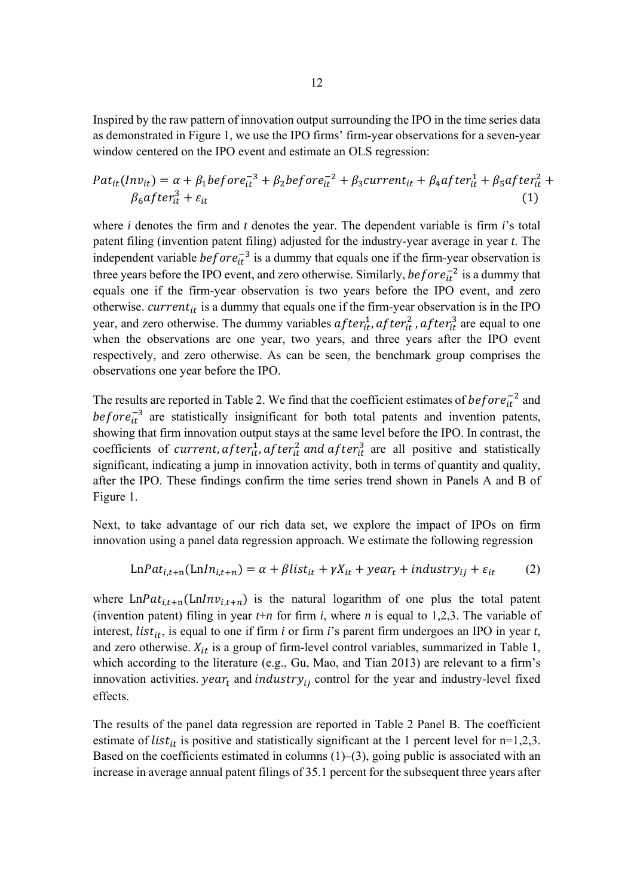Inspired by the raw pattern of innovation output surrounding the IPO in the time series data as demonstrated in Figure 1, we use the IPO firms' firm-year observations for a seven-year window centered on the IPO event and estimate an OLS regression:

$$Pat_{it}(Inv_{it}) = \alpha + \beta_1 before_{it}^{-3} + \beta_2 before_{it}^{-2} + \beta_3 current_{it} + \beta_4 after_{it}^{1} + \beta_5 after_{it}^{2} + \beta_6 after_{it}^{3} + \varepsilon_{it} \quad (1)$$

where $i$ denotes the firm and $t$ denotes the year. The dependent variable is firm $i$'s total patent filing (invention patent filing) adjusted for the industry-year average in year $t$. The independent variable $before_{it}^{-3}$ is a dummy that equals one if the firm-year observation is three years before the IPO event, and zero otherwise. Similarly, $before_{it}^{-2}$ is a dummy that equals one if the firm-year observation is two years before the IPO event, and zero otherwise. $current_{it}$ is a dummy that equals one if the firm-year observation is in the IPO year, and zero otherwise. The dummy variables $after_{it}^{1}, after_{it}^{2}, after_{it}^{3}$ are equal to one when the observations are one year, two years, and three years after the IPO event respectively, and zero otherwise. As can be seen, the benchmark group comprises the observations one year before the IPO.

The results are reported in Table 2. We find that the coefficient estimates of $before_{it}^{-2}$ and $before_{it}^{-3}$ are statistically insignificant for both total patents and invention patents, showing that firm innovation output stays at the same level before the IPO. In contrast, the coefficients of $current, after_{it}^{1}, after_{it}^{2}$ and $after_{it}^{3}$ are all positive and statistically significant, indicating a jump in innovation activity, both in terms of quantity and quality, after the IPO. These findings confirm the time series trend shown in Panels A and B of Figure 1.

Next, to take advantage of our rich data set, we explore the impact of IPOs on firm innovation using a panel data regression approach. We estimate the following regression

$$\text{Ln}Pat_{i,t+n}(\text{Ln}In_{i,t+n}) = \alpha + \beta list_{it} + \gamma X_{it} + year_t + industry_{ij} + \varepsilon_{it} \quad (2)$$

where $\text{Ln}Pat_{i,t+n}(\text{Ln}Inv_{i,t+n})$ is the natural logarithm of one plus the total patent (invention patent) filing in year $t+n$ for firm $i$, where $n$ is equal to 1,2,3. The variable of interest, $list_{it}$, is equal to one if firm $i$ or firm $i$'s parent firm undergoes an IPO in year $t$, and zero otherwise. $X_{it}$ is a group of firm-level control variables, summarized in Table 1, which according to the literature (e.g., Gu, Mao, and Tian 2013) are relevant to a firm's innovation activities. $year_t$ and $industry_{ij}$ control for the year and industry-level fixed effects.

The results of the panel data regression are reported in Table 2 Panel B. The coefficient estimate of $list_{it}$ is positive and statistically significant at the 1 percent level for n=1,2,3. Based on the coefficients estimated in columns (1)–(3), going public is associated with an increase in average annual patent filings of 35.1 percent for the subsequent three years after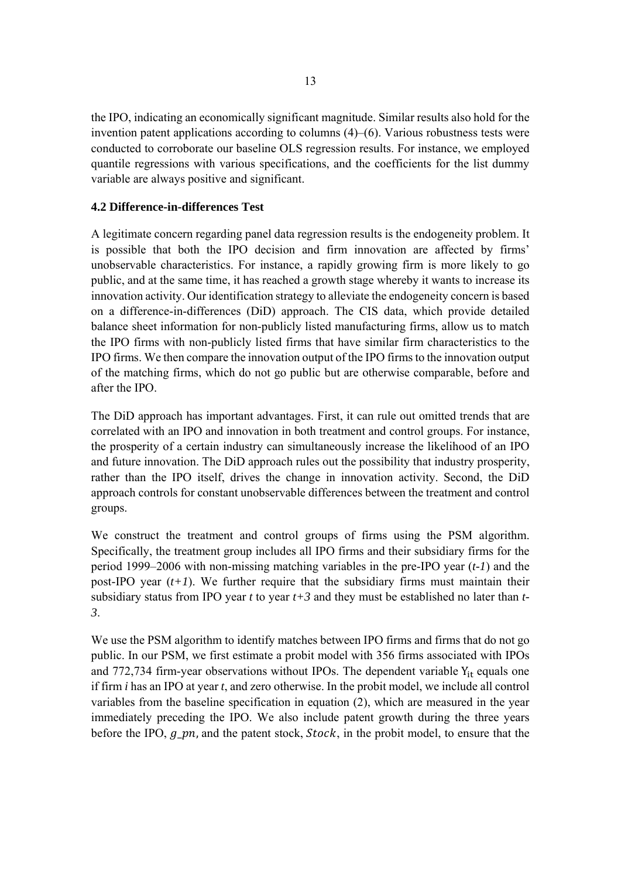the IPO, indicating an economically significant magnitude. Similar results also hold for the invention patent applications according to columns (4)–(6). Various robustness tests were conducted to corroborate our baseline OLS regression results. For instance, we employed quantile regressions with various specifications, and the coefficients for the list dummy variable are always positive and significant.

### 4.2 Difference-in-differences Test

A legitimate concern regarding panel data regression results is the endogeneity problem. It is possible that both the IPO decision and firm innovation are affected by firms' unobservable characteristics. For instance, a rapidly growing firm is more likely to go public, and at the same time, it has reached a growth stage whereby it wants to increase its innovation activity. Our identification strategy to alleviate the endogeneity concern is based on a difference-in-differences (DiD) approach. The CIS data, which provide detailed balance sheet information for non-publicly listed manufacturing firms, allow us to match the IPO firms with non-publicly listed firms that have similar firm characteristics to the IPO firms. We then compare the innovation output of the IPO firms to the innovation output of the matching firms, which do not go public but are otherwise comparable, before and after the IPO.

The DiD approach has important advantages. First, it can rule out omitted trends that are correlated with an IPO and innovation in both treatment and control groups. For instance, the prosperity of a certain industry can simultaneously increase the likelihood of an IPO and future innovation. The DiD approach rules out the possibility that industry prosperity, rather than the IPO itself, drives the change in innovation activity. Second, the DiD approach controls for constant unobservable differences between the treatment and control groups.

We construct the treatment and control groups of firms using the PSM algorithm. Specifically, the treatment group includes all IPO firms and their subsidiary firms for the period 1999–2006 with non-missing matching variables in the pre-IPO year ($t-1$) and the post-IPO year ($t+1$). We further require that the subsidiary firms must maintain their subsidiary status from IPO year $t$ to year $t+3$ and they must be established no later than $t-3$.

We use the PSM algorithm to identify matches between IPO firms and firms that do not go public. In our PSM, we first estimate a probit model with 356 firms associated with IPOs and 772,734 firm-year observations without IPOs. The dependent variable $Y_{it}$ equals one if firm $i$ has an IPO at year $t$, and zero otherwise. In the probit model, we include all control variables from the baseline specification in equation (2), which are measured in the year immediately preceding the IPO. We also include patent growth during the three years before the IPO, $g\_pn$, and the patent stock, $Stock$, in the probit model, to ensure that the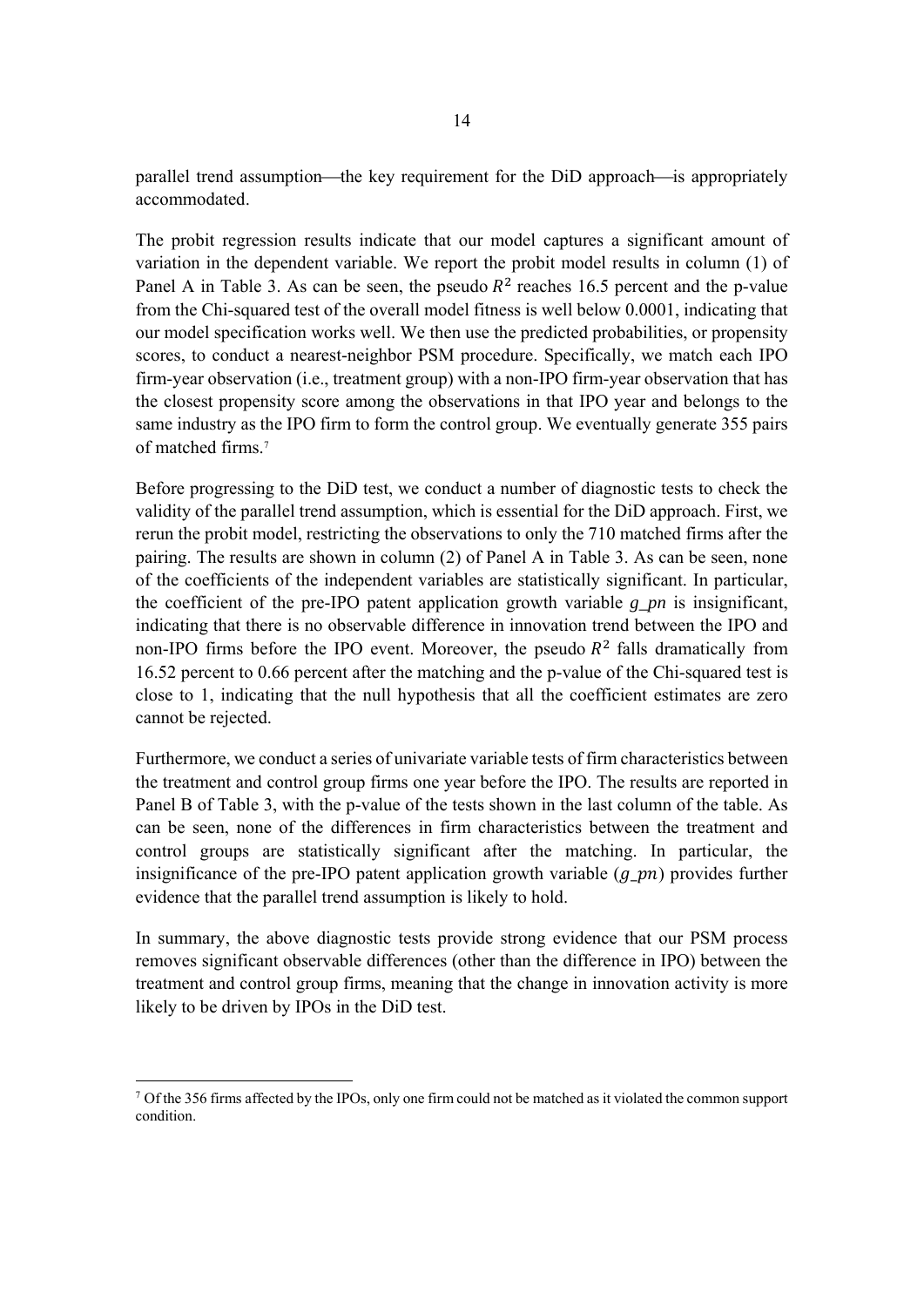parallel trend assumption—the key requirement for the DiD approach—is appropriately accommodated.

The probit regression results indicate that our model captures a significant amount of variation in the dependent variable. We report the probit model results in column (1) of Panel A in Table 3. As can be seen, the pseudo $R^2$ reaches 16.5 percent and the p-value from the Chi-squared test of the overall model fitness is well below 0.0001, indicating that our model specification works well. We then use the predicted probabilities, or propensity scores, to conduct a nearest-neighbor PSM procedure. Specifically, we match each IPO firm-year observation (i.e., treatment group) with a non-IPO firm-year observation that has the closest propensity score among the observations in that IPO year and belongs to the same industry as the IPO firm to form the control group. We eventually generate 355 pairs of matched firms.[7]

Before progressing to the DiD test, we conduct a number of diagnostic tests to check the validity of the parallel trend assumption, which is essential for the DiD approach. First, we rerun the probit model, restricting the observations to only the 710 matched firms after the pairing. The results are shown in column (2) of Panel A in Table 3. As can be seen, none of the coefficients of the independent variables are statistically significant. In particular, the coefficient of the pre-IPO patent application growth variable *g_pn* is insignificant, indicating that there is no observable difference in innovation trend between the IPO and non-IPO firms before the IPO event. Moreover, the pseudo $R^2$ falls dramatically from 16.52 percent to 0.66 percent after the matching and the p-value of the Chi-squared test is close to 1, indicating that the null hypothesis that all the coefficient estimates are zero cannot be rejected.

Furthermore, we conduct a series of univariate variable tests of firm characteristics between the treatment and control group firms one year before the IPO. The results are reported in Panel B of Table 3, with the p-value of the tests shown in the last column of the table. As can be seen, none of the differences in firm characteristics between the treatment and control groups are statistically significant after the matching. In particular, the insignificance of the pre-IPO patent application growth variable ($g\_pn$) provides further evidence that the parallel trend assumption is likely to hold.

In summary, the above diagnostic tests provide strong evidence that our PSM process removes significant observable differences (other than the difference in IPO) between the treatment and control group firms, meaning that the change in innovation activity is more likely to be driven by IPOs in the DiD test.

[7] Of the 356 firms affected by the IPOs, only one firm could not be matched as it violated the common support condition.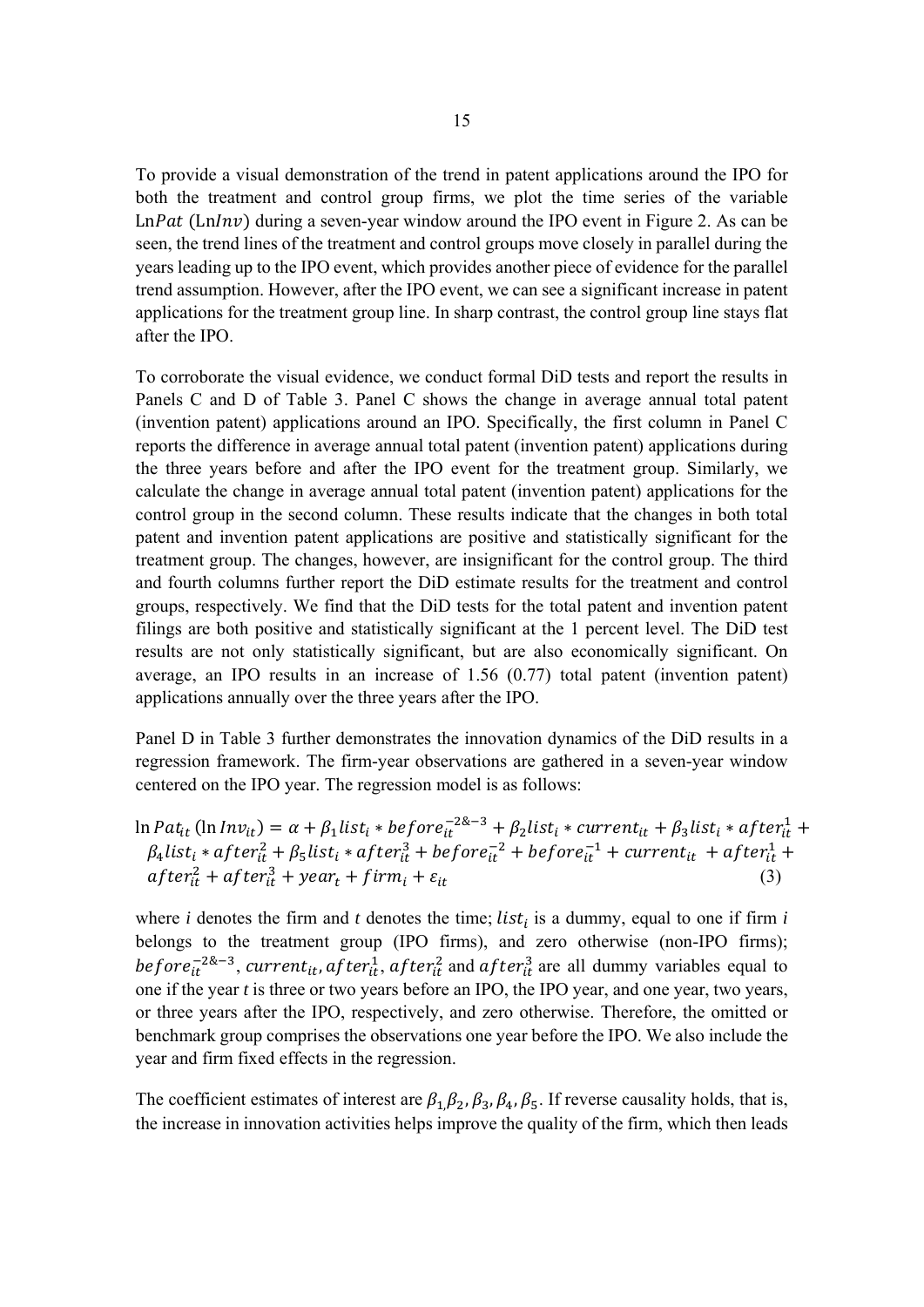To provide a visual demonstration of the trend in patent applications around the IPO for both the treatment and control group firms, we plot the time series of the variable Ln$Pat$ (Ln$Inv$) during a seven-year window around the IPO event in Figure 2. As can be seen, the trend lines of the treatment and control groups move closely in parallel during the years leading up to the IPO event, which provides another piece of evidence for the parallel trend assumption. However, after the IPO event, we can see a significant increase in patent applications for the treatment group line. In sharp contrast, the control group line stays flat after the IPO.

To corroborate the visual evidence, we conduct formal DiD tests and report the results in Panels C and D of Table 3. Panel C shows the change in average annual total patent (invention patent) applications around an IPO. Specifically, the first column in Panel C reports the difference in average annual total patent (invention patent) applications during the three years before and after the IPO event for the treatment group. Similarly, we calculate the change in average annual total patent (invention patent) applications for the control group in the second column. These results indicate that the changes in both total patent and invention patent applications are positive and statistically significant for the treatment group. The changes, however, are insignificant for the control group. The third and fourth columns further report the DiD estimate results for the treatment and control groups, respectively. We find that the DiD tests for the total patent and invention patent filings are both positive and statistically significant at the 1 percent level. The DiD test results are not only statistically significant, but are also economically significant. On average, an IPO results in an increase of 1.56 (0.77) total patent (invention patent) applications annually over the three years after the IPO.

Panel D in Table 3 further demonstrates the innovation dynamics of the DiD results in a regression framework. The firm-year observations are gathered in a seven-year window centered on the IPO year. The regression model is as follows:

$$\ln Pat_{it}\,(\ln Inv_{it}) = \alpha + \beta_1 list_i * before_{it}^{-2\&-3} + \beta_2 list_i * current_{it} + \beta_3 list_i * after_{it}^{1} + \beta_4 list_i * after_{it}^{2} + \beta_5 list_i * after_{it}^{3} + before_{it}^{-2} + before_{it}^{-1} + current_{it} + after_{it}^{1} + after_{it}^{2} + after_{it}^{3} + year_t + firm_i + \varepsilon_{it} \quad (3)$$

where *i* denotes the firm and *t* denotes the time; $list_i$ is a dummy, equal to one if firm *i* belongs to the treatment group (IPO firms), and zero otherwise (non-IPO firms); $before_{it}^{-2\&-3}$, $current_{it}$, $after_{it}^{1}$, $after_{it}^{2}$ and $after_{it}^{3}$ are all dummy variables equal to one if the year *t* is three or two years before an IPO, the IPO year, and one year, two years, or three years after the IPO, respectively, and zero otherwise. Therefore, the omitted or benchmark group comprises the observations one year before the IPO. We also include the year and firm fixed effects in the regression.

The coefficient estimates of interest are $\beta_1, \beta_2, \beta_3, \beta_4, \beta_5$. If reverse causality holds, that is, the increase in innovation activities helps improve the quality of the firm, which then leads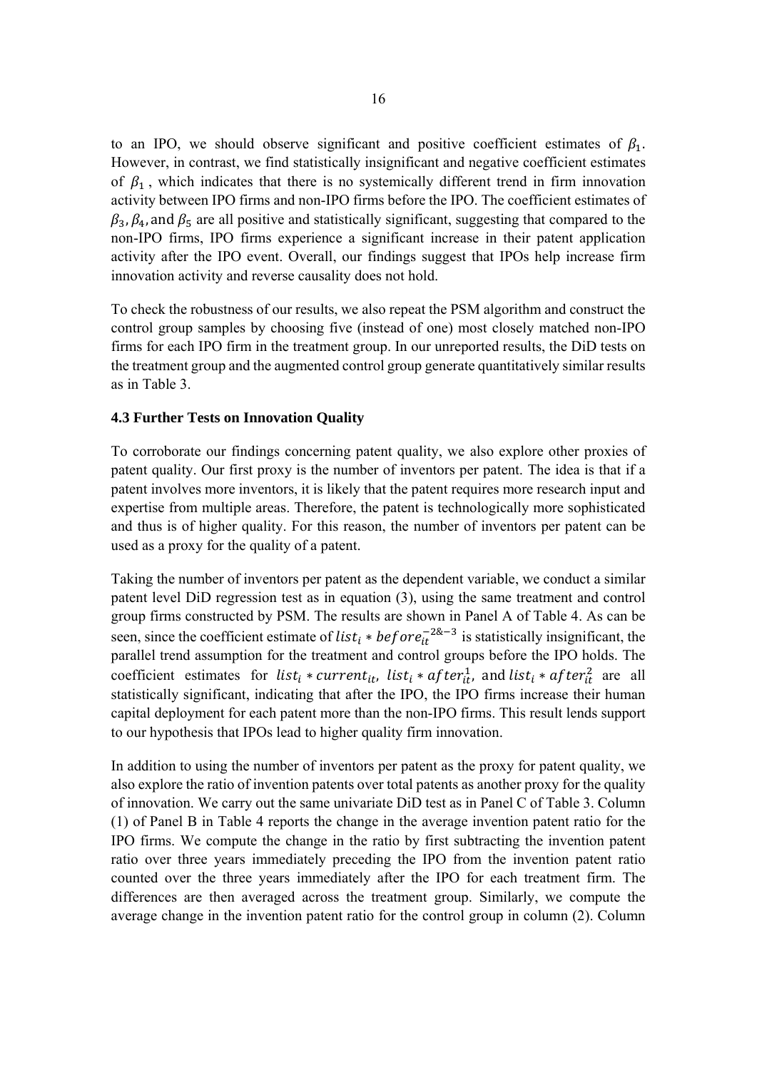to an IPO, we should observe significant and positive coefficient estimates of $\beta_1$. However, in contrast, we find statistically insignificant and negative coefficient estimates of $\beta_1$, which indicates that there is no systemically different trend in firm innovation activity between IPO firms and non-IPO firms before the IPO. The coefficient estimates of $\beta_3$, $\beta_4$, and $\beta_5$ are all positive and statistically significant, suggesting that compared to the non-IPO firms, IPO firms experience a significant increase in their patent application activity after the IPO event. Overall, our findings suggest that IPOs help increase firm innovation activity and reverse causality does not hold.

To check the robustness of our results, we also repeat the PSM algorithm and construct the control group samples by choosing five (instead of one) most closely matched non-IPO firms for each IPO firm in the treatment group. In our unreported results, the DiD tests on the treatment group and the augmented control group generate quantitatively similar results as in Table 3.

### 4.3 Further Tests on Innovation Quality

To corroborate our findings concerning patent quality, we also explore other proxies of patent quality. Our first proxy is the number of inventors per patent. The idea is that if a patent involves more inventors, it is likely that the patent requires more research input and expertise from multiple areas. Therefore, the patent is technologically more sophisticated and thus is of higher quality. For this reason, the number of inventors per patent can be used as a proxy for the quality of a patent.

Taking the number of inventors per patent as the dependent variable, we conduct a similar patent level DiD regression test as in equation (3), using the same treatment and control group firms constructed by PSM. The results are shown in Panel A of Table 4. As can be seen, since the coefficient estimate of $list_i * before_{it}^{-2\&-3}$ is statistically insignificant, the parallel trend assumption for the treatment and control groups before the IPO holds. The coefficient estimates for $list_i * current_{it}$, $list_i * after_{it}^{1}$, and $list_i * after_{it}^{2}$ are all statistically significant, indicating that after the IPO, the IPO firms increase their human capital deployment for each patent more than the non-IPO firms. This result lends support to our hypothesis that IPOs lead to higher quality firm innovation.

In addition to using the number of inventors per patent as the proxy for patent quality, we also explore the ratio of invention patents over total patents as another proxy for the quality of innovation. We carry out the same univariate DiD test as in Panel C of Table 3. Column (1) of Panel B in Table 4 reports the change in the average invention patent ratio for the IPO firms. We compute the change in the ratio by first subtracting the invention patent ratio over three years immediately preceding the IPO from the invention patent ratio counted over the three years immediately after the IPO for each treatment firm. The differences are then averaged across the treatment group. Similarly, we compute the average change in the invention patent ratio for the control group in column (2). Column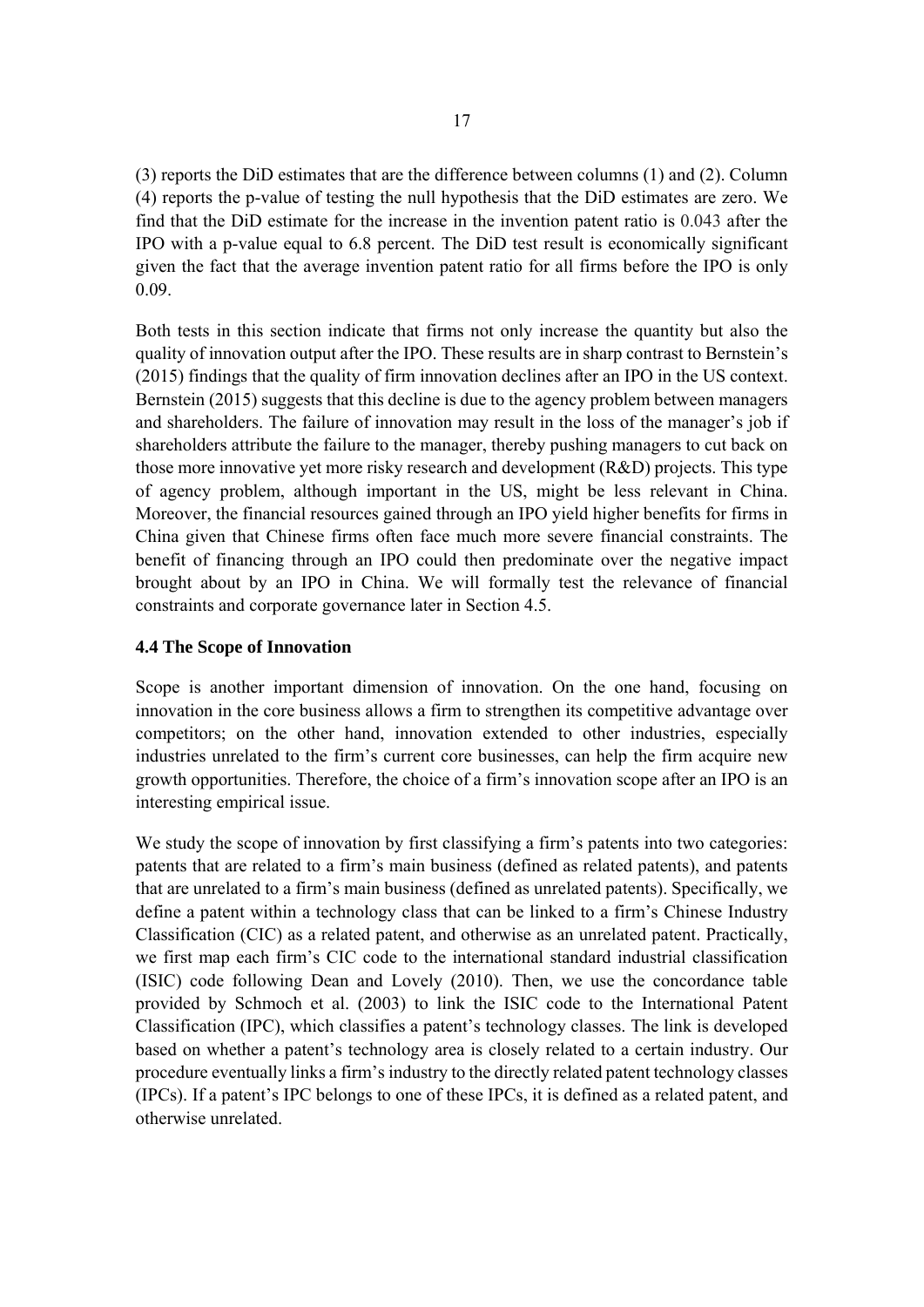(3) reports the DiD estimates that are the difference between columns (1) and (2). Column (4) reports the p-value of testing the null hypothesis that the DiD estimates are zero. We find that the DiD estimate for the increase in the invention patent ratio is 0.043 after the IPO with a p-value equal to 6.8 percent. The DiD test result is economically significant given the fact that the average invention patent ratio for all firms before the IPO is only 0.09.

Both tests in this section indicate that firms not only increase the quantity but also the quality of innovation output after the IPO. These results are in sharp contrast to Bernstein's (2015) findings that the quality of firm innovation declines after an IPO in the US context. Bernstein (2015) suggests that this decline is due to the agency problem between managers and shareholders. The failure of innovation may result in the loss of the manager's job if shareholders attribute the failure to the manager, thereby pushing managers to cut back on those more innovative yet more risky research and development (R&D) projects. This type of agency problem, although important in the US, might be less relevant in China. Moreover, the financial resources gained through an IPO yield higher benefits for firms in China given that Chinese firms often face much more severe financial constraints. The benefit of financing through an IPO could then predominate over the negative impact brought about by an IPO in China. We will formally test the relevance of financial constraints and corporate governance later in Section 4.5.

### 4.4 The Scope of Innovation

Scope is another important dimension of innovation. On the one hand, focusing on innovation in the core business allows a firm to strengthen its competitive advantage over competitors; on the other hand, innovation extended to other industries, especially industries unrelated to the firm's current core businesses, can help the firm acquire new growth opportunities. Therefore, the choice of a firm's innovation scope after an IPO is an interesting empirical issue.

We study the scope of innovation by first classifying a firm's patents into two categories: patents that are related to a firm's main business (defined as related patents), and patents that are unrelated to a firm's main business (defined as unrelated patents). Specifically, we define a patent within a technology class that can be linked to a firm's Chinese Industry Classification (CIC) as a related patent, and otherwise as an unrelated patent. Practically, we first map each firm's CIC code to the international standard industrial classification (ISIC) code following Dean and Lovely (2010). Then, we use the concordance table provided by Schmoch et al. (2003) to link the ISIC code to the International Patent Classification (IPC), which classifies a patent's technology classes. The link is developed based on whether a patent's technology area is closely related to a certain industry. Our procedure eventually links a firm's industry to the directly related patent technology classes (IPCs). If a patent's IPC belongs to one of these IPCs, it is defined as a related patent, and otherwise unrelated.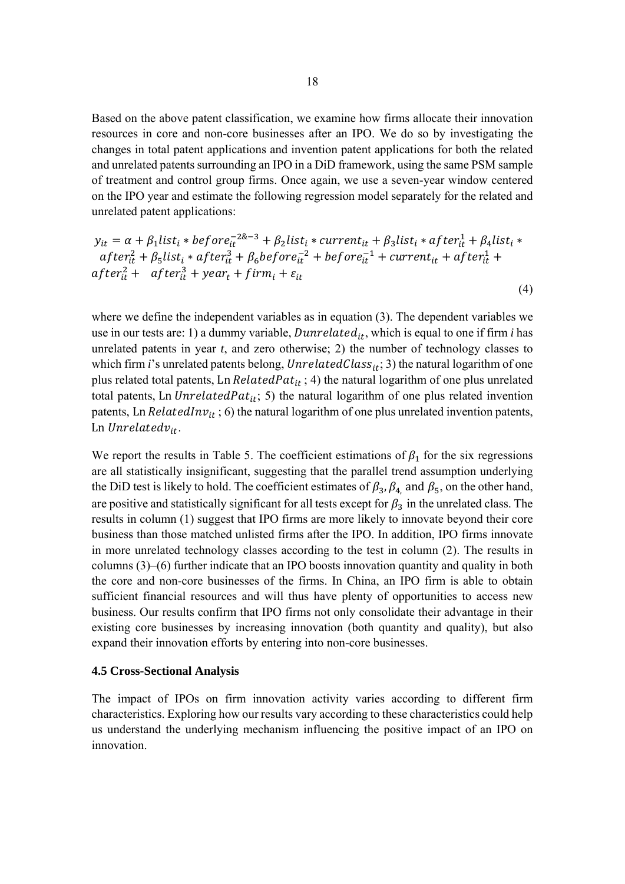Based on the above patent classification, we examine how firms allocate their innovation resources in core and non-core businesses after an IPO. We do so by investigating the changes in total patent applications and invention patent applications for both the related and unrelated patents surrounding an IPO in a DiD framework, using the same PSM sample of treatment and control group firms. Once again, we use a seven-year window centered on the IPO year and estimate the following regression model separately for the related and unrelated patent applications:

$$y_{it} = \alpha + \beta_1 list_i * before_{it}^{-2\&-3} + \beta_2 list_i * current_{it} + \beta_3 list_i * after_{it}^{1} + \beta_4 list_i * after_{it}^{2} + \beta_5 list_i * after_{it}^{3} + \beta_6 before_{it}^{-2} + before_{it}^{-1} + current_{it} + after_{it}^{1} + after_{it}^{2} + after_{it}^{3} + year_t + firm_i + \varepsilon_{it} \quad (4)$$

where we define the independent variables as in equation (3). The dependent variables we use in our tests are: 1) a dummy variable, $Dunrelated_{it}$, which is equal to one if firm *i* has unrelated patents in year *t*, and zero otherwise; 2) the number of technology classes to which firm *i*'s unrelated patents belong, $UnrelatedClass_{it}$; 3) the natural logarithm of one plus related total patents, Ln $RelatedPat_{it}$ ; 4) the natural logarithm of one plus unrelated total patents, Ln $UnrelatedPat_{it}$; 5) the natural logarithm of one plus related invention patents, Ln $RelatedInv_{it}$ ; 6) the natural logarithm of one plus unrelated invention patents, Ln $Unrelatedv_{it}$.

We report the results in Table 5. The coefficient estimations of $\beta_1$ for the six regressions are all statistically insignificant, suggesting that the parallel trend assumption underlying the DiD test is likely to hold. The coefficient estimates of $\beta_3$, $\beta_4$, and $\beta_5$, on the other hand, are positive and statistically significant for all tests except for $\beta_3$ in the unrelated class. The results in column (1) suggest that IPO firms are more likely to innovate beyond their core business than those matched unlisted firms after the IPO. In addition, IPO firms innovate in more unrelated technology classes according to the test in column (2). The results in columns (3)–(6) further indicate that an IPO boosts innovation quantity and quality in both the core and non-core businesses of the firms. In China, an IPO firm is able to obtain sufficient financial resources and will thus have plenty of opportunities to access new business. Our results confirm that IPO firms not only consolidate their advantage in their existing core businesses by increasing innovation (both quantity and quality), but also expand their innovation efforts by entering into non-core businesses.

### 4.5 Cross-Sectional Analysis

The impact of IPOs on firm innovation activity varies according to different firm characteristics. Exploring how our results vary according to these characteristics could help us understand the underlying mechanism influencing the positive impact of an IPO on innovation.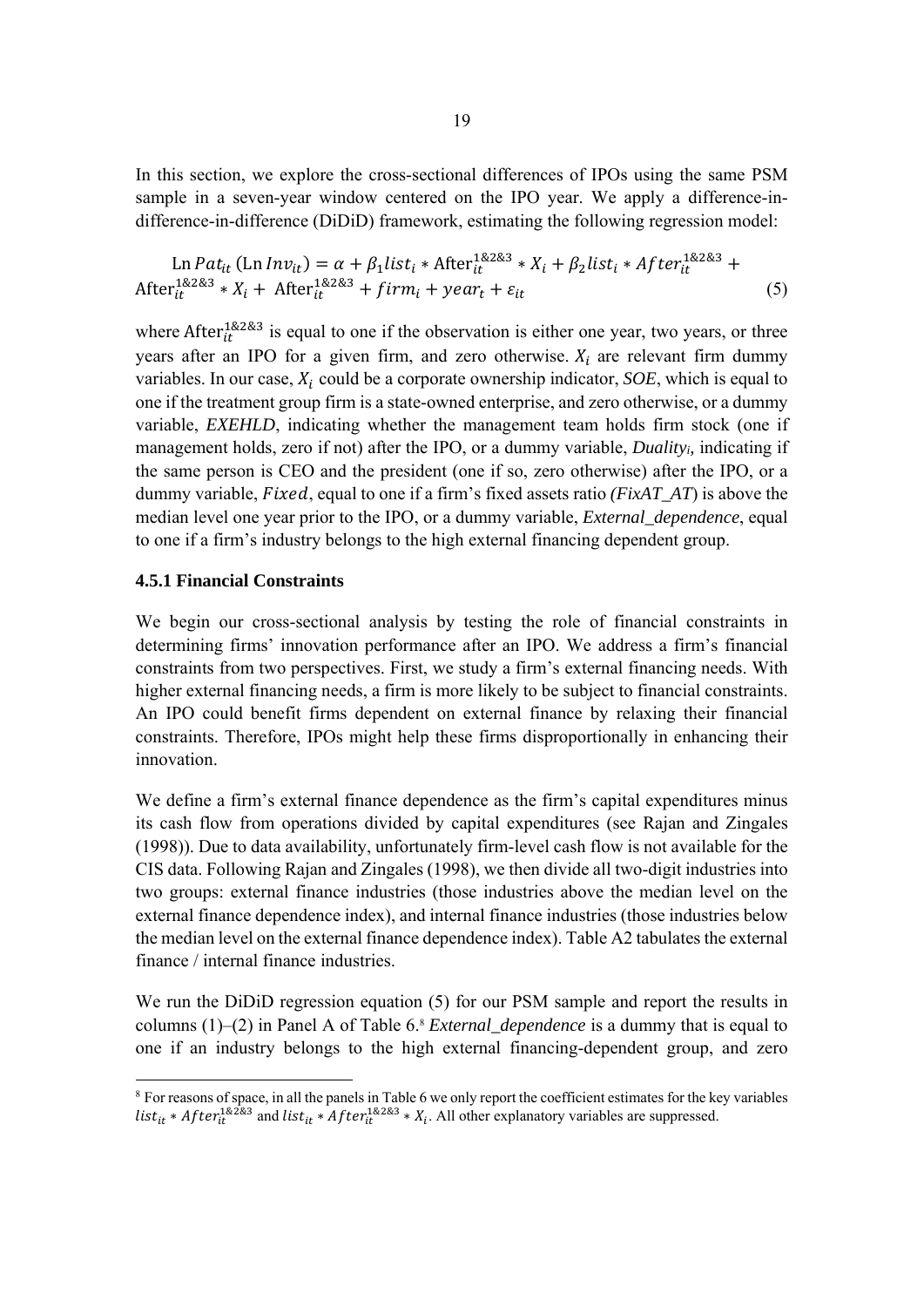In this section, we explore the cross-sectional differences of IPOs using the same PSM sample in a seven-year window centered on the IPO year. We apply a difference-in-difference-in-difference (DiDiD) framework, estimating the following regression model:

$$\text{Ln}\, Pat_{it}\, (\text{Ln}\, Inv_{it}) = \alpha + \beta_1 list_i * \text{After}_{it}^{1\&2\&3} * X_i + \beta_2 list_i * After_{it}^{1\&2\&3} + \text{After}_{it}^{1\&2\&3} * X_i + \text{After}_{it}^{1\&2\&3} + firm_i + year_t + \varepsilon_{it} \tag{5}$$

where $\text{After}_{it}^{1\&2\&3}$ is equal to one if the observation is either one year, two years, or three years after an IPO for a given firm, and zero otherwise. $X_i$ are relevant firm dummy variables. In our case, $X_i$ could be a corporate ownership indicator, *SOE*, which is equal to one if the treatment group firm is a state-owned enterprise, and zero otherwise, or a dummy variable, *EXEHLD*, indicating whether the management team holds firm stock (one if management holds, zero if not) after the IPO, or a dummy variable, *Duality$_i$*, indicating if the same person is CEO and the president (one if so, zero otherwise) after the IPO, or a dummy variable, $Fixed$, equal to one if a firm's fixed assets ratio *(FixAT_AT)* is above the median level one year prior to the IPO, or a dummy variable, *External_dependence*, equal to one if a firm's industry belongs to the high external financing dependent group.

### 4.5.1 Financial Constraints

We begin our cross-sectional analysis by testing the role of financial constraints in determining firms' innovation performance after an IPO. We address a firm's financial constraints from two perspectives. First, we study a firm's external financing needs. With higher external financing needs, a firm is more likely to be subject to financial constraints. An IPO could benefit firms dependent on external finance by relaxing their financial constraints. Therefore, IPOs might help these firms disproportionally in enhancing their innovation.

We define a firm's external finance dependence as the firm's capital expenditures minus its cash flow from operations divided by capital expenditures (see Rajan and Zingales (1998)). Due to data availability, unfortunately firm-level cash flow is not available for the CIS data. Following Rajan and Zingales (1998), we then divide all two-digit industries into two groups: external finance industries (those industries above the median level on the external finance dependence index), and internal finance industries (those industries below the median level on the external finance dependence index). Table A2 tabulates the external finance / internal finance industries.

We run the DiDiD regression equation (5) for our PSM sample and report the results in columns (1)–(2) in Panel A of Table 6.[8] *External_dependence* is a dummy that is equal to one if an industry belongs to the high external financing-dependent group, and zero

---

[8] For reasons of space, in all the panels in Table 6 we only report the coefficient estimates for the key variables $list_{it} * After_{it}^{1\&2\&3}$ and $list_{it} * After_{it}^{1\&2\&3} * X_i$. All other explanatory variables are suppressed.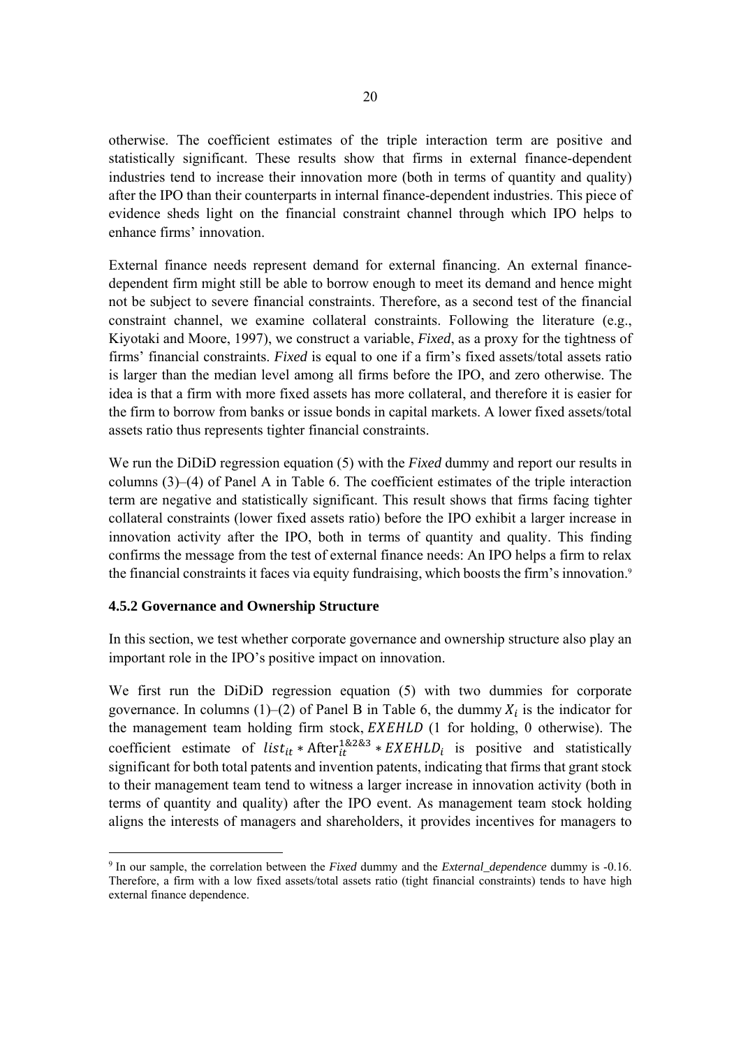otherwise. The coefficient estimates of the triple interaction term are positive and statistically significant. These results show that firms in external finance-dependent industries tend to increase their innovation more (both in terms of quantity and quality) after the IPO than their counterparts in internal finance-dependent industries. This piece of evidence sheds light on the financial constraint channel through which IPO helps to enhance firms' innovation.

External finance needs represent demand for external financing. An external finance-dependent firm might still be able to borrow enough to meet its demand and hence might not be subject to severe financial constraints. Therefore, as a second test of the financial constraint channel, we examine collateral constraints. Following the literature (e.g., Kiyotaki and Moore, 1997), we construct a variable, *Fixed*, as a proxy for the tightness of firms' financial constraints. *Fixed* is equal to one if a firm's fixed assets/total assets ratio is larger than the median level among all firms before the IPO, and zero otherwise. The idea is that a firm with more fixed assets has more collateral, and therefore it is easier for the firm to borrow from banks or issue bonds in capital markets. A lower fixed assets/total assets ratio thus represents tighter financial constraints.

We run the DiDiD regression equation (5) with the *Fixed* dummy and report our results in columns (3)–(4) of Panel A in Table 6. The coefficient estimates of the triple interaction term are negative and statistically significant. This result shows that firms facing tighter collateral constraints (lower fixed assets ratio) before the IPO exhibit a larger increase in innovation activity after the IPO, both in terms of quantity and quality. This finding confirms the message from the test of external finance needs: An IPO helps a firm to relax the financial constraints it faces via equity fundraising, which boosts the firm's innovation.[9]

### 4.5.2 Governance and Ownership Structure

In this section, we test whether corporate governance and ownership structure also play an important role in the IPO's positive impact on innovation.

We first run the DiDiD regression equation (5) with two dummies for corporate governance. In columns (1)–(2) of Panel B in Table 6, the dummy $X_i$ is the indicator for the management team holding firm stock, $EXEHLD$ (1 for holding, 0 otherwise). The coefficient estimate of $list_{it} * \text{After}_{it}^{1\&2\&3} * EXEHLD_i$ is positive and statistically significant for both total patents and invention patents, indicating that firms that grant stock to their management team tend to witness a larger increase in innovation activity (both in terms of quantity and quality) after the IPO event. As management team stock holding aligns the interests of managers and shareholders, it provides incentives for managers to

[9] In our sample, the correlation between the *Fixed* dummy and the *External_dependence* dummy is -0.16. Therefore, a firm with a low fixed assets/total assets ratio (tight financial constraints) tends to have high external finance dependence.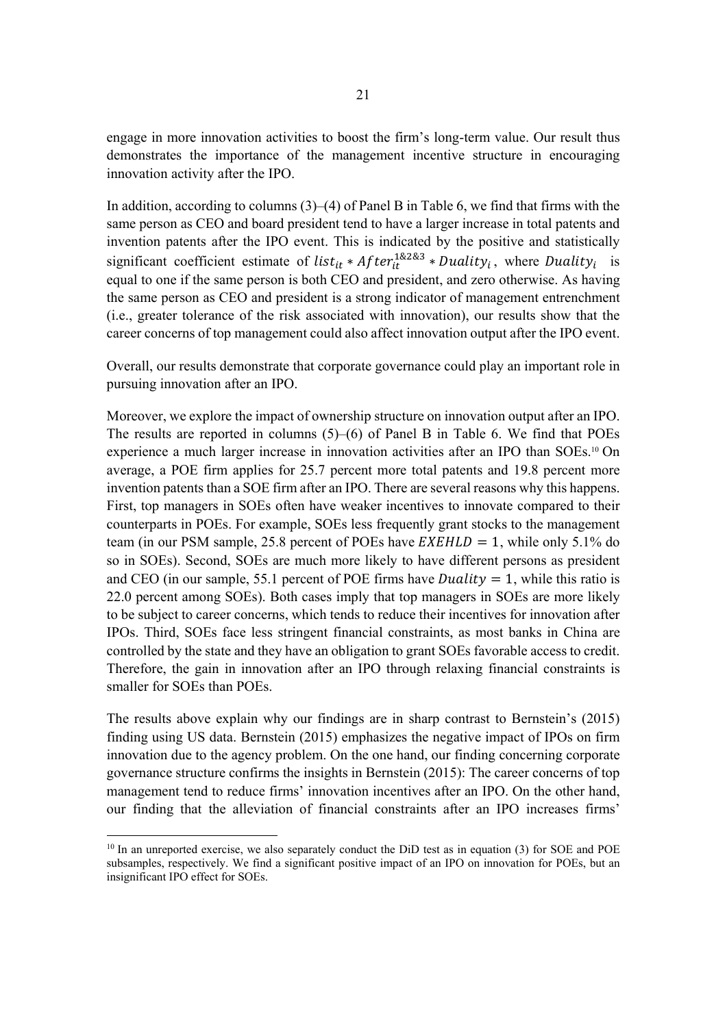engage in more innovation activities to boost the firm's long-term value. Our result thus demonstrates the importance of the management incentive structure in encouraging innovation activity after the IPO.

In addition, according to columns (3)–(4) of Panel B in Table 6, we find that firms with the same person as CEO and board president tend to have a larger increase in total patents and invention patents after the IPO event. This is indicated by the positive and statistically significant coefficient estimate of $list_{it} * After_{it}^{1\&2\&3} * Duality_i$, where $Duality_i$ is equal to one if the same person is both CEO and president, and zero otherwise. As having the same person as CEO and president is a strong indicator of management entrenchment (i.e., greater tolerance of the risk associated with innovation), our results show that the career concerns of top management could also affect innovation output after the IPO event.

Overall, our results demonstrate that corporate governance could play an important role in pursuing innovation after an IPO.

Moreover, we explore the impact of ownership structure on innovation output after an IPO. The results are reported in columns (5)–(6) of Panel B in Table 6. We find that POEs experience a much larger increase in innovation activities after an IPO than SOEs.[10] On average, a POE firm applies for 25.7 percent more total patents and 19.8 percent more invention patents than a SOE firm after an IPO. There are several reasons why this happens. First, top managers in SOEs often have weaker incentives to innovate compared to their counterparts in POEs. For example, SOEs less frequently grant stocks to the management team (in our PSM sample, 25.8 percent of POEs have $EXEHLD = 1$, while only 5.1% do so in SOEs). Second, SOEs are much more likely to have different persons as president and CEO (in our sample, 55.1 percent of POE firms have $Duality = 1$, while this ratio is 22.0 percent among SOEs). Both cases imply that top managers in SOEs are more likely to be subject to career concerns, which tends to reduce their incentives for innovation after IPOs. Third, SOEs face less stringent financial constraints, as most banks in China are controlled by the state and they have an obligation to grant SOEs favorable access to credit. Therefore, the gain in innovation after an IPO through relaxing financial constraints is smaller for SOEs than POEs.

The results above explain why our findings are in sharp contrast to Bernstein's (2015) finding using US data. Bernstein (2015) emphasizes the negative impact of IPOs on firm innovation due to the agency problem. On the one hand, our finding concerning corporate governance structure confirms the insights in Bernstein (2015): The career concerns of top management tend to reduce firms' innovation incentives after an IPO. On the other hand, our finding that the alleviation of financial constraints after an IPO increases firms'

[10] In an unreported exercise, we also separately conduct the DiD test as in equation (3) for SOE and POE subsamples, respectively. We find a significant positive impact of an IPO on innovation for POEs, but an insignificant IPO effect for SOEs.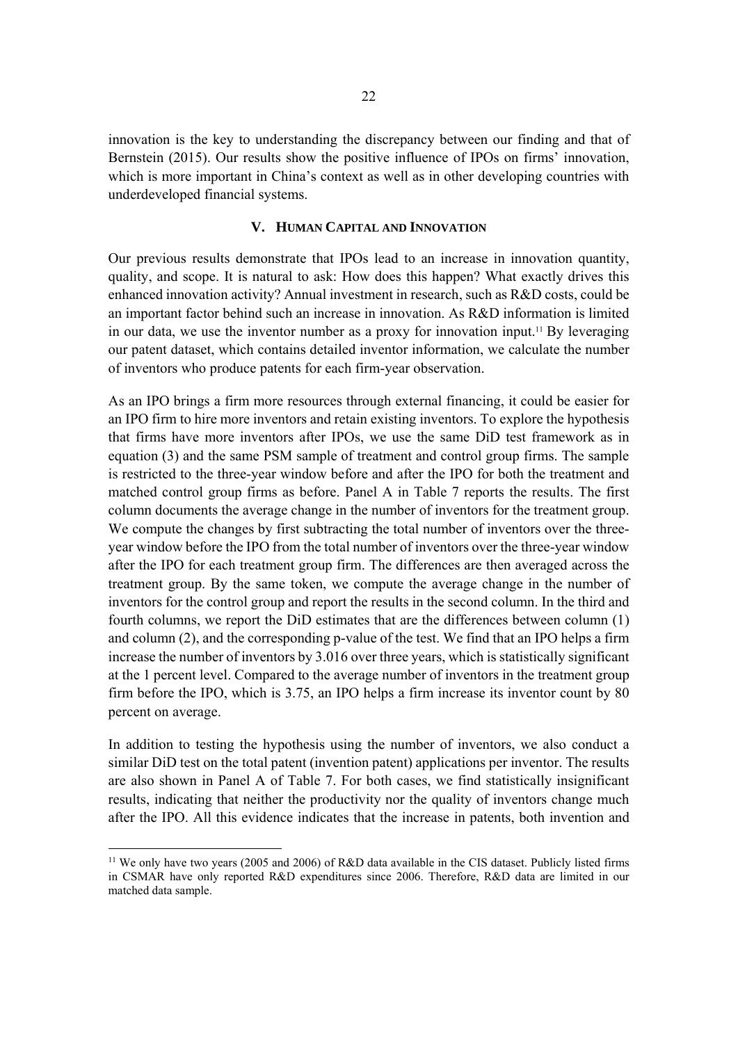innovation is the key to understanding the discrepancy between our finding and that of Bernstein (2015). Our results show the positive influence of IPOs on firms' innovation, which is more important in China's context as well as in other developing countries with underdeveloped financial systems.

## V. HUMAN CAPITAL AND INNOVATION

Our previous results demonstrate that IPOs lead to an increase in innovation quantity, quality, and scope. It is natural to ask: How does this happen? What exactly drives this enhanced innovation activity? Annual investment in research, such as R&D costs, could be an important factor behind such an increase in innovation. As R&D information is limited in our data, we use the inventor number as a proxy for innovation input.[11] By leveraging our patent dataset, which contains detailed inventor information, we calculate the number of inventors who produce patents for each firm-year observation.

As an IPO brings a firm more resources through external financing, it could be easier for an IPO firm to hire more inventors and retain existing inventors. To explore the hypothesis that firms have more inventors after IPOs, we use the same DiD test framework as in equation (3) and the same PSM sample of treatment and control group firms. The sample is restricted to the three-year window before and after the IPO for both the treatment and matched control group firms as before. Panel A in Table 7 reports the results. The first column documents the average change in the number of inventors for the treatment group. We compute the changes by first subtracting the total number of inventors over the three-year window before the IPO from the total number of inventors over the three-year window after the IPO for each treatment group firm. The differences are then averaged across the treatment group. By the same token, we compute the average change in the number of inventors for the control group and report the results in the second column. In the third and fourth columns, we report the DiD estimates that are the differences between column (1) and column (2), and the corresponding p-value of the test. We find that an IPO helps a firm increase the number of inventors by 3.016 over three years, which is statistically significant at the 1 percent level. Compared to the average number of inventors in the treatment group firm before the IPO, which is 3.75, an IPO helps a firm increase its inventor count by 80 percent on average.

In addition to testing the hypothesis using the number of inventors, we also conduct a similar DiD test on the total patent (invention patent) applications per inventor. The results are also shown in Panel A of Table 7. For both cases, we find statistically insignificant results, indicating that neither the productivity nor the quality of inventors change much after the IPO. All this evidence indicates that the increase in patents, both invention and

[11] We only have two years (2005 and 2006) of R&D data available in the CIS dataset. Publicly listed firms in CSMAR have only reported R&D expenditures since 2006. Therefore, R&D data are limited in our matched data sample.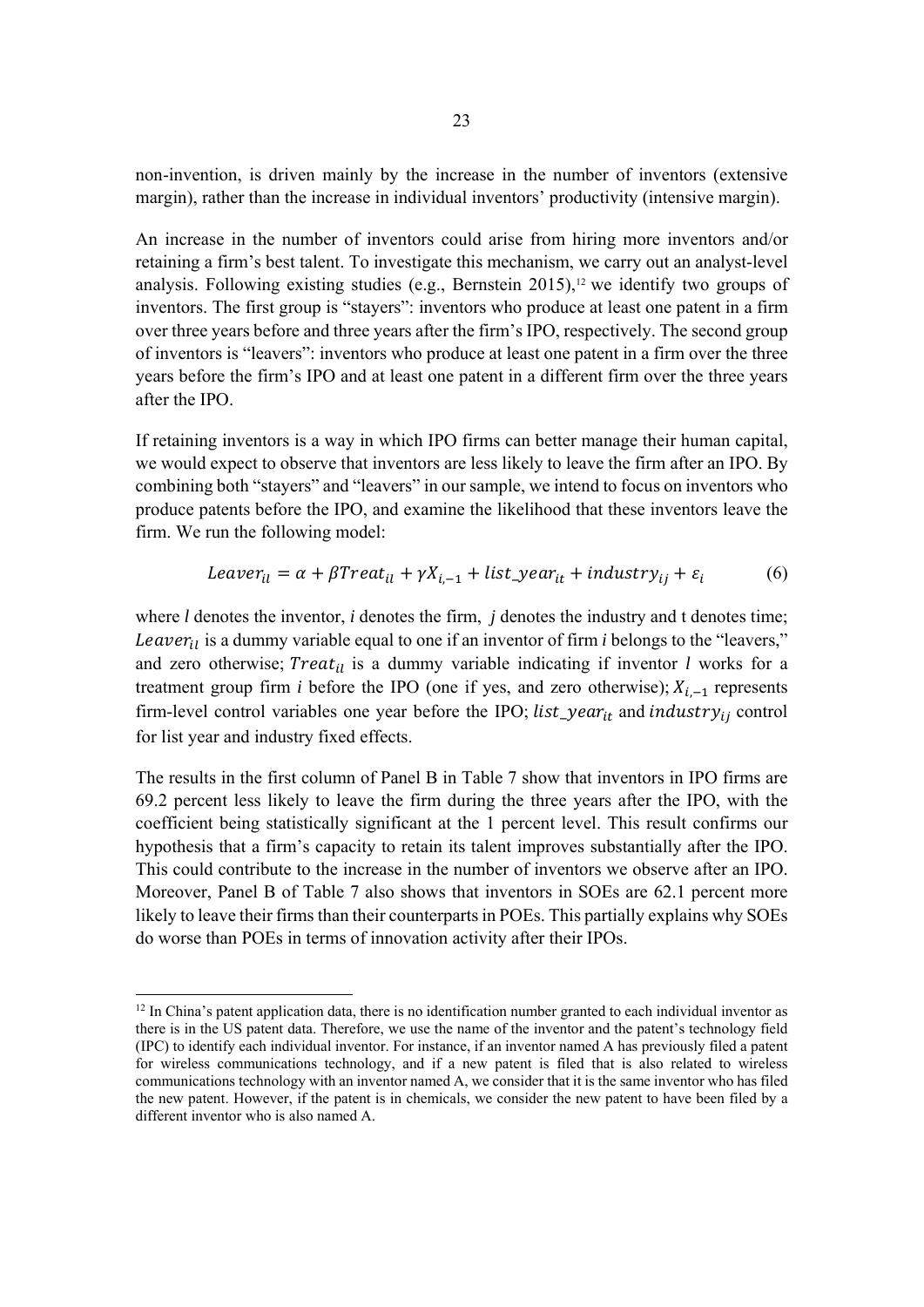non-invention, is driven mainly by the increase in the number of inventors (extensive margin), rather than the increase in individual inventors' productivity (intensive margin).

An increase in the number of inventors could arise from hiring more inventors and/or retaining a firm's best talent. To investigate this mechanism, we carry out an analyst-level analysis. Following existing studies (e.g., Bernstein 2015),[12] we identify two groups of inventors. The first group is "stayers": inventors who produce at least one patent in a firm over three years before and three years after the firm's IPO, respectively. The second group of inventors is "leavers": inventors who produce at least one patent in a firm over the three years before the firm's IPO and at least one patent in a different firm over the three years after the IPO.

If retaining inventors is a way in which IPO firms can better manage their human capital, we would expect to observe that inventors are less likely to leave the firm after an IPO. By combining both "stayers" and "leavers" in our sample, we intend to focus on inventors who produce patents before the IPO, and examine the likelihood that these inventors leave the firm. We run the following model:

$$Leaver_{il} = \alpha + \beta Treat_{il} + \gamma X_{i,-1} + list\_year_{it} + industry_{ij} + \varepsilon_i \qquad (6)$$

where $l$ denotes the inventor, $i$ denotes the firm, $j$ denotes the industry and t denotes time; $Leaver_{il}$ is a dummy variable equal to one if an inventor of firm $i$ belongs to the "leavers," and zero otherwise; $Treat_{il}$ is a dummy variable indicating if inventor $l$ works for a treatment group firm $i$ before the IPO (one if yes, and zero otherwise); $X_{i,-1}$ represents firm-level control variables one year before the IPO; $list\_year_{it}$ and $industry_{ij}$ control for list year and industry fixed effects.

The results in the first column of Panel B in Table 7 show that inventors in IPO firms are 69.2 percent less likely to leave the firm during the three years after the IPO, with the coefficient being statistically significant at the 1 percent level. This result confirms our hypothesis that a firm's capacity to retain its talent improves substantially after the IPO. This could contribute to the increase in the number of inventors we observe after an IPO. Moreover, Panel B of Table 7 also shows that inventors in SOEs are 62.1 percent more likely to leave their firms than their counterparts in POEs. This partially explains why SOEs do worse than POEs in terms of innovation activity after their IPOs.

[12] In China's patent application data, there is no identification number granted to each individual inventor as there is in the US patent data. Therefore, we use the name of the inventor and the patent's technology field (IPC) to identify each individual inventor. For instance, if an inventor named A has previously filed a patent for wireless communications technology, and if a new patent is filed that is also related to wireless communications technology with an inventor named A, we consider that it is the same inventor who has filed the new patent. However, if the patent is in chemicals, we consider the new patent to have been filed by a different inventor who is also named A.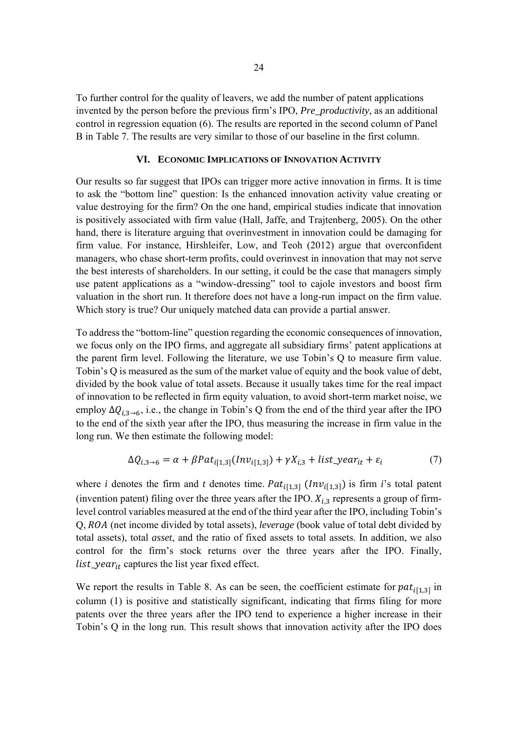To further control for the quality of leavers, we add the number of patent applications invented by the person before the previous firm's IPO, *Pre_productivity,* as an additional control in regression equation (6). The results are reported in the second column of Panel B in Table 7. The results are very similar to those of our baseline in the first column.

## VI. ECONOMIC IMPLICATIONS OF INNOVATION ACTIVITY

Our results so far suggest that IPOs can trigger more active innovation in firms. It is time to ask the "bottom line" question: Is the enhanced innovation activity value creating or value destroying for the firm? On the one hand, empirical studies indicate that innovation is positively associated with firm value (Hall, Jaffe, and Trajtenberg, 2005). On the other hand, there is literature arguing that overinvestment in innovation could be damaging for firm value. For instance, Hirshleifer, Low, and Teoh (2012) argue that overconfident managers, who chase short-term profits, could overinvest in innovation that may not serve the best interests of shareholders. In our setting, it could be the case that managers simply use patent applications as a "window-dressing" tool to cajole investors and boost firm valuation in the short run. It therefore does not have a long-run impact on the firm value. Which story is true? Our uniquely matched data can provide a partial answer.

To address the "bottom-line" question regarding the economic consequences of innovation, we focus only on the IPO firms, and aggregate all subsidiary firms' patent applications at the parent firm level. Following the literature, we use Tobin's Q to measure firm value. Tobin's Q is measured as the sum of the market value of equity and the book value of debt, divided by the book value of total assets. Because it usually takes time for the real impact of innovation to be reflected in firm equity valuation, to avoid short-term market noise, we employ $\Delta Q_{i,3\rightarrow 6}$, i.e., the change in Tobin's Q from the end of the third year after the IPO to the end of the sixth year after the IPO, thus measuring the increase in firm value in the long run. We then estimate the following model:

$$\Delta Q_{i,3\rightarrow 6} = \alpha + \beta Pat_{i[1,3]}(Inv_{i[1,3]}) + \gamma X_{i,3} + list\_year_{it} + \varepsilon_i \tag{7}$$

where *i* denotes the firm and *t* denotes time. $Pat_{i[1,3]}$ $(Inv_{i[1,3]})$ is firm *i*'s total patent (invention patent) filing over the three years after the IPO. $X_{i,3}$ represents a group of firm-level control variables measured at the end of the third year after the IPO, including Tobin's Q, $ROA$ (net income divided by total assets), *leverage* (book value of total debt divided by total assets), total *asset*, and the ratio of fixed assets to total assets. In addition, we also control for the firm's stock returns over the three years after the IPO. Finally, $list\_year_{it}$ captures the list year fixed effect.

We report the results in Table 8. As can be seen, the coefficient estimate for $pat_{i[1,3]}$ in column (1) is positive and statistically significant, indicating that firms filing for more patents over the three years after the IPO tend to experience a higher increase in their Tobin's Q in the long run. This result shows that innovation activity after the IPO does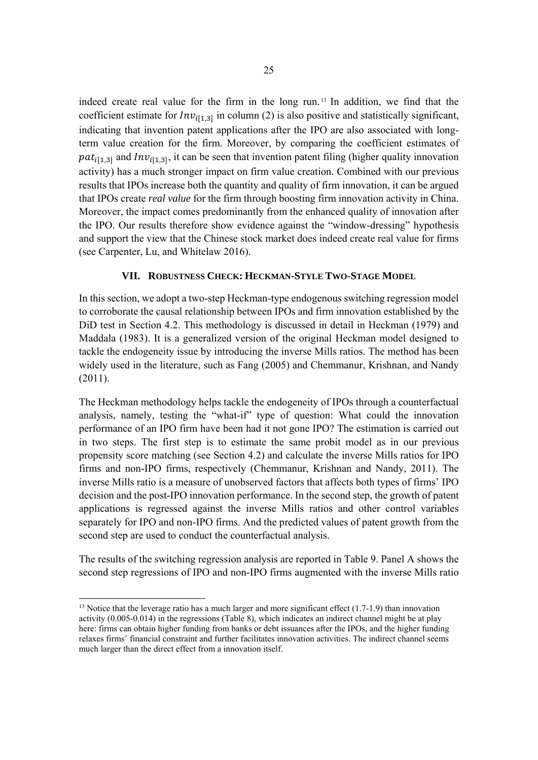indeed create real value for the firm in the long run.[13] In addition, we find that the coefficient estimate for $Inv_{i[1,3]}$ in column (2) is also positive and statistically significant, indicating that invention patent applications after the IPO are also associated with long-term value creation for the firm. Moreover, by comparing the coefficient estimates of $pat_{i[1,3]}$ and $Inv_{i[1,3]}$, it can be seen that invention patent filing (higher quality innovation activity) has a much stronger impact on firm value creation. Combined with our previous results that IPOs increase both the quantity and quality of firm innovation, it can be argued that IPOs create *real value* for the firm through boosting firm innovation activity in China. Moreover, the impact comes predominantly from the enhanced quality of innovation after the IPO. Our results therefore show evidence against the "window-dressing" hypothesis and support the view that the Chinese stock market does indeed create real value for firms (see Carpenter, Lu, and Whitelaw 2016).

## VII. Robustness Check: Heckman-Style Two-Stage Model

In this section, we adopt a two-step Heckman-type endogenous switching regression model to corroborate the causal relationship between IPOs and firm innovation established by the DiD test in Section 4.2. This methodology is discussed in detail in Heckman (1979) and Maddala (1983). It is a generalized version of the original Heckman model designed to tackle the endogeneity issue by introducing the inverse Mills ratios. The method has been widely used in the literature, such as Fang (2005) and Chemmanur, Krishnan, and Nandy (2011).

The Heckman methodology helps tackle the endogeneity of IPOs through a counterfactual analysis, namely, testing the "what-if" type of question: What could the innovation performance of an IPO firm have been had it not gone IPO? The estimation is carried out in two steps. The first step is to estimate the same probit model as in our previous propensity score matching (see Section 4.2) and calculate the inverse Mills ratios for IPO firms and non-IPO firms, respectively (Chemmanur, Krishnan and Nandy, 2011). The inverse Mills ratio is a measure of unobserved factors that affects both types of firms' IPO decision and the post-IPO innovation performance. In the second step, the growth of patent applications is regressed against the inverse Mills ratios and other control variables separately for IPO and non-IPO firms. And the predicted values of patent growth from the second step are used to conduct the counterfactual analysis.

The results of the switching regression analysis are reported in Table 9. Panel A shows the second step regressions of IPO and non-IPO firms augmented with the inverse Mills ratio

---

[13] Notice that the leverage ratio has a much larger and more significant effect (1.7-1.9) than innovation activity (0.005-0.014) in the regressions (Table 8), which indicates an indirect channel might be at play here: firms can obtain higher funding from banks or debt issuances after the IPOs, and the higher funding relaxes firms' financial constraint and further facilitates innovation activities. The indirect channel seems much larger than the direct effect from a innovation itself.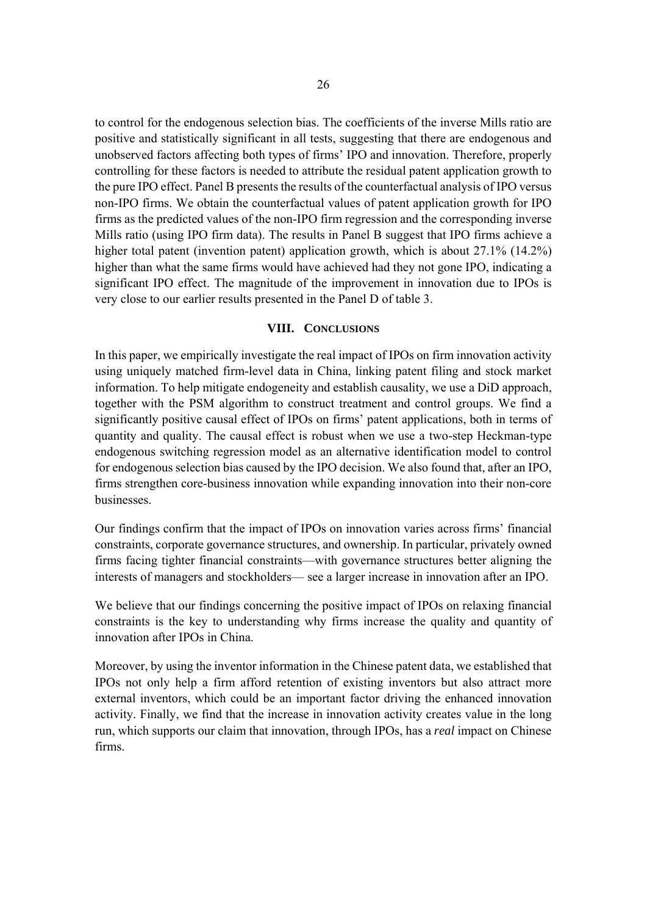to control for the endogenous selection bias. The coefficients of the inverse Mills ratio are positive and statistically significant in all tests, suggesting that there are endogenous and unobserved factors affecting both types of firms' IPO and innovation. Therefore, properly controlling for these factors is needed to attribute the residual patent application growth to the pure IPO effect. Panel B presents the results of the counterfactual analysis of IPO versus non-IPO firms. We obtain the counterfactual values of patent application growth for IPO firms as the predicted values of the non-IPO firm regression and the corresponding inverse Mills ratio (using IPO firm data). The results in Panel B suggest that IPO firms achieve a higher total patent (invention patent) application growth, which is about 27.1% (14.2%) higher than what the same firms would have achieved had they not gone IPO, indicating a significant IPO effect. The magnitude of the improvement in innovation due to IPOs is very close to our earlier results presented in the Panel D of table 3.

## VIII. CONCLUSIONS

In this paper, we empirically investigate the real impact of IPOs on firm innovation activity using uniquely matched firm-level data in China, linking patent filing and stock market information. To help mitigate endogeneity and establish causality, we use a DiD approach, together with the PSM algorithm to construct treatment and control groups. We find a significantly positive causal effect of IPOs on firms' patent applications, both in terms of quantity and quality. The causal effect is robust when we use a two-step Heckman-type endogenous switching regression model as an alternative identification model to control for endogenous selection bias caused by the IPO decision. We also found that, after an IPO, firms strengthen core-business innovation while expanding innovation into their non-core businesses.

Our findings confirm that the impact of IPOs on innovation varies across firms' financial constraints, corporate governance structures, and ownership. In particular, privately owned firms facing tighter financial constraints—with governance structures better aligning the interests of managers and stockholders— see a larger increase in innovation after an IPO.

We believe that our findings concerning the positive impact of IPOs on relaxing financial constraints is the key to understanding why firms increase the quality and quantity of innovation after IPOs in China.

Moreover, by using the inventor information in the Chinese patent data, we established that IPOs not only help a firm afford retention of existing inventors but also attract more external inventors, which could be an important factor driving the enhanced innovation activity. Finally, we find that the increase in innovation activity creates value in the long run, which supports our claim that innovation, through IPOs, has a *real* impact on Chinese firms.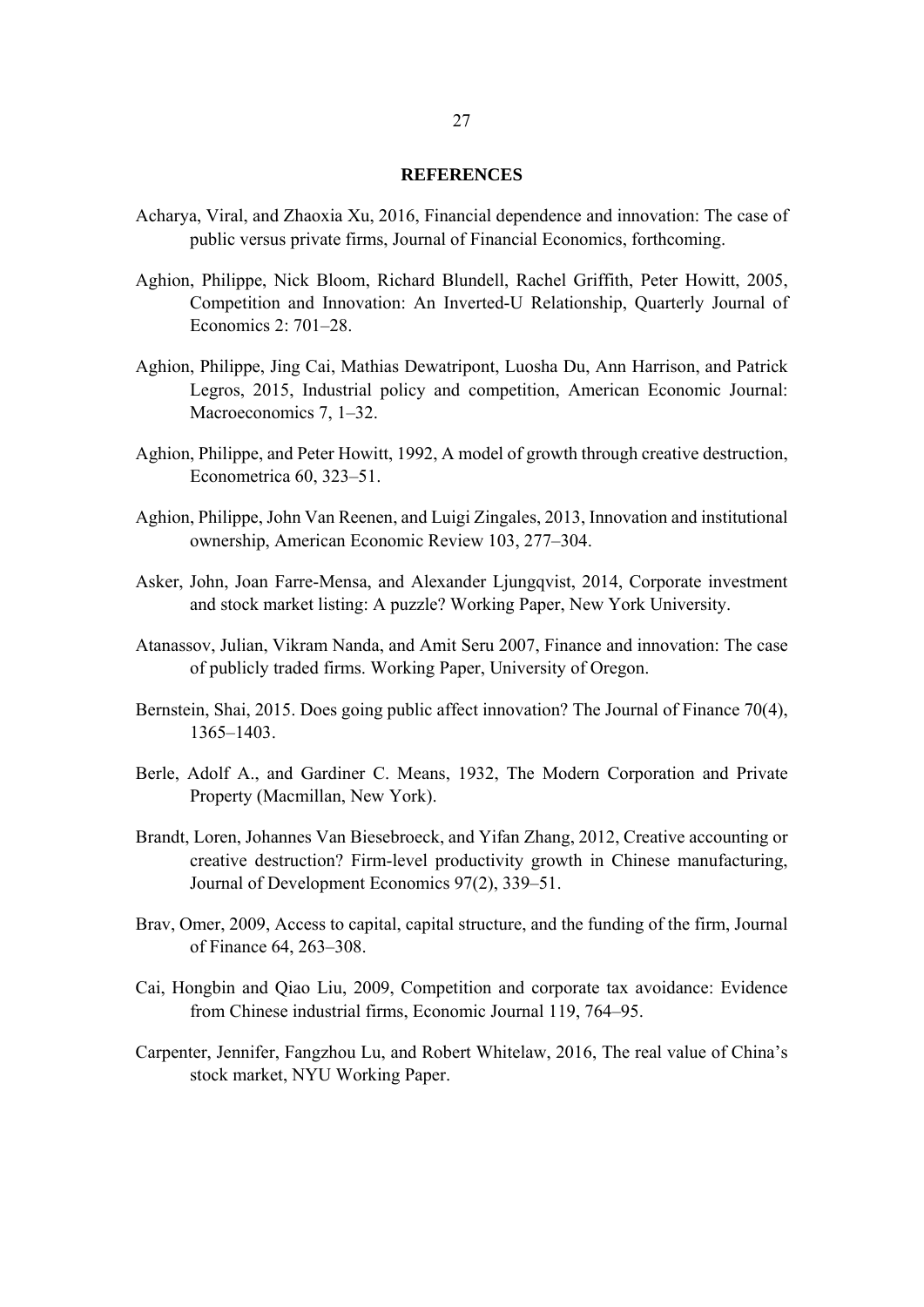## REFERENCES

Acharya, Viral, and Zhaoxia Xu, 2016, Financial dependence and innovation: The case of public versus private firms, Journal of Financial Economics, forthcoming.

Aghion, Philippe, Nick Bloom, Richard Blundell, Rachel Griffith, Peter Howitt, 2005, Competition and Innovation: An Inverted-U Relationship, Quarterly Journal of Economics 2: 701–28.

Aghion, Philippe, Jing Cai, Mathias Dewatripont, Luosha Du, Ann Harrison, and Patrick Legros, 2015, Industrial policy and competition, American Economic Journal: Macroeconomics 7, 1–32.

Aghion, Philippe, and Peter Howitt, 1992, A model of growth through creative destruction, Econometrica 60, 323–51.

Aghion, Philippe, John Van Reenen, and Luigi Zingales, 2013, Innovation and institutional ownership, American Economic Review 103, 277–304.

Asker, John, Joan Farre-Mensa, and Alexander Ljungqvist, 2014, Corporate investment and stock market listing: A puzzle? Working Paper, New York University.

Atanassov, Julian, Vikram Nanda, and Amit Seru 2007, Finance and innovation: The case of publicly traded firms. Working Paper, University of Oregon.

Bernstein, Shai, 2015. Does going public affect innovation? The Journal of Finance 70(4), 1365–1403.

Berle, Adolf A., and Gardiner C. Means, 1932, The Modern Corporation and Private Property (Macmillan, New York).

Brandt, Loren, Johannes Van Biesebroeck, and Yifan Zhang, 2012, Creative accounting or creative destruction? Firm-level productivity growth in Chinese manufacturing, Journal of Development Economics 97(2), 339–51.

Brav, Omer, 2009, Access to capital, capital structure, and the funding of the firm, Journal of Finance 64, 263–308.

Cai, Hongbin and Qiao Liu, 2009, Competition and corporate tax avoidance: Evidence from Chinese industrial firms, Economic Journal 119, 764–95.

Carpenter, Jennifer, Fangzhou Lu, and Robert Whitelaw, 2016, The real value of China's stock market, NYU Working Paper.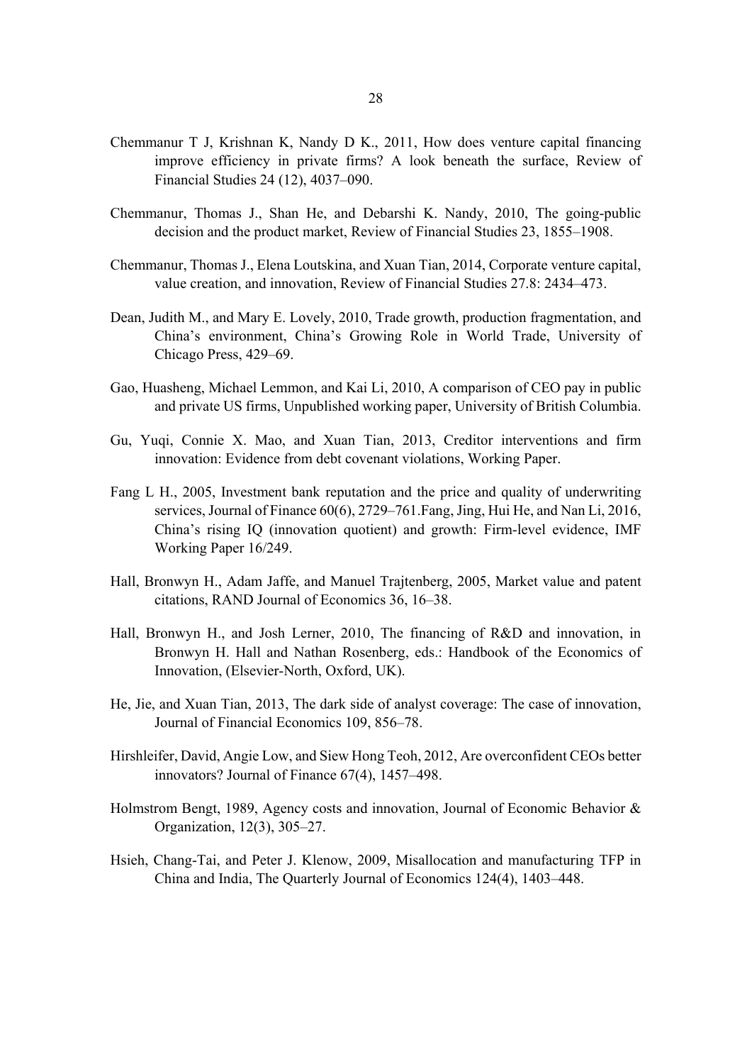Chemmanur T J, Krishnan K, Nandy D K., 2011, How does venture capital financing improve efficiency in private firms? A look beneath the surface, Review of Financial Studies 24 (12), 4037–090.

Chemmanur, Thomas J., Shan He, and Debarshi K. Nandy, 2010, The going-public decision and the product market, Review of Financial Studies 23, 1855–1908.

Chemmanur, Thomas J., Elena Loutskina, and Xuan Tian, 2014, Corporate venture capital, value creation, and innovation, Review of Financial Studies 27.8: 2434–473.

Dean, Judith M., and Mary E. Lovely, 2010, Trade growth, production fragmentation, and China's environment, China's Growing Role in World Trade, University of Chicago Press, 429–69.

Gao, Huasheng, Michael Lemmon, and Kai Li, 2010, A comparison of CEO pay in public and private US firms, Unpublished working paper, University of British Columbia.

Gu, Yuqi, Connie X. Mao, and Xuan Tian, 2013, Creditor interventions and firm innovation: Evidence from debt covenant violations, Working Paper.

Fang L H., 2005, Investment bank reputation and the price and quality of underwriting services, Journal of Finance 60(6), 2729–761.Fang, Jing, Hui He, and Nan Li, 2016, China's rising IQ (innovation quotient) and growth: Firm-level evidence, IMF Working Paper 16/249.

Hall, Bronwyn H., Adam Jaffe, and Manuel Trajtenberg, 2005, Market value and patent citations, RAND Journal of Economics 36, 16–38.

Hall, Bronwyn H., and Josh Lerner, 2010, The financing of R&D and innovation, in Bronwyn H. Hall and Nathan Rosenberg, eds.: Handbook of the Economics of Innovation, (Elsevier-North, Oxford, UK).

He, Jie, and Xuan Tian, 2013, The dark side of analyst coverage: The case of innovation, Journal of Financial Economics 109, 856–78.

Hirshleifer, David, Angie Low, and Siew Hong Teoh, 2012, Are overconfident CEOs better innovators? Journal of Finance 67(4), 1457–498.

Holmstrom Bengt, 1989, Agency costs and innovation, Journal of Economic Behavior & Organization, 12(3), 305–27.

Hsieh, Chang-Tai, and Peter J. Klenow, 2009, Misallocation and manufacturing TFP in China and India, The Quarterly Journal of Economics 124(4), 1403–448.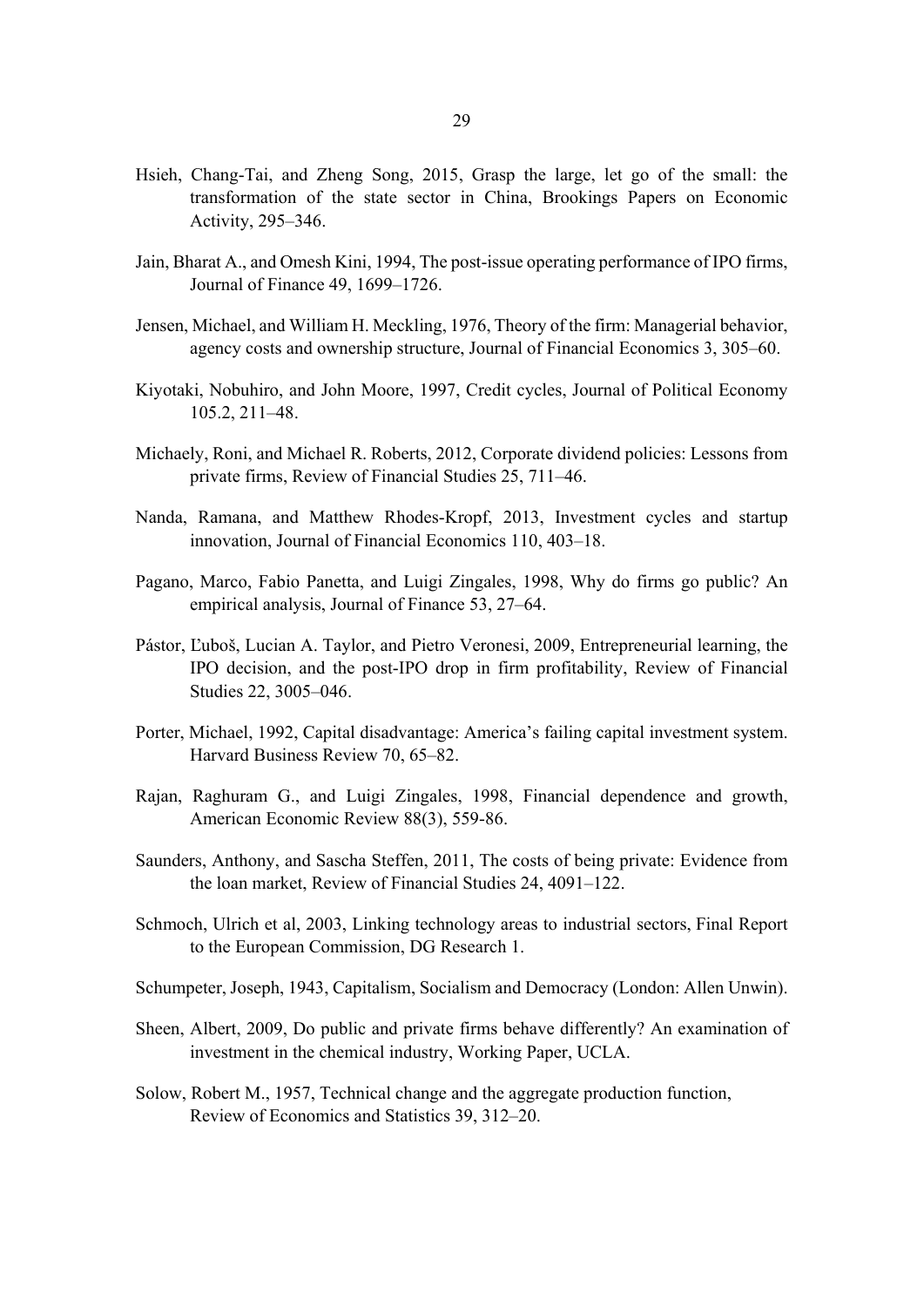Hsieh, Chang-Tai, and Zheng Song, 2015, Grasp the large, let go of the small: the transformation of the state sector in China, Brookings Papers on Economic Activity, 295–346.

Jain, Bharat A., and Omesh Kini, 1994, The post-issue operating performance of IPO firms, Journal of Finance 49, 1699–1726.

Jensen, Michael, and William H. Meckling, 1976, Theory of the firm: Managerial behavior, agency costs and ownership structure, Journal of Financial Economics 3, 305–60.

Kiyotaki, Nobuhiro, and John Moore, 1997, Credit cycles, Journal of Political Economy 105.2, 211–48.

Michaely, Roni, and Michael R. Roberts, 2012, Corporate dividend policies: Lessons from private firms, Review of Financial Studies 25, 711–46.

Nanda, Ramana, and Matthew Rhodes-Kropf, 2013, Investment cycles and startup innovation, Journal of Financial Economics 110, 403–18.

Pagano, Marco, Fabio Panetta, and Luigi Zingales, 1998, Why do firms go public? An empirical analysis, Journal of Finance 53, 27–64.

Pástor, Ľuboš, Lucian A. Taylor, and Pietro Veronesi, 2009, Entrepreneurial learning, the IPO decision, and the post-IPO drop in firm profitability, Review of Financial Studies 22, 3005–046.

Porter, Michael, 1992, Capital disadvantage: America's failing capital investment system. Harvard Business Review 70, 65–82.

Rajan, Raghuram G., and Luigi Zingales, 1998, Financial dependence and growth, American Economic Review 88(3), 559-86.

Saunders, Anthony, and Sascha Steffen, 2011, The costs of being private: Evidence from the loan market, Review of Financial Studies 24, 4091–122.

Schmoch, Ulrich et al, 2003, Linking technology areas to industrial sectors, Final Report to the European Commission, DG Research 1.

Schumpeter, Joseph, 1943, Capitalism, Socialism and Democracy (London: Allen Unwin).

Sheen, Albert, 2009, Do public and private firms behave differently? An examination of investment in the chemical industry, Working Paper, UCLA.

Solow, Robert M., 1957, Technical change and the aggregate production function, Review of Economics and Statistics 39, 312–20.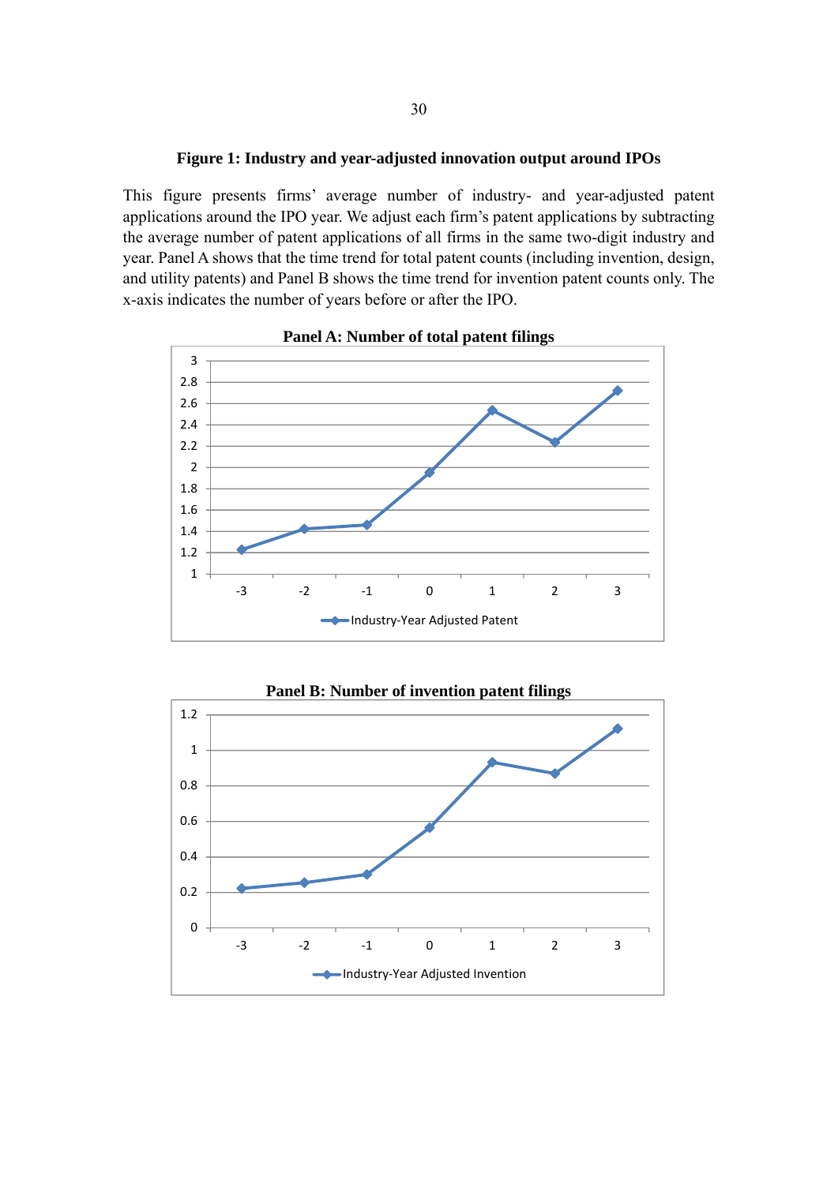**Figure 1: Industry and year-adjusted innovation output around IPOs**

This figure presents firms' average number of industry- and year-adjusted patent applications around the IPO year. We adjust each firm's patent applications by subtracting the average number of patent applications of all firms in the same two-digit industry and year. Panel A shows that the time trend for total patent counts (including invention, design, and utility patents) and Panel B shows the time trend for invention patent counts only. The x-axis indicates the number of years before or after the IPO.

**Panel A: Number of total patent filings**

**Panel B: Number of invention patent filings**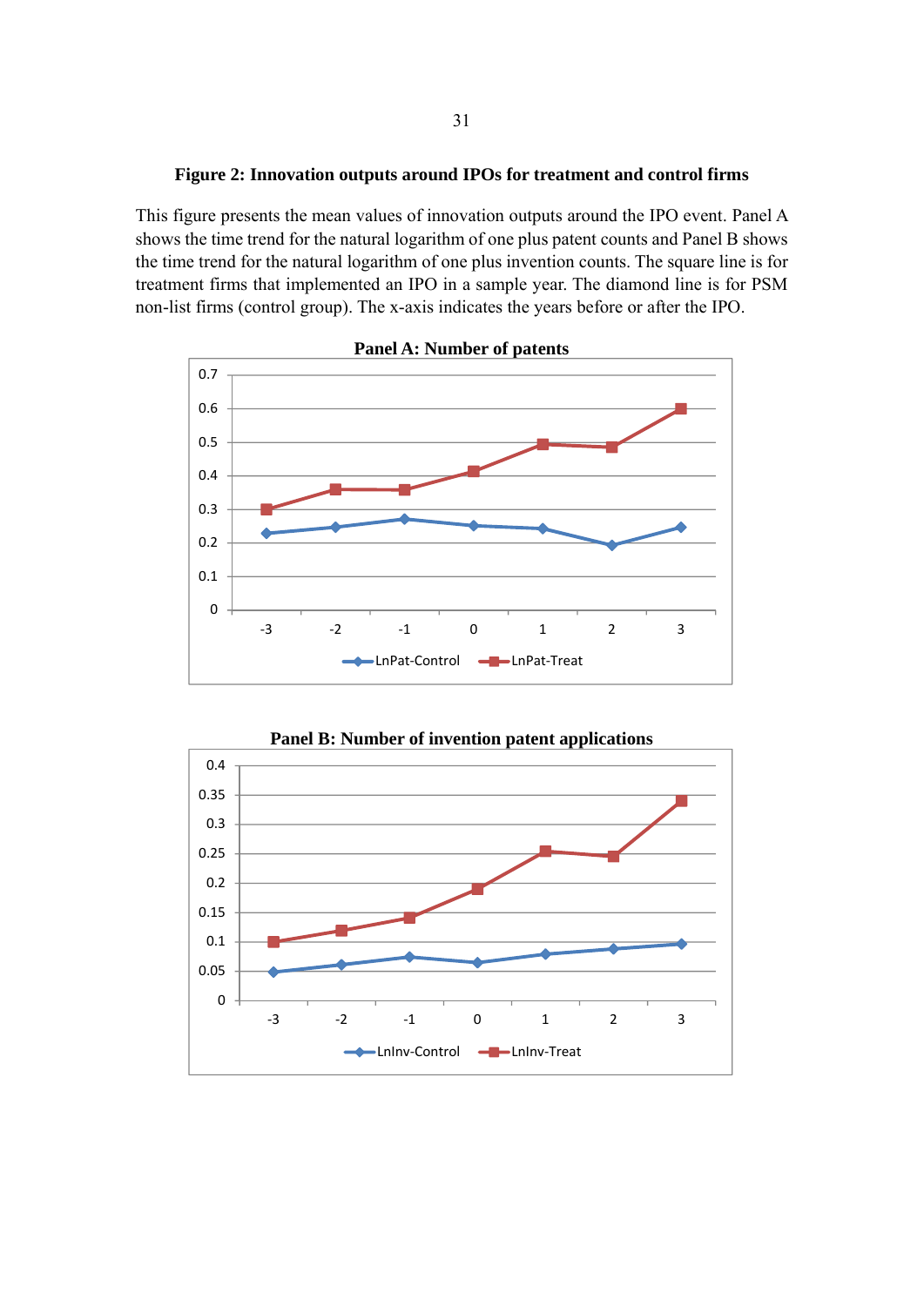**Figure 2: Innovation outputs around IPOs for treatment and control firms**

This figure presents the mean values of innovation outputs around the IPO event. Panel A shows the time trend for the natural logarithm of one plus patent counts and Panel B shows the time trend for the natural logarithm of one plus invention counts. The square line is for treatment firms that implemented an IPO in a sample year. The diamond line is for PSM non-list firms (control group). The x-axis indicates the years before or after the IPO.

**Panel A: Number of patents**

**Panel B: Number of invention patent applications**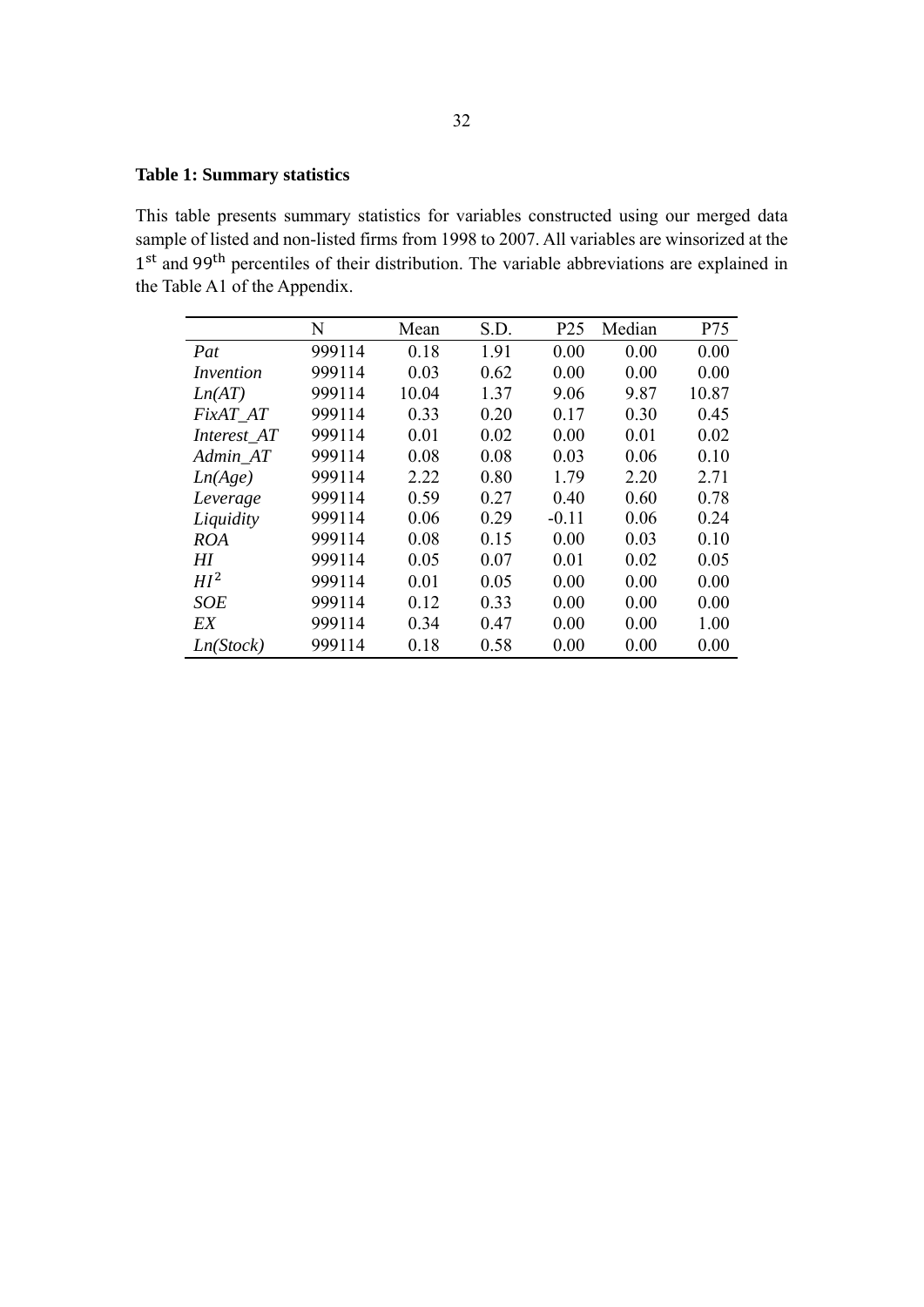**Table 1: Summary statistics**

This table presents summary statistics for variables constructed using our merged data sample of listed and non-listed firms from 1998 to 2007. All variables are winsorized at the $1^{st}$ and $99^{th}$ percentiles of their distribution. The variable abbreviations are explained in the Table A1 of the Appendix.

| | N | Mean | S.D. | P25 | Median | P75 |
|---|---|---|---|---|---|---|
| *Pat* | 999114 | 0.18 | 1.91 | 0.00 | 0.00 | 0.00 |
| *Invention* | 999114 | 0.03 | 0.62 | 0.00 | 0.00 | 0.00 |
| *Ln(AT)* | 999114 | 10.04 | 1.37 | 9.06 | 9.87 | 10.87 |
| *FixAT_AT* | 999114 | 0.33 | 0.20 | 0.17 | 0.30 | 0.45 |
| *Interest_AT* | 999114 | 0.01 | 0.02 | 0.00 | 0.01 | 0.02 |
| *Admin_AT* | 999114 | 0.08 | 0.08 | 0.03 | 0.06 | 0.10 |
| *Ln(Age)* | 999114 | 2.22 | 0.80 | 1.79 | 2.20 | 2.71 |
| *Leverage* | 999114 | 0.59 | 0.27 | 0.40 | 0.60 | 0.78 |
| *Liquidity* | 999114 | 0.06 | 0.29 | -0.11 | 0.06 | 0.24 |
| *ROA* | 999114 | 0.08 | 0.15 | 0.00 | 0.03 | 0.10 |
| *HI* | 999114 | 0.05 | 0.07 | 0.01 | 0.02 | 0.05 |
| $HI^2$ | 999114 | 0.01 | 0.05 | 0.00 | 0.00 | 0.00 |
| *SOE* | 999114 | 0.12 | 0.33 | 0.00 | 0.00 | 0.00 |
| *EX* | 999114 | 0.34 | 0.47 | 0.00 | 0.00 | 1.00 |
| *Ln(Stock)* | 999114 | 0.18 | 0.58 | 0.00 | 0.00 | 0.00 |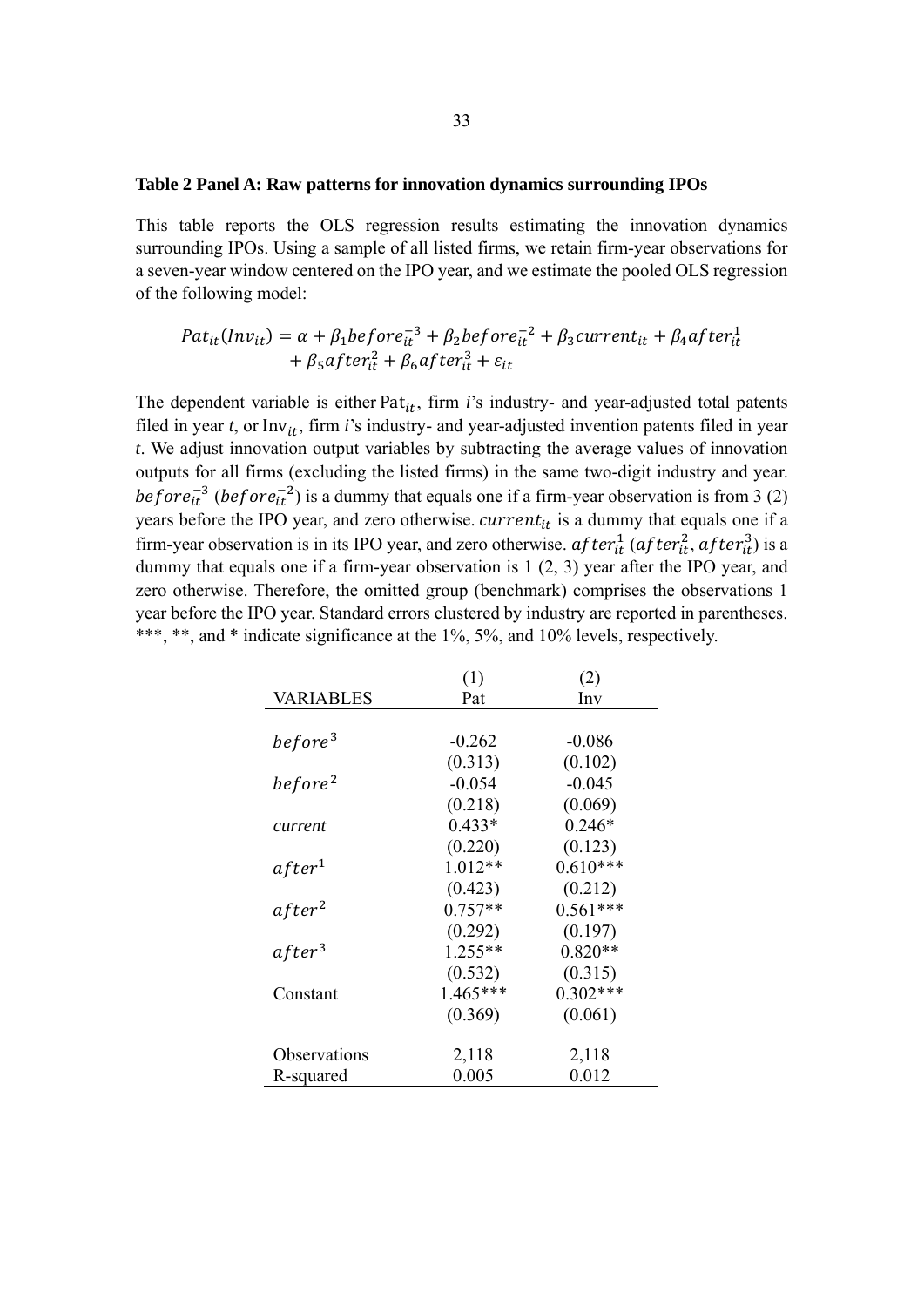**Table 2 Panel A: Raw patterns for innovation dynamics surrounding IPOs**

This table reports the OLS regression results estimating the innovation dynamics surrounding IPOs. Using a sample of all listed firms, we retain firm-year observations for a seven-year window centered on the IPO year, and we estimate the pooled OLS regression of the following model:

$$Pat_{it}(Inv_{it}) = \alpha + \beta_1 before_{it}^{-3} + \beta_2 before_{it}^{-2} + \beta_3 current_{it} + \beta_4 after_{it}^{1} + \beta_5 after_{it}^{2} + \beta_6 after_{it}^{3} + \varepsilon_{it}$$

The dependent variable is either $\mathrm{Pat}_{it}$, firm *i*'s industry- and year-adjusted total patents filed in year *t*, or $\mathrm{Inv}_{it}$, firm *i*'s industry- and year-adjusted invention patents filed in year *t*. We adjust innovation output variables by subtracting the average values of innovation outputs for all firms (excluding the listed firms) in the same two-digit industry and year. $before_{it}^{-3}$ ($before_{it}^{-2}$) is a dummy that equals one if a firm-year observation is from 3 (2) years before the IPO year, and zero otherwise. $current_{it}$ is a dummy that equals one if a firm-year observation is in its IPO year, and zero otherwise. $after_{it}^{1}$ ($after_{it}^{2}$, $after_{it}^{3}$) is a dummy that equals one if a firm-year observation is 1 (2, 3) year after the IPO year, and zero otherwise. Therefore, the omitted group (benchmark) comprises the observations 1 year before the IPO year. Standard errors clustered by industry are reported in parentheses. ***, **, and * indicate significance at the 1%, 5%, and 10% levels, respectively.

| VARIABLES | (1) Pat | (2) Inv |
|---|---|---|
| $before^3$ | -0.262 | -0.086 |
| | (0.313) | (0.102) |
| $before^2$ | -0.054 | -0.045 |
| | (0.218) | (0.069) |
| *current* | 0.433* | 0.246* |
| | (0.220) | (0.123) |
| $after^1$ | 1.012** | 0.610*** |
| | (0.423) | (0.212) |
| $after^2$ | 0.757** | 0.561*** |
| | (0.292) | (0.197) |
| $after^3$ | 1.255** | 0.820** |
| | (0.532) | (0.315) |
| Constant | 1.465*** | 0.302*** |
| | (0.369) | (0.061) |
| Observations | 2,118 | 2,118 |
| R-squared | 0.005 | 0.012 |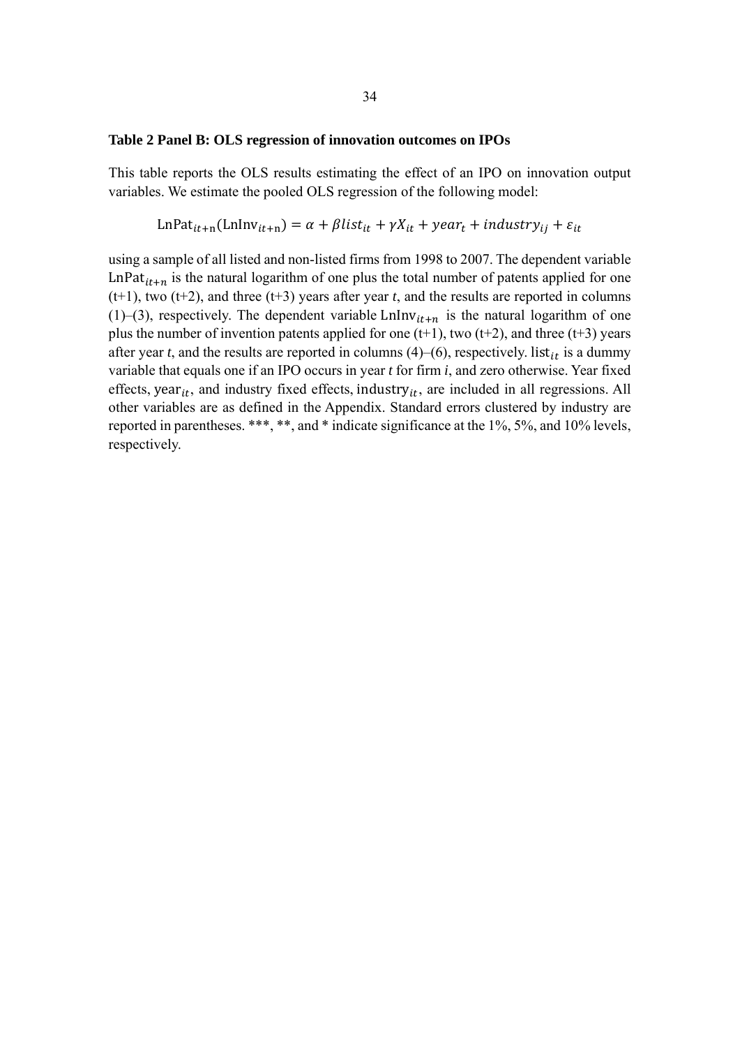**Table 2 Panel B: OLS regression of innovation outcomes on IPOs**

This table reports the OLS results estimating the effect of an IPO on innovation output variables. We estimate the pooled OLS regression of the following model:

$$\text{LnPat}_{it+\text{n}}(\text{LnInv}_{it+\text{n}}) = \alpha + \beta list_{it} + \gamma X_{it} + year_t + industry_{ij} + \varepsilon_{it}$$

using a sample of all listed and non-listed firms from 1998 to 2007. The dependent variable $\text{LnPat}_{it+n}$ is the natural logarithm of one plus the total number of patents applied for one (t+1), two (t+2), and three (t+3) years after year *t*, and the results are reported in columns (1)–(3), respectively. The dependent variable $\text{LnInv}_{it+n}$ is the natural logarithm of one plus the number of invention patents applied for one (t+1), two (t+2), and three (t+3) years after year *t*, and the results are reported in columns (4)–(6), respectively. $\text{list}_{it}$ is a dummy variable that equals one if an IPO occurs in year *t* for firm *i*, and zero otherwise. Year fixed effects, $\text{year}_{it}$, and industry fixed effects, $\text{industry}_{it}$, are included in all regressions. All other variables are as defined in the Appendix. Standard errors clustered by industry are reported in parentheses. ***, **, and * indicate significance at the 1%, 5%, and 10% levels, respectively.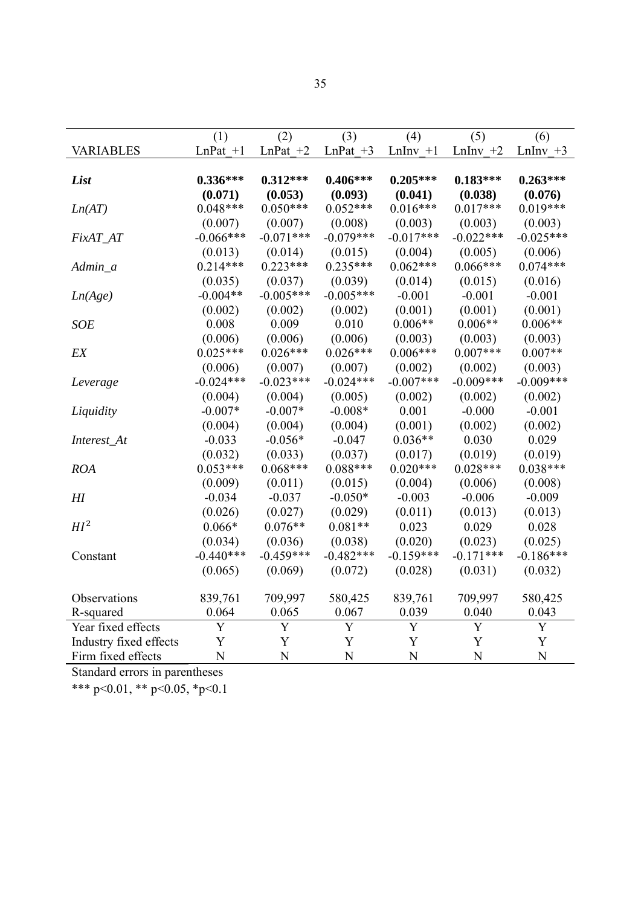| | (1) | (2) | (3) | (4) | (5) | (6) |
|---|---|---|---|---|---|---|
| VARIABLES | LnPat_+1 | LnPat_+2 | LnPat_+3 | LnInv_+1 | LnInv_+2 | LnInv_+3 |
| ***List*** | **0.336\*\*\*** | **0.312\*\*\*** | **0.406\*\*\*** | **0.205\*\*\*** | **0.183\*\*\*** | **0.263\*\*\*** |
| | **(0.071)** | **(0.053)** | **(0.093)** | **(0.041)** | **(0.038)** | **(0.076)** |
| *Ln(AT)* | 0.048*** | 0.050*** | 0.052*** | 0.016*** | 0.017*** | 0.019*** |
| | (0.007) | (0.007) | (0.008) | (0.003) | (0.003) | (0.003) |
| *FixAT_AT* | -0.066*** | -0.071*** | -0.079*** | -0.017*** | -0.022*** | -0.025*** |
| | (0.013) | (0.014) | (0.015) | (0.004) | (0.005) | (0.006) |
| *Admin_a* | 0.214*** | 0.223*** | 0.235*** | 0.062*** | 0.066*** | 0.074*** |
| | (0.035) | (0.037) | (0.039) | (0.014) | (0.015) | (0.016) |
| *Ln(Age)* | -0.004** | -0.005*** | -0.005*** | -0.001 | -0.001 | -0.001 |
| | (0.002) | (0.002) | (0.002) | (0.001) | (0.001) | (0.001) |
| *SOE* | 0.008 | 0.009 | 0.010 | 0.006** | 0.006** | 0.006** |
| | (0.006) | (0.006) | (0.006) | (0.003) | (0.003) | (0.003) |
| *EX* | 0.025*** | 0.026*** | 0.026*** | 0.006*** | 0.007*** | 0.007** |
| | (0.006) | (0.007) | (0.007) | (0.002) | (0.002) | (0.003) |
| *Leverage* | -0.024*** | -0.023*** | -0.024*** | -0.007*** | -0.009*** | -0.009*** |
| | (0.004) | (0.004) | (0.005) | (0.002) | (0.002) | (0.002) |
| *Liquidity* | -0.007* | -0.007* | -0.008* | 0.001 | -0.000 | -0.001 |
| | (0.004) | (0.004) | (0.004) | (0.001) | (0.002) | (0.002) |
| *Interest_At* | -0.033 | -0.056* | -0.047 | 0.036** | 0.030 | 0.029 |
| | (0.032) | (0.033) | (0.037) | (0.017) | (0.019) | (0.019) |
| *ROA* | 0.053*** | 0.068*** | 0.088*** | 0.020*** | 0.028*** | 0.038*** |
| | (0.009) | (0.011) | (0.015) | (0.004) | (0.006) | (0.008) |
| *HI* | -0.034 | -0.037 | -0.050* | -0.003 | -0.006 | -0.009 |
| | (0.026) | (0.027) | (0.029) | (0.011) | (0.013) | (0.013) |
| $HI^2$ | 0.066* | 0.076** | 0.081** | 0.023 | 0.029 | 0.028 |
| | (0.034) | (0.036) | (0.038) | (0.020) | (0.023) | (0.025) |
| Constant | -0.440*** | -0.459*** | -0.482*** | -0.159*** | -0.171*** | -0.186*** |
| | (0.065) | (0.069) | (0.072) | (0.028) | (0.031) | (0.032) |
| Observations | 839,761 | 709,997 | 580,425 | 839,761 | 709,997 | 580,425 |
| R-squared | 0.064 | 0.065 | 0.067 | 0.039 | 0.040 | 0.043 |
| Year fixed effects | Y | Y | Y | Y | Y | Y |
| Industry fixed effects | Y | Y | Y | Y | Y | Y |
| Firm fixed effects | N | N | N | N | N | N |

Standard errors in parentheses

*** p<0.01, ** p<0.05, *p<0.1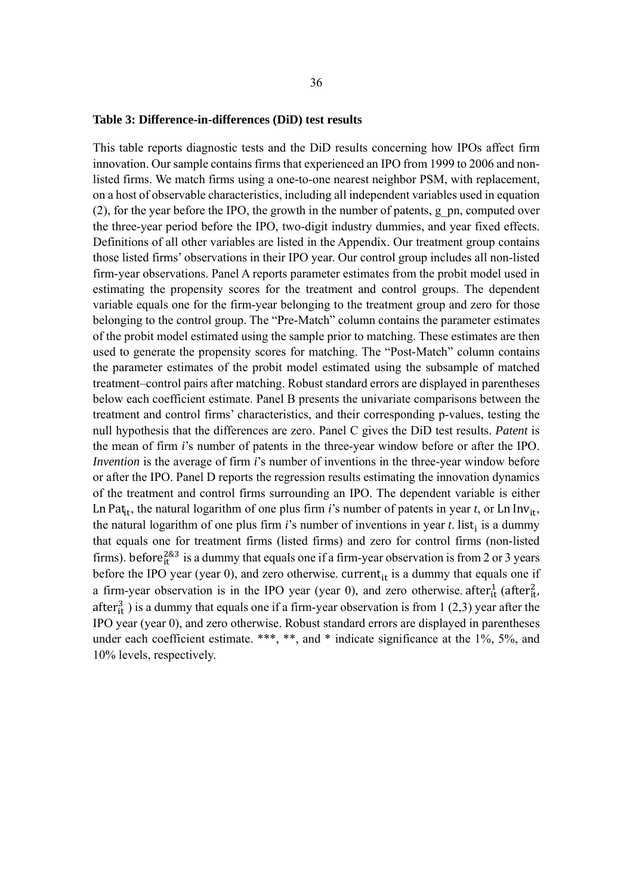**Table 3: Difference-in-differences (DiD) test results**

This table reports diagnostic tests and the DiD results concerning how IPOs affect firm innovation. Our sample contains firms that experienced an IPO from 1999 to 2006 and non-listed firms. We match firms using a one-to-one nearest neighbor PSM, with replacement, on a host of observable characteristics, including all independent variables used in equation (2), for the year before the IPO, the growth in the number of patents, g_pn, computed over the three-year period before the IPO, two-digit industry dummies, and year fixed effects. Definitions of all other variables are listed in the Appendix. Our treatment group contains those listed firms' observations in their IPO year. Our control group includes all non-listed firm-year observations. Panel A reports parameter estimates from the probit model used in estimating the propensity scores for the treatment and control groups. The dependent variable equals one for the firm-year belonging to the treatment group and zero for those belonging to the control group. The "Pre-Match" column contains the parameter estimates of the probit model estimated using the sample prior to matching. These estimates are then used to generate the propensity scores for matching. The "Post-Match" column contains the parameter estimates of the probit model estimated using the subsample of matched treatment–control pairs after matching. Robust standard errors are displayed in parentheses below each coefficient estimate. Panel B presents the univariate comparisons between the treatment and control firms' characteristics, and their corresponding p-values, testing the null hypothesis that the differences are zero. Panel C gives the DiD test results. *Patent* is the mean of firm *i*'s number of patents in the three-year window before or after the IPO. *Invention* is the average of firm *i*'s number of inventions in the three-year window before or after the IPO. Panel D reports the regression results estimating the innovation dynamics of the treatment and control firms surrounding an IPO. The dependent variable is either $\text{Ln Pat}_{it}$, the natural logarithm of one plus firm *i*'s number of patents in year *t*, or $\text{Ln Inv}_{it}$, the natural logarithm of one plus firm *i*'s number of inventions in year *t*. $\text{list}_i$ is a dummy that equals one for treatment firms (listed firms) and zero for control firms (non-listed firms). $\text{before}_{it}^{2\&3}$ is a dummy that equals one if a firm-year observation is from 2 or 3 years before the IPO year (year 0), and zero otherwise. $\text{current}_{it}$ is a dummy that equals one if a firm-year observation is in the IPO year (year 0), and zero otherwise. $\text{after}_{it}^{1}$ ($\text{after}_{it}^{2}$, $\text{after}_{it}^{3}$ ) is a dummy that equals one if a firm-year observation is from 1 (2,3) year after the IPO year (year 0), and zero otherwise. Robust standard errors are displayed in parentheses under each coefficient estimate. ***, **, and * indicate significance at the 1%, 5%, and 10% levels, respectively.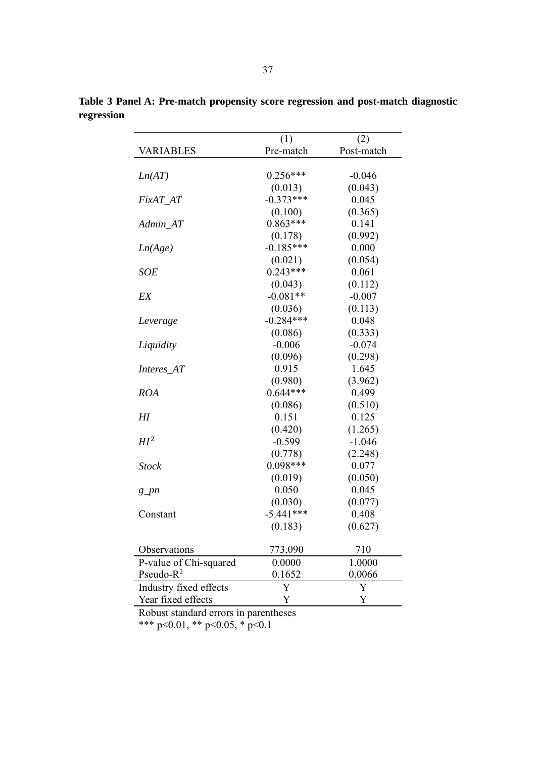**Table 3 Panel A: Pre-match propensity score regression and post-match diagnostic regression**

| | (1) | (2) |
|---|---|---|
| VARIABLES | Pre-match | Post-match |
| *Ln(AT)* | 0.256*** | -0.046 |
| | (0.013) | (0.043) |
| *FixAT_AT* | -0.373*** | 0.045 |
| | (0.100) | (0.365) |
| *Admin_AT* | 0.863*** | 0.141 |
| | (0.178) | (0.992) |
| *Ln(Age)* | -0.185*** | 0.000 |
| | (0.021) | (0.054) |
| *SOE* | 0.243*** | 0.061 |
| | (0.043) | (0.112) |
| *EX* | -0.081** | -0.007 |
| | (0.036) | (0.113) |
| *Leverage* | -0.284*** | 0.048 |
| | (0.086) | (0.333) |
| *Liquidity* | -0.006 | -0.074 |
| | (0.096) | (0.298) |
| *Interes_AT* | 0.915 | 1.645 |
| | (0.980) | (3.962) |
| *ROA* | 0.644*** | 0.499 |
| | (0.086) | (0.510) |
| *HI* | 0.151 | 0.125 |
| | (0.420) | (1.265) |
| $HI^2$ | -0.599 | -1.046 |
| | (0.778) | (2.248) |
| *Stock* | 0.098*** | 0.077 |
| | (0.019) | (0.050) |
| *g_pn* | 0.050 | 0.045 |
| | (0.030) | (0.077) |
| Constant | -5.441*** | 0.408 |
| | (0.183) | (0.627) |
| Observations | 773,090 | 710 |
| P-value of Chi-squared | 0.0000 | 1.0000 |
| Pseudo-$R^2$ | 0.1652 | 0.0066 |
| Industry fixed effects | Y | Y |
| Year fixed effects | Y | Y |

Robust standard errors in parentheses
*** p<0.01, ** p<0.05, * p<0.1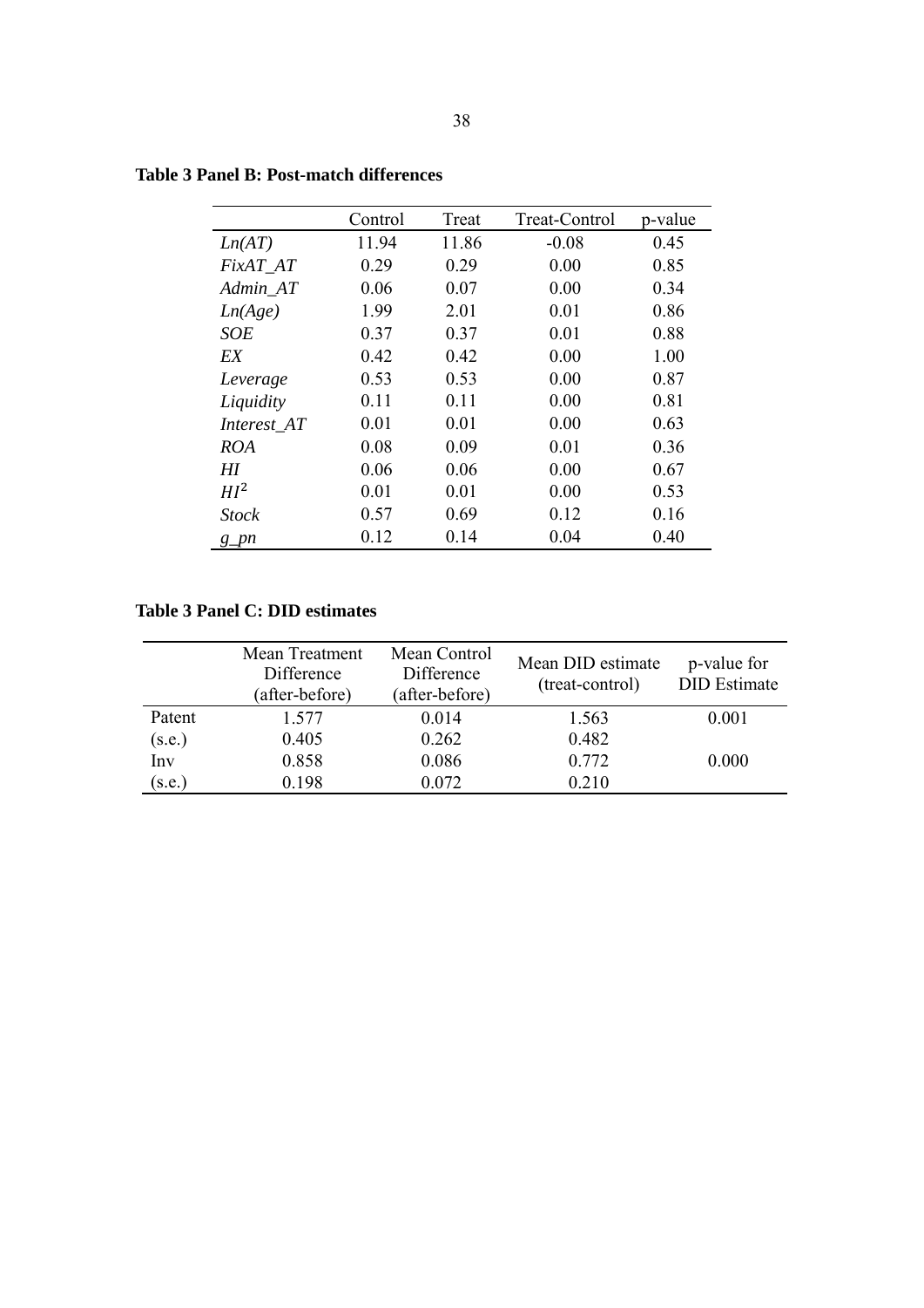**Table 3 Panel B: Post-match differences**

| | Control | Treat | Treat-Control | p-value |
|---|---|---|---|---|
| *Ln(AT)* | 11.94 | 11.86 | -0.08 | 0.45 |
| *FixAT_AT* | 0.29 | 0.29 | 0.00 | 0.85 |
| *Admin_AT* | 0.06 | 0.07 | 0.00 | 0.34 |
| *Ln(Age)* | 1.99 | 2.01 | 0.01 | 0.86 |
| *SOE* | 0.37 | 0.37 | 0.01 | 0.88 |
| *EX* | 0.42 | 0.42 | 0.00 | 1.00 |
| *Leverage* | 0.53 | 0.53 | 0.00 | 0.87 |
| *Liquidity* | 0.11 | 0.11 | 0.00 | 0.81 |
| *Interest_AT* | 0.01 | 0.01 | 0.00 | 0.63 |
| *ROA* | 0.08 | 0.09 | 0.01 | 0.36 |
| *HI* | 0.06 | 0.06 | 0.00 | 0.67 |
| $HI^2$ | 0.01 | 0.01 | 0.00 | 0.53 |
| *Stock* | 0.57 | 0.69 | 0.12 | 0.16 |
| *g_pn* | 0.12 | 0.14 | 0.04 | 0.40 |

**Table 3 Panel C: DID estimates**

| | Mean Treatment Difference (after-before) | Mean Control Difference (after-before) | Mean DID estimate (treat-control) | p-value for DID Estimate |
|---|---|---|---|---|
| Patent | 1.577 | 0.014 | 1.563 | 0.001 |
| (s.e.) | 0.405 | 0.262 | 0.482 | |
| Inv | 0.858 | 0.086 | 0.772 | 0.000 |
| (s.e.) | 0.198 | 0.072 | 0.210 | |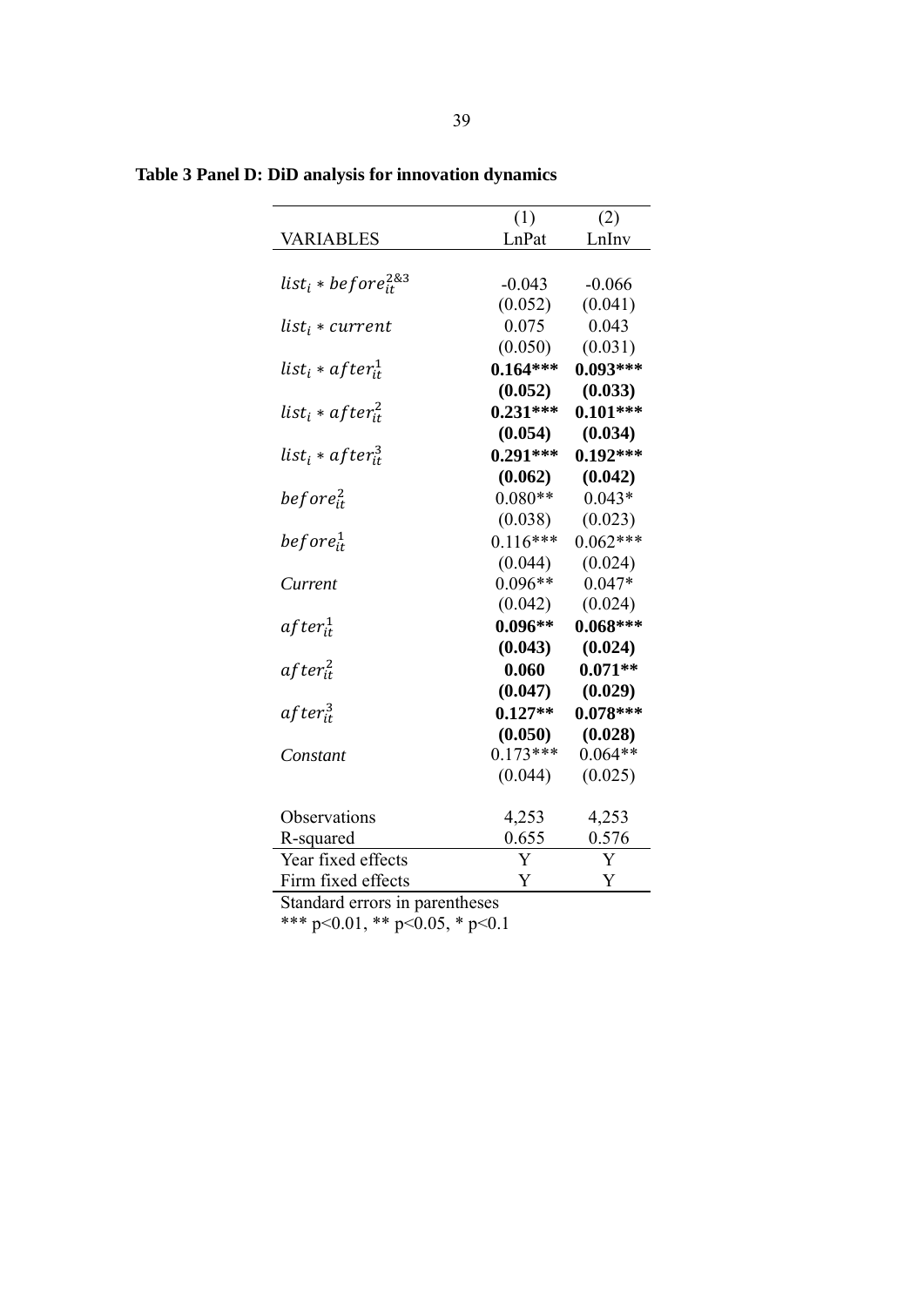**Table 3 Panel D: DiD analysis for innovation dynamics**

| | (1) | (2) |
|---|---|---|
| VARIABLES | LnPat | LnInv |
| $list_i * before_{it}^{2\&3}$ | -0.043 | -0.066 |
| | (0.052) | (0.041) |
| $list_i * current$ | 0.075 | 0.043 |
| | (0.050) | (0.031) |
| $list_i * after_{it}^{1}$ | **0.164*** | **0.093*** |
| | **(0.052)** | **(0.033)** |
| $list_i * after_{it}^{2}$ | **0.231*** | **0.101*** |
| | **(0.054)** | **(0.034)** |
| $list_i * after_{it}^{3}$ | **0.291*** | **0.192*** |
| | **(0.062)** | **(0.042)** |
| $before_{it}^{2}$ | 0.080** | 0.043* |
| | (0.038) | (0.023) |
| $before_{it}^{1}$ | 0.116*** | 0.062*** |
| | (0.044) | (0.024) |
| *Current* | 0.096** | 0.047* |
| | (0.042) | (0.024) |
| $after_{it}^{1}$ | **0.096** | **0.068*** |
| | **(0.043)** | **(0.024)** |
| $after_{it}^{2}$ | **0.060** | **0.071** |
| | **(0.047)** | **(0.029)** |
| $after_{it}^{3}$ | **0.127** | **0.078*** |
| | **(0.050)** | **(0.028)** |
| *Constant* | 0.173*** | 0.064** |
| | (0.044) | (0.025) |
| Observations | 4,253 | 4,253 |
| R-squared | 0.655 | 0.576 |
| Year fixed effects | Y | Y |
| Firm fixed effects | Y | Y |

Standard errors in parentheses
*** p<0.01, ** p<0.05, * p<0.1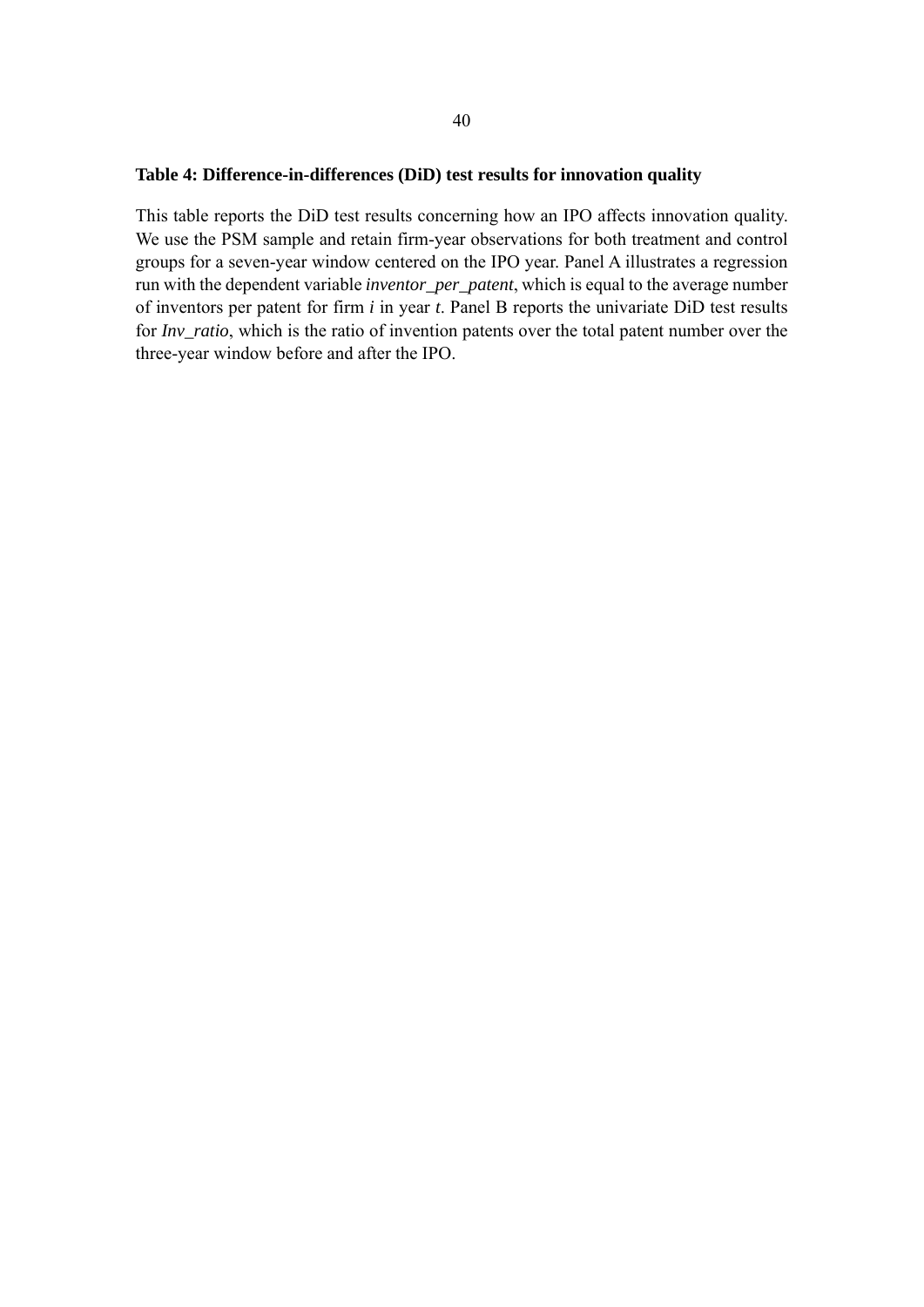**Table 4: Difference-in-differences (DiD) test results for innovation quality**

This table reports the DiD test results concerning how an IPO affects innovation quality. We use the PSM sample and retain firm-year observations for both treatment and control groups for a seven-year window centered on the IPO year. Panel A illustrates a regression run with the dependent variable *inventor_per_patent*, which is equal to the average number of inventors per patent for firm *i* in year *t*. Panel B reports the univariate DiD test results for *Inv_ratio*, which is the ratio of invention patents over the total patent number over the three-year window before and after the IPO.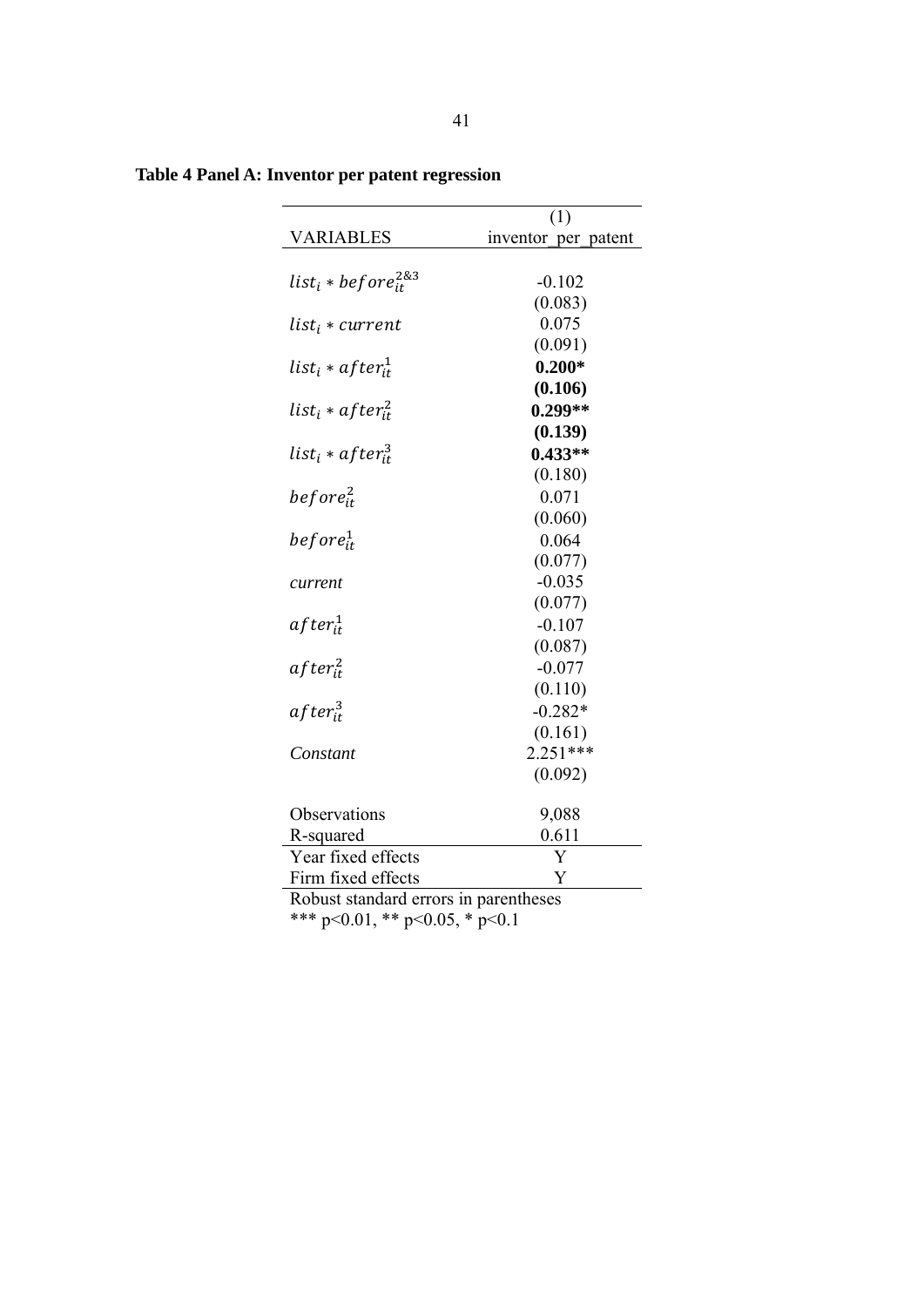**Table 4 Panel A: Inventor per patent regression**

| | (1) |
|---|---|
| VARIABLES | inventor_per_patent |
| $list_i * before_{it}^{2\&3}$ | -0.102 |
| | (0.083) |
| $list_i * current$ | 0.075 |
| | (0.091) |
| $list_i * after_{it}^{1}$ | **0.200*** |
| | **(0.106)** |
| $list_i * after_{it}^{2}$ | **0.299**** |
| | **(0.139)** |
| $list_i * after_{it}^{3}$ | **0.433**** |
| | (0.180) |
| $before_{it}^{2}$ | 0.071 |
| | (0.060) |
| $before_{it}^{1}$ | 0.064 |
| | (0.077) |
| *current* | -0.035 |
| | (0.077) |
| $after_{it}^{1}$ | -0.107 |
| | (0.087) |
| $after_{it}^{2}$ | -0.077 |
| | (0.110) |
| $after_{it}^{3}$ | -0.282* |
| | (0.161) |
| *Constant* | 2.251*** |
| | (0.092) |
| Observations | 9,088 |
| R-squared | 0.611 |
| Year fixed effects | Y |
| Firm fixed effects | Y |

Robust standard errors in parentheses
*** p<0.01, ** p<0.05, * p<0.1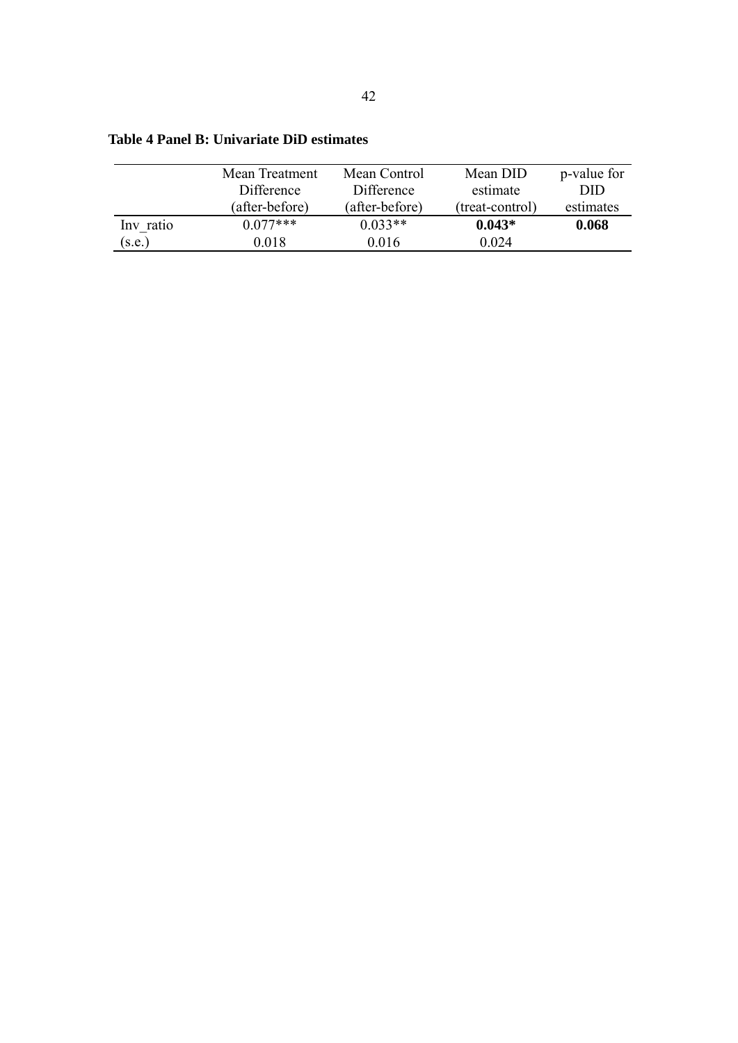**Table 4 Panel B: Univariate DiD estimates**

| | Mean Treatment Difference (after-before) | Mean Control Difference (after-before) | Mean DID estimate (treat-control) | p-value for DID estimates |
|---|---|---|---|---|
| Inv_ratio | 0.077*** | 0.033** | **0.043*** | **0.068** |
| (s.e.) | 0.018 | 0.016 | 0.024 | |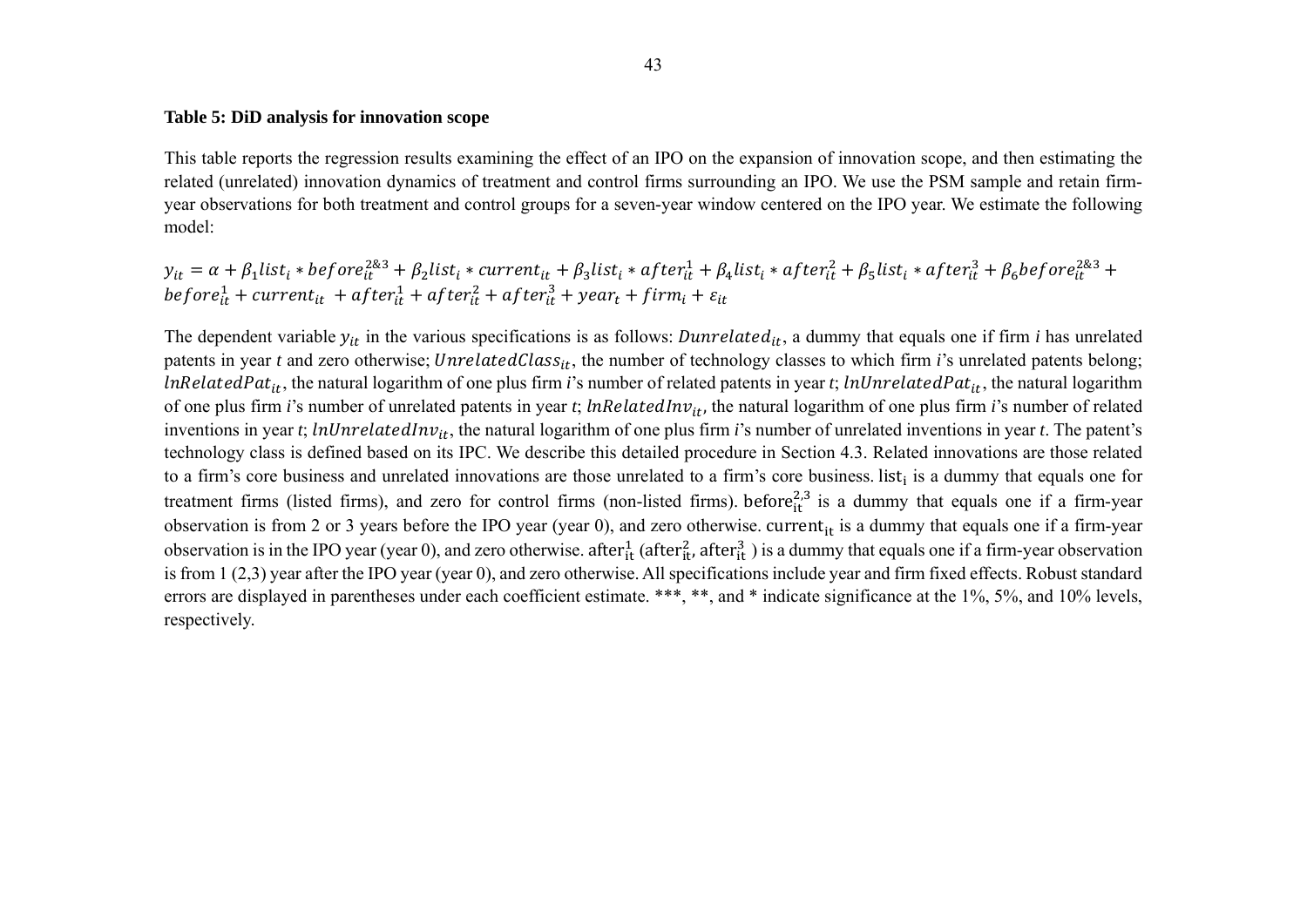**Table 5: DiD analysis for innovation scope**

This table reports the regression results examining the effect of an IPO on the expansion of innovation scope, and then estimating the related (unrelated) innovation dynamics of treatment and control firms surrounding an IPO. We use the PSM sample and retain firm-year observations for both treatment and control groups for a seven-year window centered on the IPO year. We estimate the following model:

$$y_{it} = \alpha + \beta_1 list_i * before_{it}^{2\&3} + \beta_2 list_i * current_{it} + \beta_3 list_i * after_{it}^1 + \beta_4 list_i * after_{it}^2 + \beta_5 list_i * after_{it}^3 + \beta_6 before_{it}^{2\&3} + before_{it}^1 + current_{it} + after_{it}^1 + after_{it}^2 + after_{it}^3 + year_t + firm_i + \varepsilon_{it}$$

The dependent variable $y_{it}$ in the various specifications is as follows: $Dunrelated_{it}$, a dummy that equals one if firm *i* has unrelated patents in year *t* and zero otherwise; $UnrelatedClass_{it}$, the number of technology classes to which firm *i*'s unrelated patents belong; $lnRelatedPat_{it}$, the natural logarithm of one plus firm *i*'s number of related patents in year *t*; $lnUnrelatedPat_{it}$, the natural logarithm of one plus firm *i*'s number of unrelated patents in year *t*; $lnRelatedInv_{it}$, the natural logarithm of one plus firm *i*'s number of related inventions in year *t*; $lnUnrelatedInv_{it}$, the natural logarithm of one plus firm *i*'s number of unrelated inventions in year *t*. The patent's technology class is defined based on its IPC. We describe this detailed procedure in Section 4.3. Related innovations are those related to a firm's core business and unrelated innovations are those unrelated to a firm's core business. $list_i$ is a dummy that equals one for treatment firms (listed firms), and zero for control firms (non-listed firms). $before_{it}^{2,3}$ is a dummy that equals one if a firm-year observation is from 2 or 3 years before the IPO year (year 0), and zero otherwise. $current_{it}$ is a dummy that equals one if a firm-year observation is in the IPO year (year 0), and zero otherwise. $after_{it}^1$ ($after_{it}^2$, $after_{it}^3$ ) is a dummy that equals one if a firm-year observation is from 1 (2,3) year after the IPO year (year 0), and zero otherwise. All specifications include year and firm fixed effects. Robust standard errors are displayed in parentheses under each coefficient estimate. ***, **, and * indicate significance at the 1%, 5%, and 10% levels, respectively.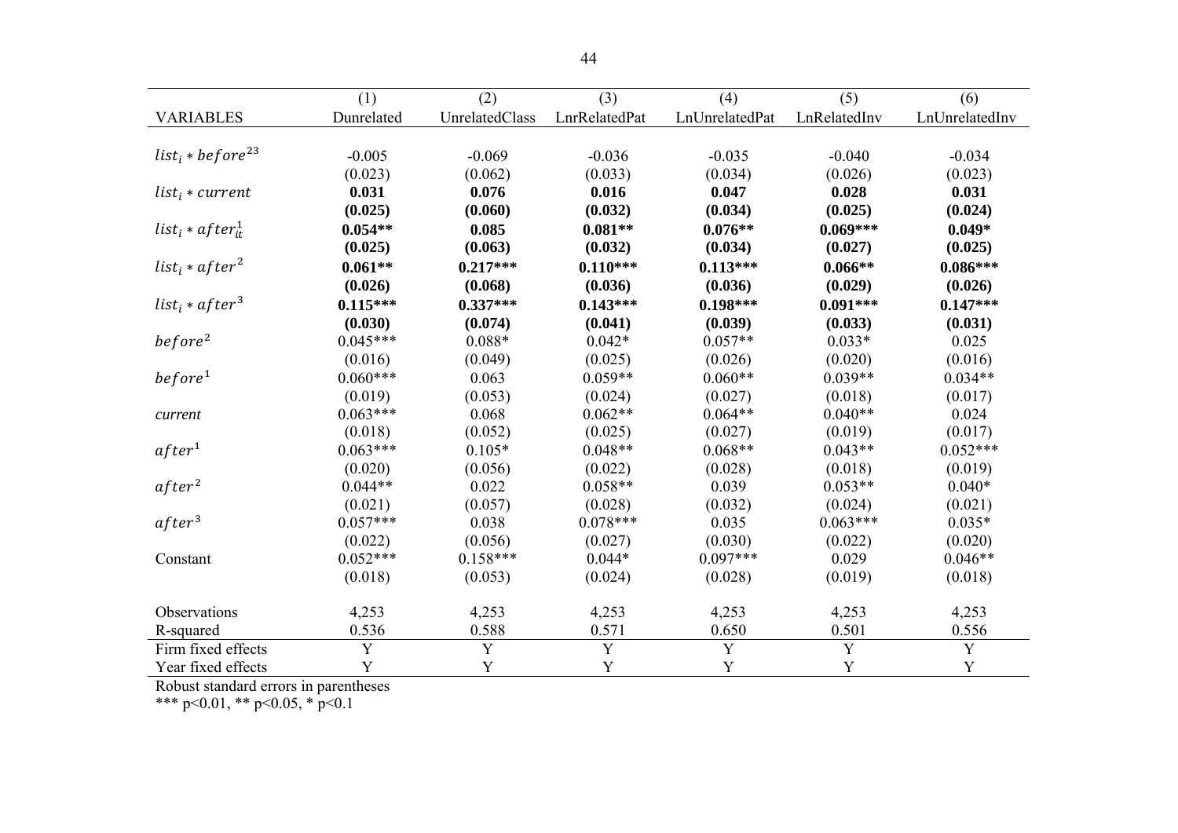| VARIABLES | (1) Dunrelated | (2) UnrelatedClass | (3) LnrRelatedPat | (4) LnUnrelatedPat | (5) LnRelatedInv | (6) LnUnrelatedInv |
|---|---|---|---|---|---|---|
| $list_i * before^{23}$ | -0.005 | -0.069 | -0.036 | -0.035 | -0.040 | -0.034 |
| | (0.023) | (0.062) | (0.033) | (0.034) | (0.026) | (0.023) |
| $list_i * current$ | **0.031** | **0.076** | **0.016** | **0.047** | **0.028** | **0.031** |
| | **(0.025)** | **(0.060)** | **(0.032)** | **(0.034)** | **(0.025)** | **(0.024)** |
| $list_i * after^1_{it}$ | **0.054\*\*** | **0.085** | **0.081\*\*** | **0.076\*\*** | **0.069\*\*\*** | **0.049\*** |
| | **(0.025)** | **(0.063)** | **(0.032)** | **(0.034)** | **(0.027)** | **(0.025)** |
| $list_i * after^2$ | **0.061\*\*** | **0.217\*\*\*** | **0.110\*\*\*** | **0.113\*\*\*** | **0.066\*\*** | **0.086\*\*\*** |
| | **(0.026)** | **(0.068)** | **(0.036)** | **(0.036)** | **(0.029)** | **(0.026)** |
| $list_i * after^3$ | **0.115\*\*\*** | **0.337\*\*\*** | **0.143\*\*\*** | **0.198\*\*\*** | **0.091\*\*\*** | **0.147\*\*\*** |
| | **(0.030)** | **(0.074)** | **(0.041)** | **(0.039)** | **(0.033)** | **(0.031)** |
| $before^2$ | 0.045*** | 0.088* | 0.042* | 0.057** | 0.033* | 0.025 |
| | (0.016) | (0.049) | (0.025) | (0.026) | (0.020) | (0.016) |
| $before^1$ | 0.060*** | 0.063 | 0.059** | 0.060** | 0.039** | 0.034** |
| | (0.019) | (0.053) | (0.024) | (0.027) | (0.018) | (0.017) |
| *current* | 0.063*** | 0.068 | 0.062** | 0.064** | 0.040** | 0.024 |
| | (0.018) | (0.052) | (0.025) | (0.027) | (0.019) | (0.017) |
| $after^1$ | 0.063*** | 0.105* | 0.048** | 0.068** | 0.043** | 0.052*** |
| | (0.020) | (0.056) | (0.022) | (0.028) | (0.018) | (0.019) |
| $after^2$ | 0.044** | 0.022 | 0.058** | 0.039 | 0.053** | 0.040* |
| | (0.021) | (0.057) | (0.028) | (0.032) | (0.024) | (0.021) |
| $after^3$ | 0.057*** | 0.038 | 0.078*** | 0.035 | 0.063*** | 0.035* |
| | (0.022) | (0.056) | (0.027) | (0.030) | (0.022) | (0.020) |
| Constant | 0.052*** | 0.158*** | 0.044* | 0.097*** | 0.029 | 0.046** |
| | (0.018) | (0.053) | (0.024) | (0.028) | (0.019) | (0.018) |
| Observations | 4,253 | 4,253 | 4,253 | 4,253 | 4,253 | 4,253 |
| R-squared | 0.536 | 0.588 | 0.571 | 0.650 | 0.501 | 0.556 |
| Firm fixed effects | Y | Y | Y | Y | Y | Y |
| Year fixed effects | Y | Y | Y | Y | Y | Y |

Robust standard errors in parentheses
*** p<0.01, ** p<0.05, * p<0.1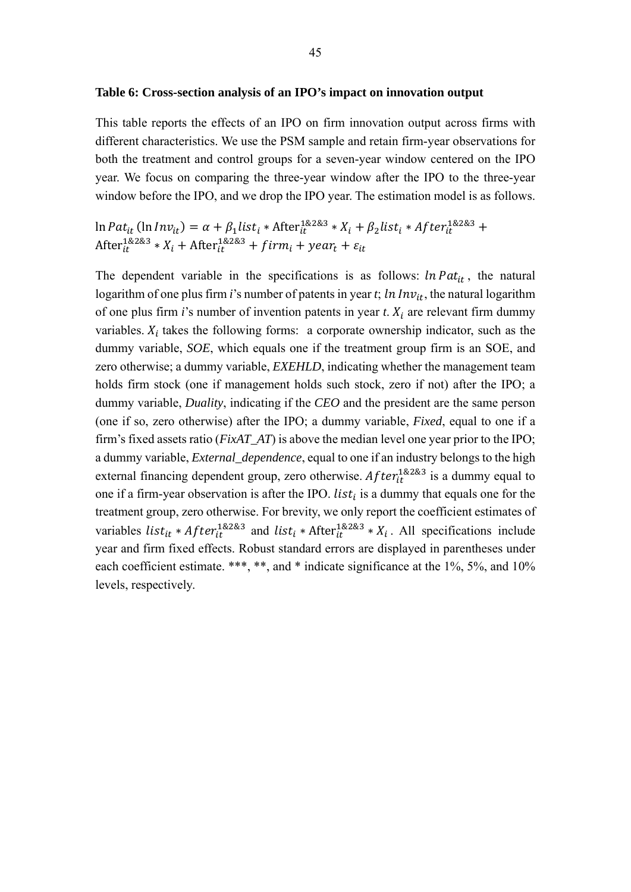**Table 6: Cross-section analysis of an IPO's impact on innovation output**

This table reports the effects of an IPO on firm innovation output across firms with different characteristics. We use the PSM sample and retain firm-year observations for both the treatment and control groups for a seven-year window centered on the IPO year. We focus on comparing the three-year window after the IPO to the three-year window before the IPO, and we drop the IPO year. The estimation model is as follows.

$$\ln Pat_{it}\,(\ln Inv_{it}) = \alpha + \beta_1 list_i * \text{After}_{it}^{1\&2\&3} * X_i + \beta_2 list_i * After_{it}^{1\&2\&3} + \text{After}_{it}^{1\&2\&3} * X_i + \text{After}_{it}^{1\&2\&3} + firm_i + year_t + \varepsilon_{it}$$

The dependent variable in the specifications is as follows: $ln\,Pat_{it}$, the natural logarithm of one plus firm *i*'s number of patents in year *t*; $ln\,Inv_{it}$, the natural logarithm of one plus firm *i*'s number of invention patents in year *t*. $X_i$ are relevant firm dummy variables. $X_i$ takes the following forms: a corporate ownership indicator, such as the dummy variable, *SOE*, which equals one if the treatment group firm is an SOE, and zero otherwise; a dummy variable, *EXEHLD*, indicating whether the management team holds firm stock (one if management holds such stock, zero if not) after the IPO; a dummy variable, *Duality*, indicating if the *CEO* and the president are the same person (one if so, zero otherwise) after the IPO; a dummy variable, *Fixed*, equal to one if a firm's fixed assets ratio (*FixAT_AT*) is above the median level one year prior to the IPO; a dummy variable, *External_dependence*, equal to one if an industry belongs to the high external financing dependent group, zero otherwise. $After_{it}^{1\&2\&3}$ is a dummy equal to one if a firm-year observation is after the IPO. $list_i$ is a dummy that equals one for the treatment group, zero otherwise. For brevity, we only report the coefficient estimates of variables $list_{it} * After_{it}^{1\&2\&3}$ and $list_i * \text{After}_{it}^{1\&2\&3} * X_i$. All specifications include year and firm fixed effects. Robust standard errors are displayed in parentheses under each coefficient estimate. \*\*\*, \*\*, and \* indicate significance at the 1%, 5%, and 10% levels, respectively.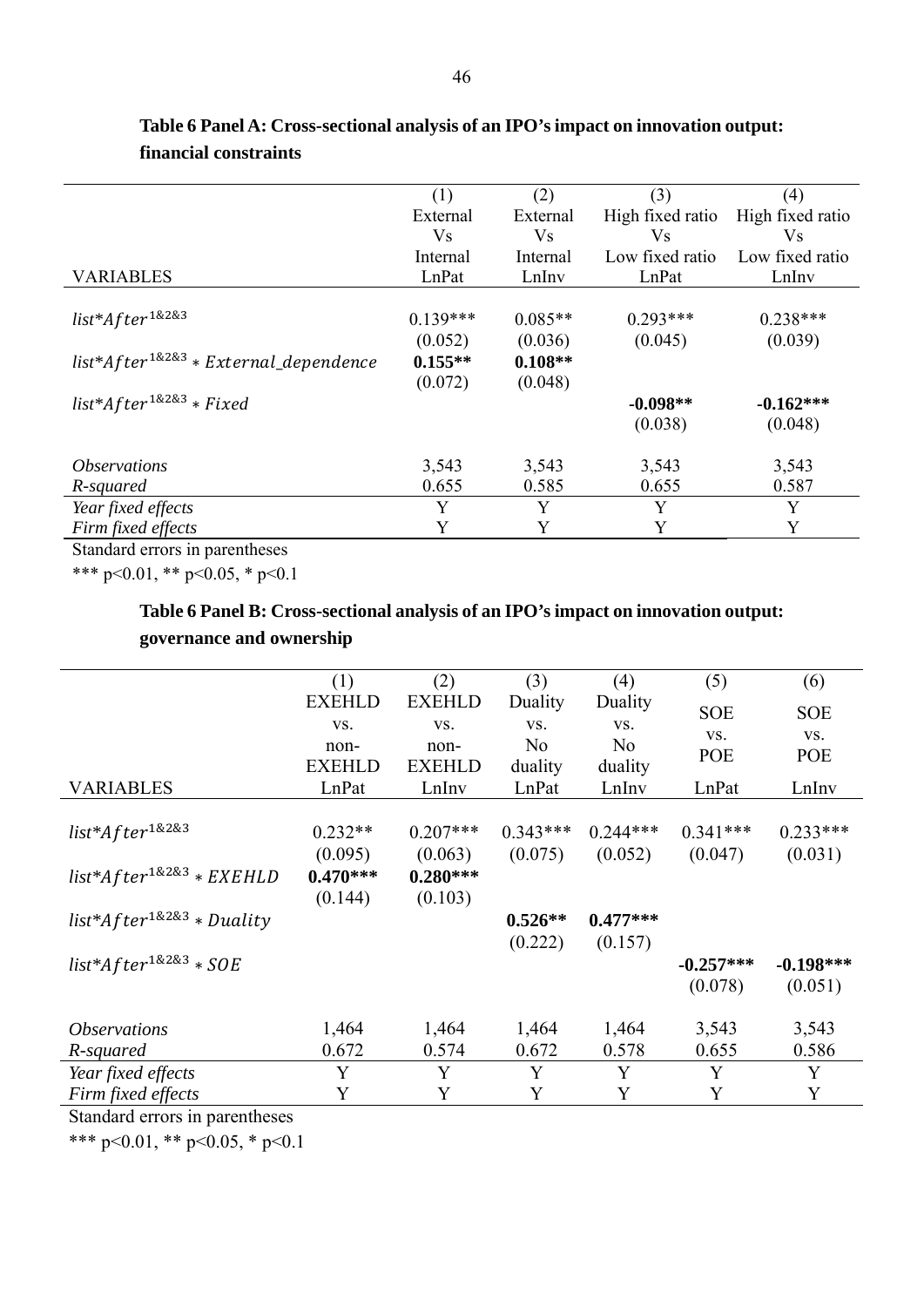**Table 6 Panel A: Cross-sectional analysis of an IPO's impact on innovation output: financial constraints**

| VARIABLES | (1) External Vs Internal LnPat | (2) External Vs Internal LnInv | (3) High fixed ratio Vs Low fixed ratio LnPat | (4) High fixed ratio Vs Low fixed ratio LnInv |
|---|---|---|---|---|
| $list{*}After^{1\&2\&3}$ | 0.139*** | 0.085** | 0.293*** | 0.238*** |
| | (0.052) | (0.036) | (0.045) | (0.039) |
| $list{*}After^{1\&2\&3} * External\_dependence$ | **0.155**** | **0.108**** | | |
| | (0.072) | (0.048) | | |
| $list{*}After^{1\&2\&3} * Fixed$ | | | **-0.098**** | **-0.162***** |
| | | | (0.038) | (0.048) |
| *Observations* | 3,543 | 3,543 | 3,543 | 3,543 |
| *R-squared* | 0.655 | 0.585 | 0.655 | 0.587 |
| *Year fixed effects* | Y | Y | Y | Y |
| *Firm fixed effects* | Y | Y | Y | Y |

Standard errors in parentheses

*** p<0.01, ** p<0.05, * p<0.1

**Table 6 Panel B: Cross-sectional analysis of an IPO's impact on innovation output: governance and ownership**

| VARIABLES | (1) EXEHLD vs. non-EXEHLD LnPat | (2) EXEHLD vs. non-EXEHLD LnInv | (3) Duality vs. No duality LnPat | (4) Duality vs. No duality LnInv | (5) SOE vs. POE LnPat | (6) SOE vs. POE LnInv |
|---|---|---|---|---|---|---|
| $list{*}After^{1\&2\&3}$ | 0.232** | 0.207*** | 0.343*** | 0.244*** | 0.341*** | 0.233*** |
| | (0.095) | (0.063) | (0.075) | (0.052) | (0.047) | (0.031) |
| $list{*}After^{1\&2\&3} * EXEHLD$ | **0.470***** | **0.280***** | | | | |
| | (0.144) | (0.103) | | | | |
| $list{*}After^{1\&2\&3} * Duality$ | | | **0.526**** | **0.477***** | | |
| | | | (0.222) | (0.157) | | |
| $list{*}After^{1\&2\&3} * SOE$ | | | | | **-0.257***** | **-0.198***** |
| | | | | | (0.078) | (0.051) |
| *Observations* | 1,464 | 1,464 | 1,464 | 1,464 | 3,543 | 3,543 |
| *R-squared* | 0.672 | 0.574 | 0.672 | 0.578 | 0.655 | 0.586 |
| *Year fixed effects* | Y | Y | Y | Y | Y | Y |
| *Firm fixed effects* | Y | Y | Y | Y | Y | Y |

Standard errors in parentheses

*** p<0.01, ** p<0.05, * p<0.1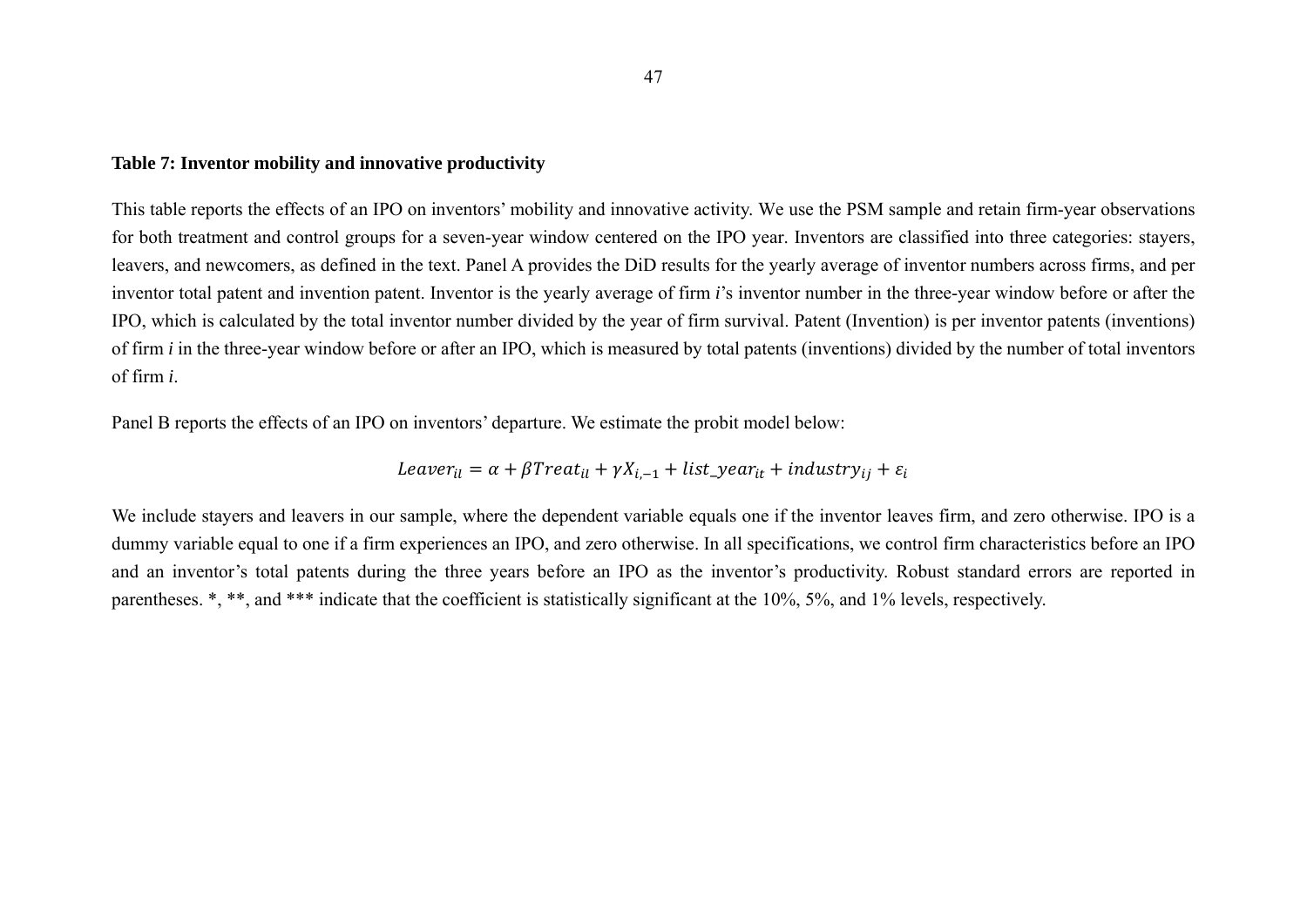**Table 7: Inventor mobility and innovative productivity**

This table reports the effects of an IPO on inventors' mobility and innovative activity. We use the PSM sample and retain firm-year observations for both treatment and control groups for a seven-year window centered on the IPO year. Inventors are classified into three categories: stayers, leavers, and newcomers, as defined in the text. Panel A provides the DiD results for the yearly average of inventor numbers across firms, and per inventor total patent and invention patent. Inventor is the yearly average of firm *i*'s inventor number in the three-year window before or after the IPO, which is calculated by the total inventor number divided by the year of firm survival. Patent (Invention) is per inventor patents (inventions) of firm *i* in the three-year window before or after an IPO, which is measured by total patents (inventions) divided by the number of total inventors of firm *i*.

Panel B reports the effects of an IPO on inventors' departure. We estimate the probit model below:

$$Leaver_{il} = \alpha + \beta Treat_{il} + \gamma X_{i,-1} + list\_year_{it} + industry_{ij} + \varepsilon_i$$

We include stayers and leavers in our sample, where the dependent variable equals one if the inventor leaves firm, and zero otherwise. IPO is a dummy variable equal to one if a firm experiences an IPO, and zero otherwise. In all specifications, we control firm characteristics before an IPO and an inventor's total patents during the three years before an IPO as the inventor's productivity. Robust standard errors are reported in parentheses. *, **, and *** indicate that the coefficient is statistically significant at the 10%, 5%, and 1% levels, respectively.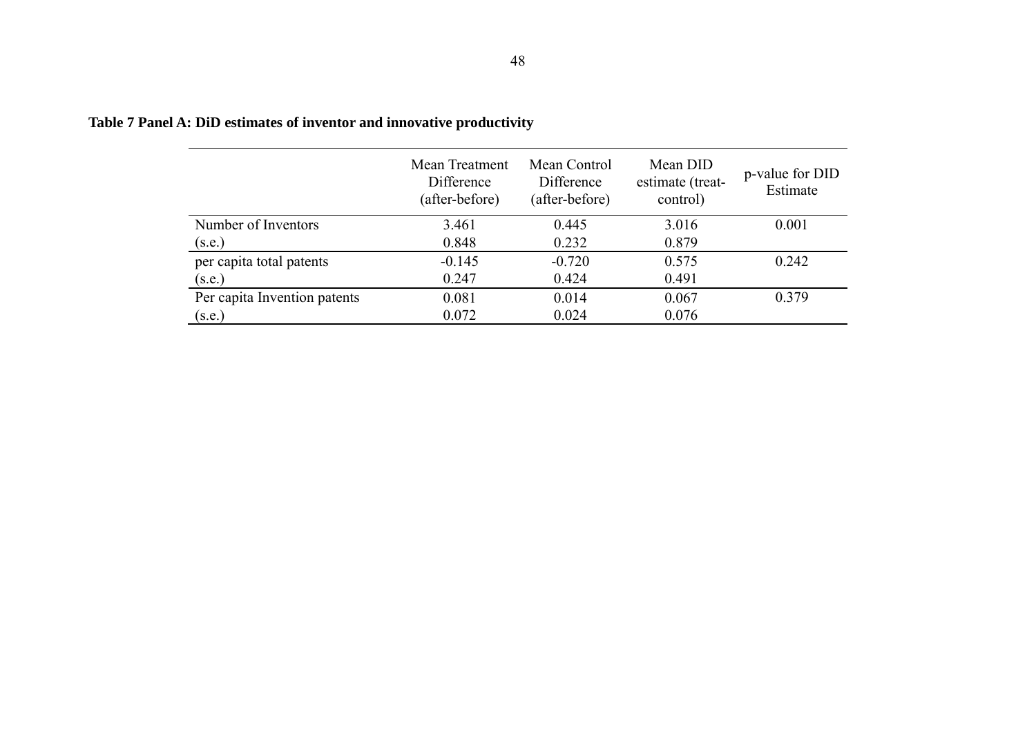**Table 7 Panel A: DiD estimates of inventor and innovative productivity**

| | Mean Treatment Difference (after-before) | Mean Control Difference (after-before) | Mean DID estimate (treat-control) | p-value for DID Estimate |
|---|---|---|---|---|
| Number of Inventors | 3.461 | 0.445 | 3.016 | 0.001 |
| (s.e.) | 0.848 | 0.232 | 0.879 | |
| per capita total patents | -0.145 | -0.720 | 0.575 | 0.242 |
| (s.e.) | 0.247 | 0.424 | 0.491 | |
| Per capita Invention patents | 0.081 | 0.014 | 0.067 | 0.379 |
| (s.e.) | 0.072 | 0.024 | 0.076 | |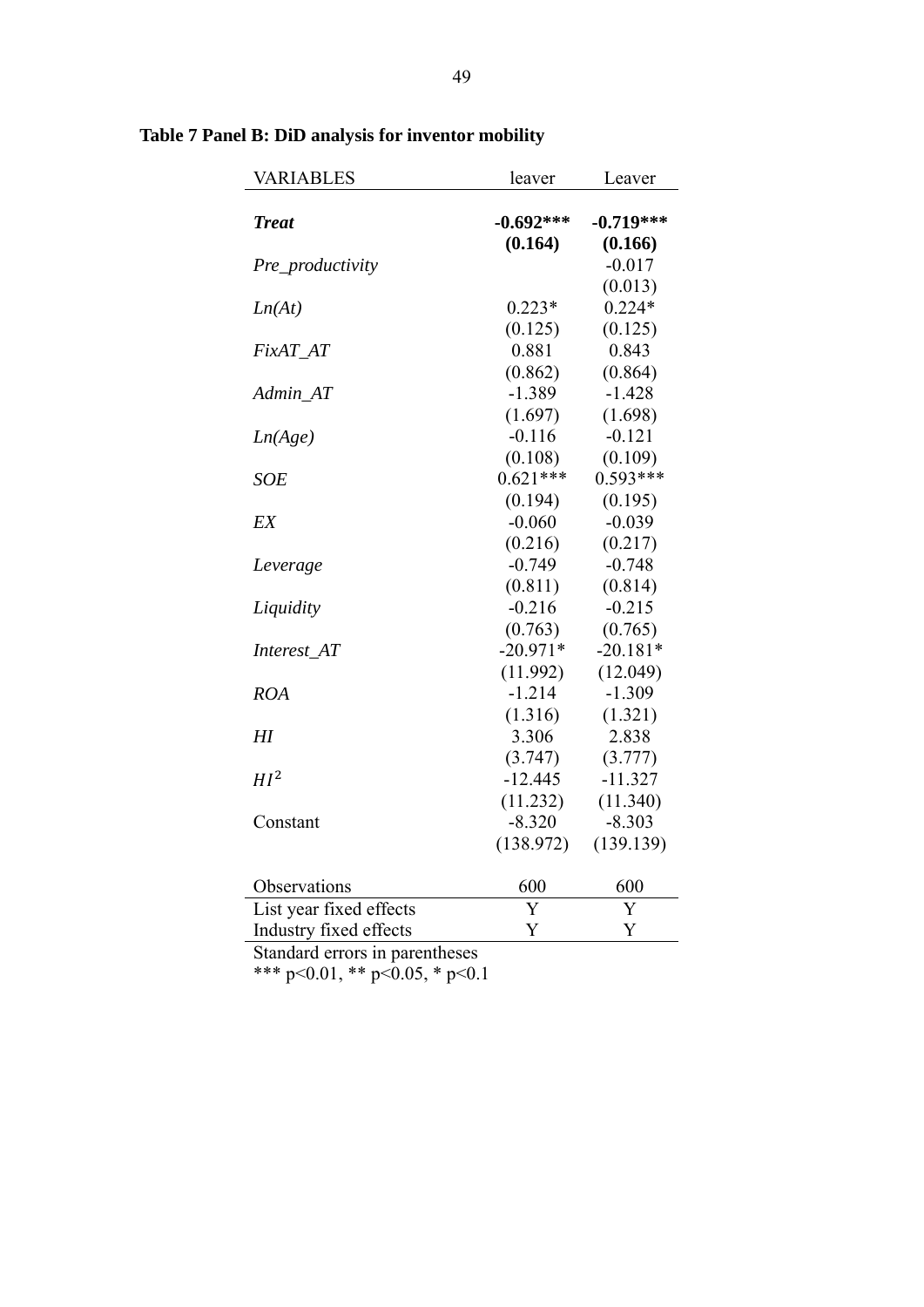**Table 7 Panel B: DiD analysis for inventor mobility**

| VARIABLES | leaver | Leaver |
|---|---|---|
| ***Treat*** | **-0.692\*\*\*** | **-0.719\*\*\*** |
| | **(0.164)** | **(0.166)** |
| *Pre_productivity* | | -0.017 |
| | | (0.013) |
| *Ln(At)* | 0.223* | 0.224* |
| | (0.125) | (0.125) |
| *FixAT_AT* | 0.881 | 0.843 |
| | (0.862) | (0.864) |
| *Admin_AT* | -1.389 | -1.428 |
| | (1.697) | (1.698) |
| *Ln(Age)* | -0.116 | -0.121 |
| | (0.108) | (0.109) |
| *SOE* | 0.621*** | 0.593*** |
| | (0.194) | (0.195) |
| *EX* | -0.060 | -0.039 |
| | (0.216) | (0.217) |
| *Leverage* | -0.749 | -0.748 |
| | (0.811) | (0.814) |
| *Liquidity* | -0.216 | -0.215 |
| | (0.763) | (0.765) |
| *Interest_AT* | -20.971* | -20.181* |
| | (11.992) | (12.049) |
| *ROA* | -1.214 | -1.309 |
| | (1.316) | (1.321) |
| *HI* | 3.306 | 2.838 |
| | (3.747) | (3.777) |
| $HI^2$ | -12.445 | -11.327 |
| | (11.232) | (11.340) |
| Constant | -8.320 | -8.303 |
| | (138.972) | (139.139) |
| Observations | 600 | 600 |
| List year fixed effects | Y | Y |
| Industry fixed effects | Y | Y |

Standard errors in parentheses

*** p<0.01, ** p<0.05, * p<0.1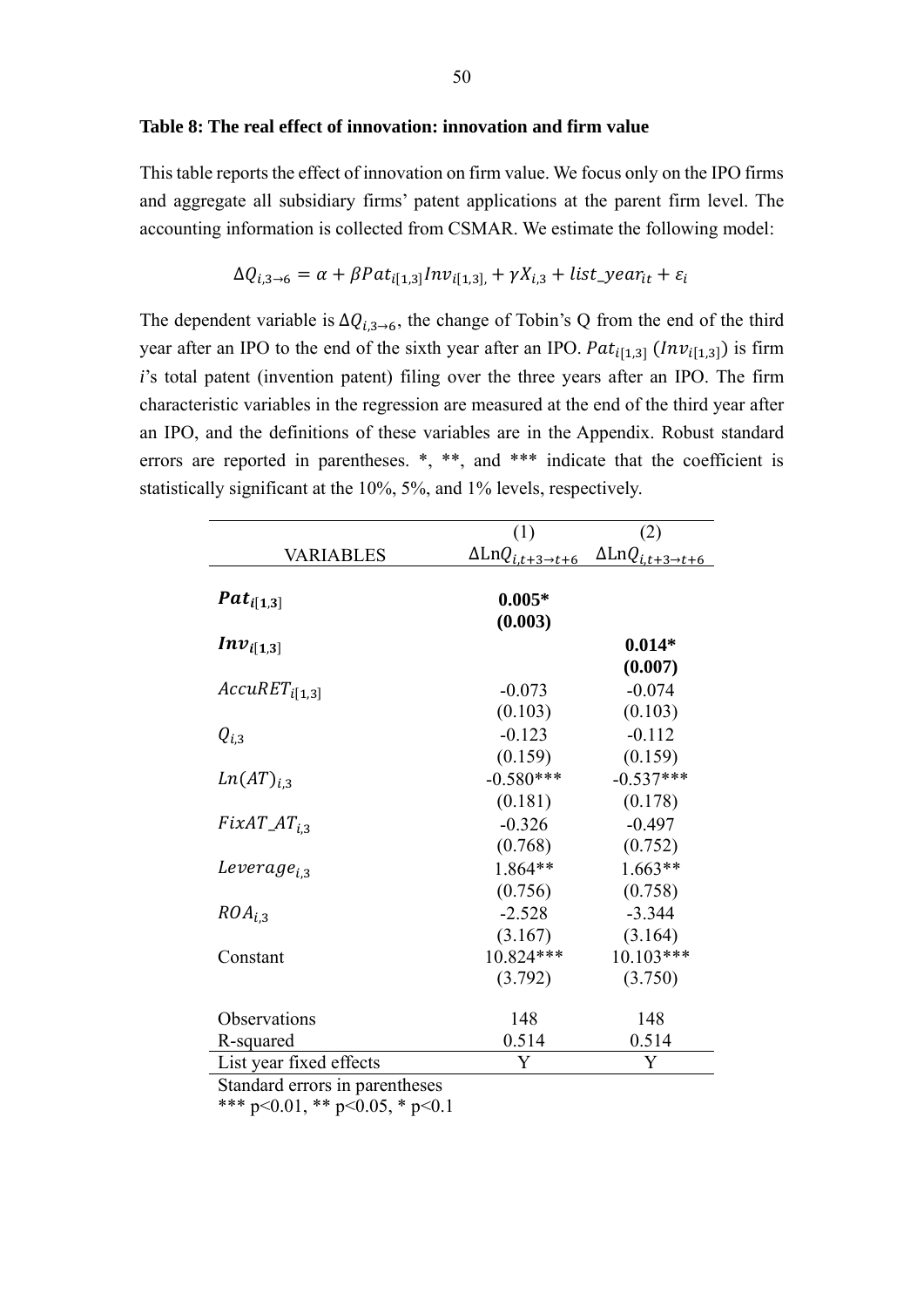**Table 8: The real effect of innovation: innovation and firm value**

This table reports the effect of innovation on firm value. We focus only on the IPO firms and aggregate all subsidiary firms' patent applications at the parent firm level. The accounting information is collected from CSMAR. We estimate the following model:

$$\Delta Q_{i,3\rightarrow 6} = \alpha + \beta Pat_{i[1,3]} Inv_{i[1,3],} + \gamma X_{i,3} + list\_year_{it} + \varepsilon_i$$

The dependent variable is $\Delta Q_{i,3\rightarrow 6}$, the change of Tobin's Q from the end of the third year after an IPO to the end of the sixth year after an IPO. $Pat_{i[1,3]}$ ($Inv_{i[1,3]}$) is firm *i*'s total patent (invention patent) filing over the three years after an IPO. The firm characteristic variables in the regression are measured at the end of the third year after an IPO, and the definitions of these variables are in the Appendix. Robust standard errors are reported in parentheses. *, **, and *** indicate that the coefficient is statistically significant at the 10%, 5%, and 1% levels, respectively.

| VARIABLES | (1) $\Delta \text{Ln}Q_{i,t+3\rightarrow t+6}$ | (2) $\Delta \text{Ln}Q_{i,t+3\rightarrow t+6}$ |
|---|---|---|
| $\boldsymbol{Pat_{i[1,3]}}$ | **0.005*** | |
| | **(0.003)** | |
| $\boldsymbol{Inv_{i[1,3]}}$ | | **0.014*** |
| | | **(0.007)** |
| $AccuRET_{i[1,3]}$ | -0.073 | -0.074 |
| | (0.103) | (0.103) |
| $Q_{i,3}$ | -0.123 | -0.112 |
| | (0.159) | (0.159) |
| $Ln(AT)_{i,3}$ | -0.580*** | -0.537*** |
| | (0.181) | (0.178) |
| $FixAT\_AT_{i,3}$ | -0.326 | -0.497 |
| | (0.768) | (0.752) |
| $Leverage_{i,3}$ | 1.864** | 1.663** |
| | (0.756) | (0.758) |
| $ROA_{i,3}$ | -2.528 | -3.344 |
| | (3.167) | (3.164) |
| Constant | 10.824*** | 10.103*** |
| | (3.792) | (3.750) |
| Observations | 148 | 148 |
| R-squared | 0.514 | 0.514 |
| List year fixed effects | Y | Y |

Standard errors in parentheses
*** p<0.01, ** p<0.05, * p<0.1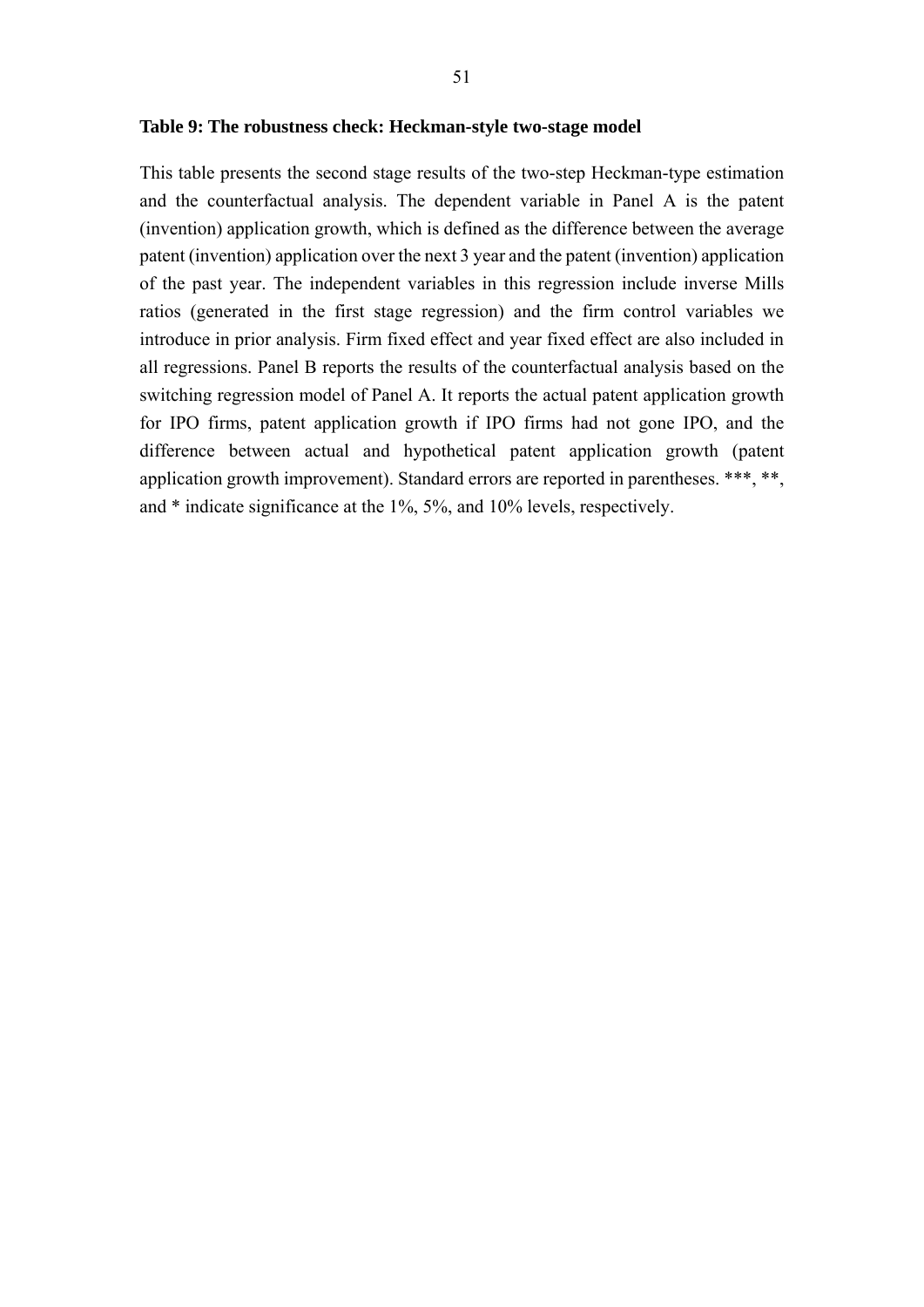**Table 9: The robustness check: Heckman-style two-stage model**

This table presents the second stage results of the two-step Heckman-type estimation and the counterfactual analysis. The dependent variable in Panel A is the patent (invention) application growth, which is defined as the difference between the average patent (invention) application over the next 3 year and the patent (invention) application of the past year. The independent variables in this regression include inverse Mills ratios (generated in the first stage regression) and the firm control variables we introduce in prior analysis. Firm fixed effect and year fixed effect are also included in all regressions. Panel B reports the results of the counterfactual analysis based on the switching regression model of Panel A. It reports the actual patent application growth for IPO firms, patent application growth if IPO firms had not gone IPO, and the difference between actual and hypothetical patent application growth (patent application growth improvement). Standard errors are reported in parentheses. ***, **, and * indicate significance at the 1%, 5%, and 10% levels, respectively.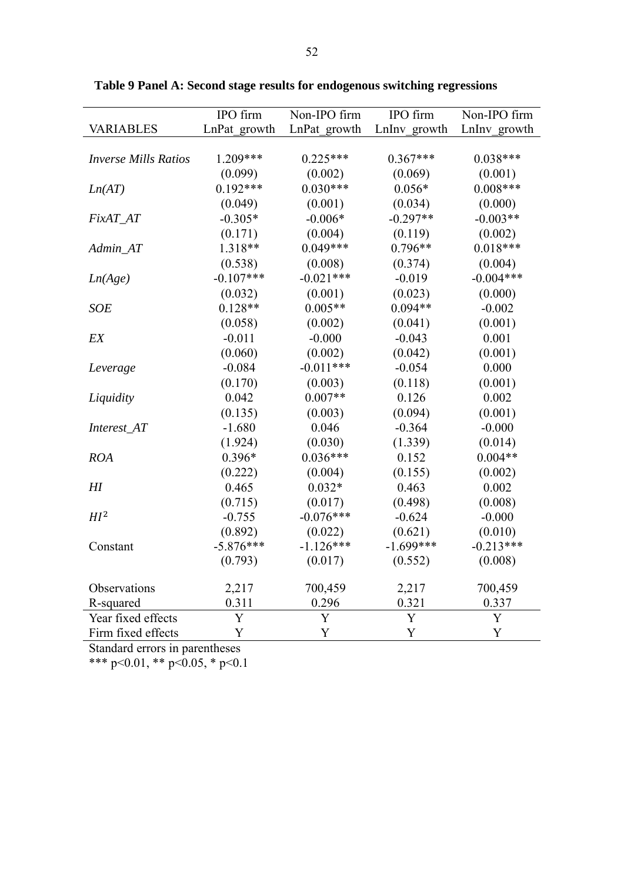**Table 9 Panel A: Second stage results for endogenous switching regressions**

| VARIABLES | IPO firm<br>LnPat_growth | Non-IPO firm<br>LnPat_growth | IPO firm<br>LnInv_growth | Non-IPO firm<br>LnInv_growth |
|---|---|---|---|---|
| *Inverse Mills Ratios* | 1.209*** | 0.225*** | 0.367*** | 0.038*** |
| | (0.099) | (0.002) | (0.069) | (0.001) |
| *Ln(AT)* | 0.192*** | 0.030*** | 0.056* | 0.008*** |
| | (0.049) | (0.001) | (0.034) | (0.000) |
| *FixAT_AT* | -0.305* | -0.006* | -0.297** | -0.003** |
| | (0.171) | (0.004) | (0.119) | (0.002) |
| *Admin_AT* | 1.318** | 0.049*** | 0.796** | 0.018*** |
| | (0.538) | (0.008) | (0.374) | (0.004) |
| *Ln(Age)* | -0.107*** | -0.021*** | -0.019 | -0.004*** |
| | (0.032) | (0.001) | (0.023) | (0.000) |
| *SOE* | 0.128** | 0.005** | 0.094** | -0.002 |
| | (0.058) | (0.002) | (0.041) | (0.001) |
| *EX* | -0.011 | -0.000 | -0.043 | 0.001 |
| | (0.060) | (0.002) | (0.042) | (0.001) |
| *Leverage* | -0.084 | -0.011*** | -0.054 | 0.000 |
| | (0.170) | (0.003) | (0.118) | (0.001) |
| *Liquidity* | 0.042 | 0.007** | 0.126 | 0.002 |
| | (0.135) | (0.003) | (0.094) | (0.001) |
| *Interest_AT* | -1.680 | 0.046 | -0.364 | -0.000 |
| | (1.924) | (0.030) | (1.339) | (0.014) |
| *ROA* | 0.396* | 0.036*** | 0.152 | 0.004** |
| | (0.222) | (0.004) | (0.155) | (0.002) |
| *HI* | 0.465 | 0.032* | 0.463 | 0.002 |
| | (0.715) | (0.017) | (0.498) | (0.008) |
| $HI^2$ | -0.755 | -0.076*** | -0.624 | -0.000 |
| | (0.892) | (0.022) | (0.621) | (0.010) |
| Constant | -5.876*** | -1.126*** | -1.699*** | -0.213*** |
| | (0.793) | (0.017) | (0.552) | (0.008) |
| Observations | 2,217 | 700,459 | 2,217 | 700,459 |
| R-squared | 0.311 | 0.296 | 0.321 | 0.337 |
| Year fixed effects | Y | Y | Y | Y |
| Firm fixed effects | Y | Y | Y | Y |

Standard errors in parentheses
*** p<0.01, ** p<0.05, * p<0.1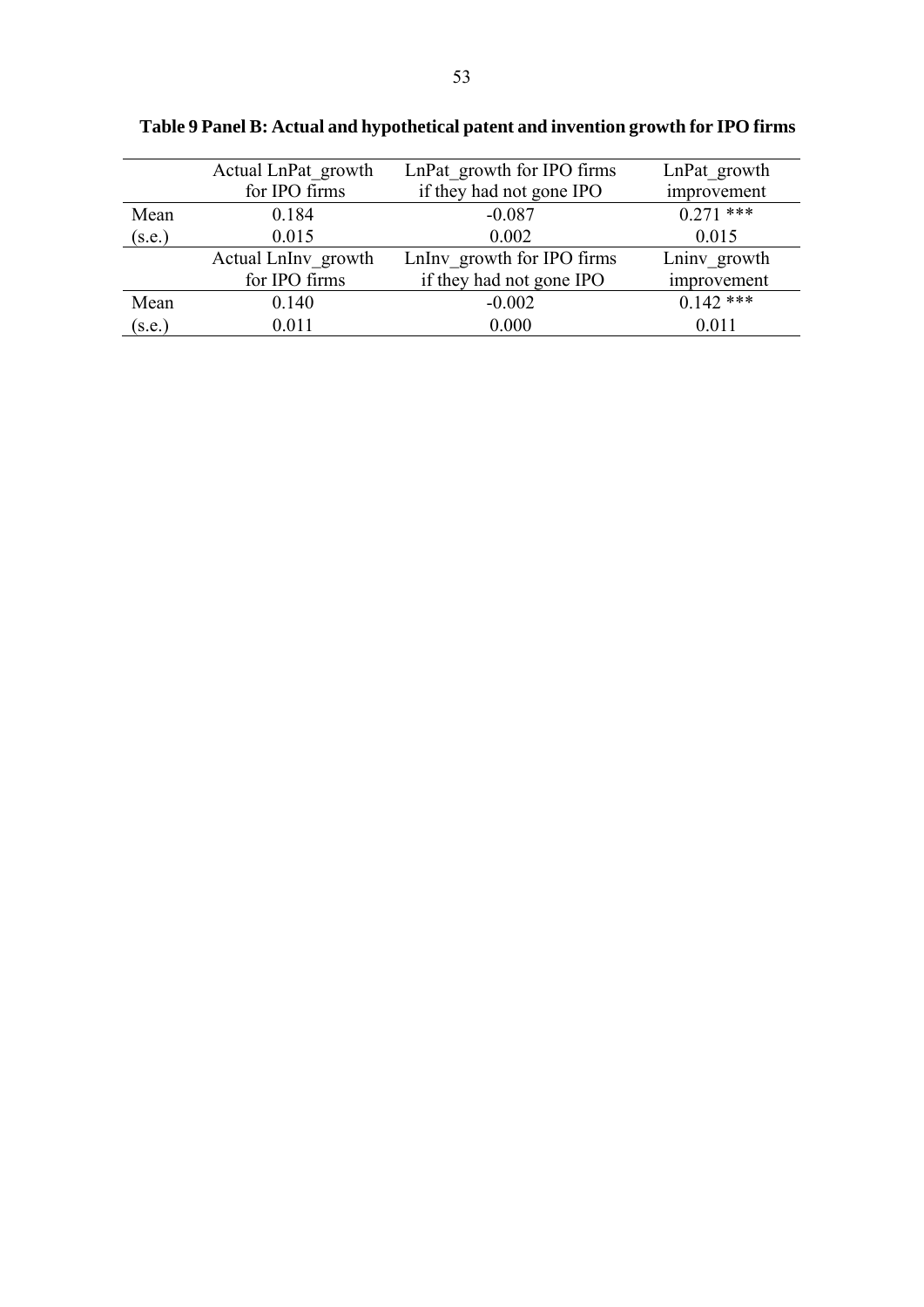**Table 9 Panel B: Actual and hypothetical patent and invention growth for IPO firms**

| | Actual LnPat_growth for IPO firms | LnPat_growth for IPO firms if they had not gone IPO | LnPat_growth improvement |
|---|---|---|---|
| Mean | 0.184 | -0.087 | 0.271 *** |
| (s.e.) | 0.015 | 0.002 | 0.015 |
| | Actual LnInv_growth for IPO firms | LnInv_growth for IPO firms if they had not gone IPO | Lninv_growth improvement |
| Mean | 0.140 | -0.002 | 0.142 *** |
| (s.e.) | 0.011 | 0.000 | 0.011 |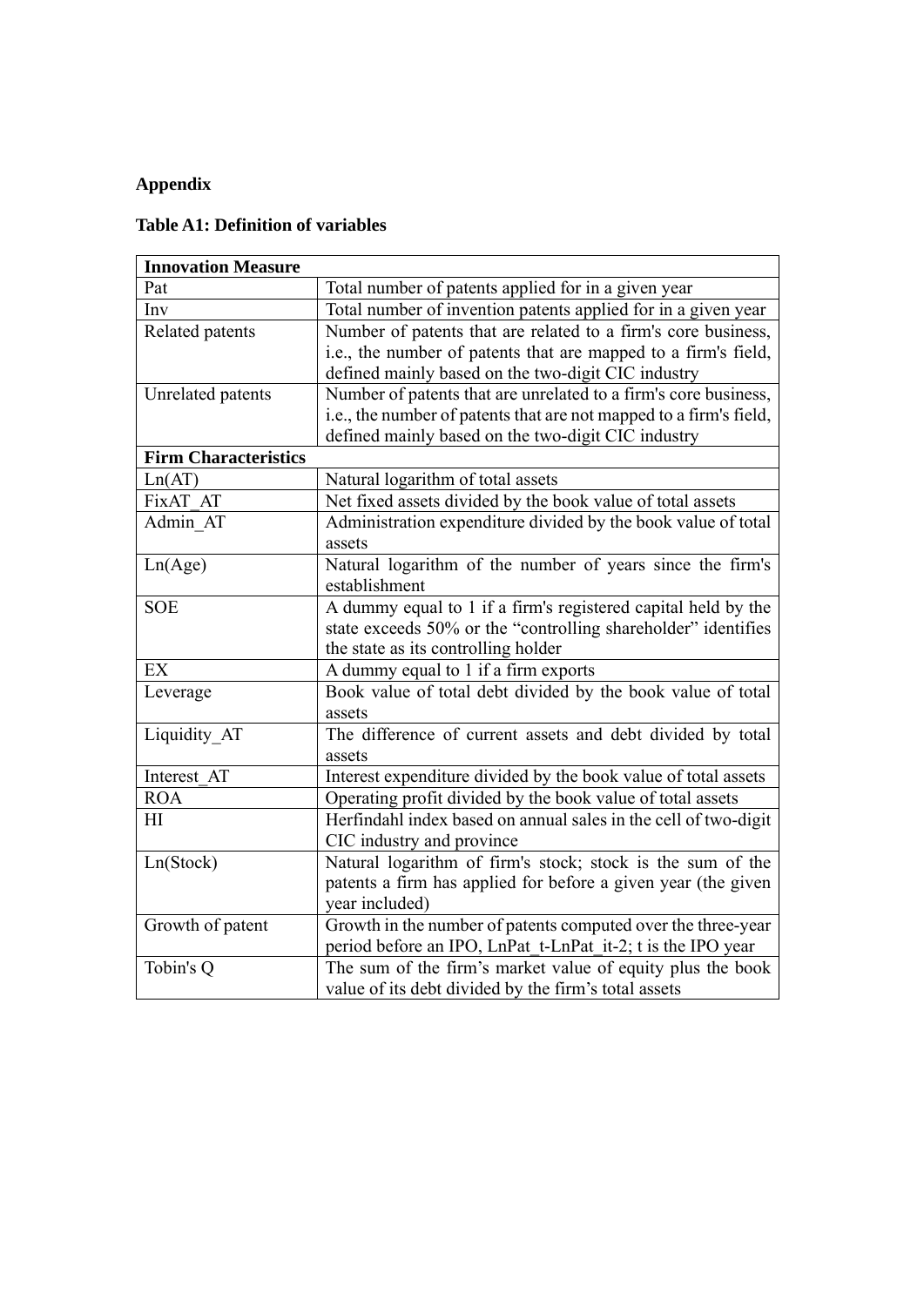**Appendix**

**Table A1: Definition of variables**

| **Innovation Measure** | |
|---|---|
| Pat | Total number of patents applied for in a given year |
| Inv | Total number of invention patents applied for in a given year |
| Related patents | Number of patents that are related to a firm's core business, i.e., the number of patents that are mapped to a firm's field, defined mainly based on the two-digit CIC industry |
| Unrelated patents | Number of patents that are unrelated to a firm's core business, i.e., the number of patents that are not mapped to a firm's field, defined mainly based on the two-digit CIC industry |
| **Firm Characteristics** | |
| Ln(AT) | Natural logarithm of total assets |
| FixAT_AT | Net fixed assets divided by the book value of total assets |
| Admin_AT | Administration expenditure divided by the book value of total assets |
| Ln(Age) | Natural logarithm of the number of years since the firm's establishment |
| SOE | A dummy equal to 1 if a firm's registered capital held by the state exceeds 50% or the "controlling shareholder" identifies the state as its controlling holder |
| EX | A dummy equal to 1 if a firm exports |
| Leverage | Book value of total debt divided by the book value of total assets |
| Liquidity_AT | The difference of current assets and debt divided by total assets |
| Interest_AT | Interest expenditure divided by the book value of total assets |
| ROA | Operating profit divided by the book value of total assets |
| HI | Herfindahl index based on annual sales in the cell of two-digit CIC industry and province |
| Ln(Stock) | Natural logarithm of firm's stock; stock is the sum of the patents a firm has applied for before a given year (the given year included) |
| Growth of patent | Growth in the number of patents computed over the three-year period before an IPO, LnPat_t-LnPat_it-2; t is the IPO year |
| Tobin's Q | The sum of the firm's market value of equity plus the book value of its debt divided by the firm's total assets |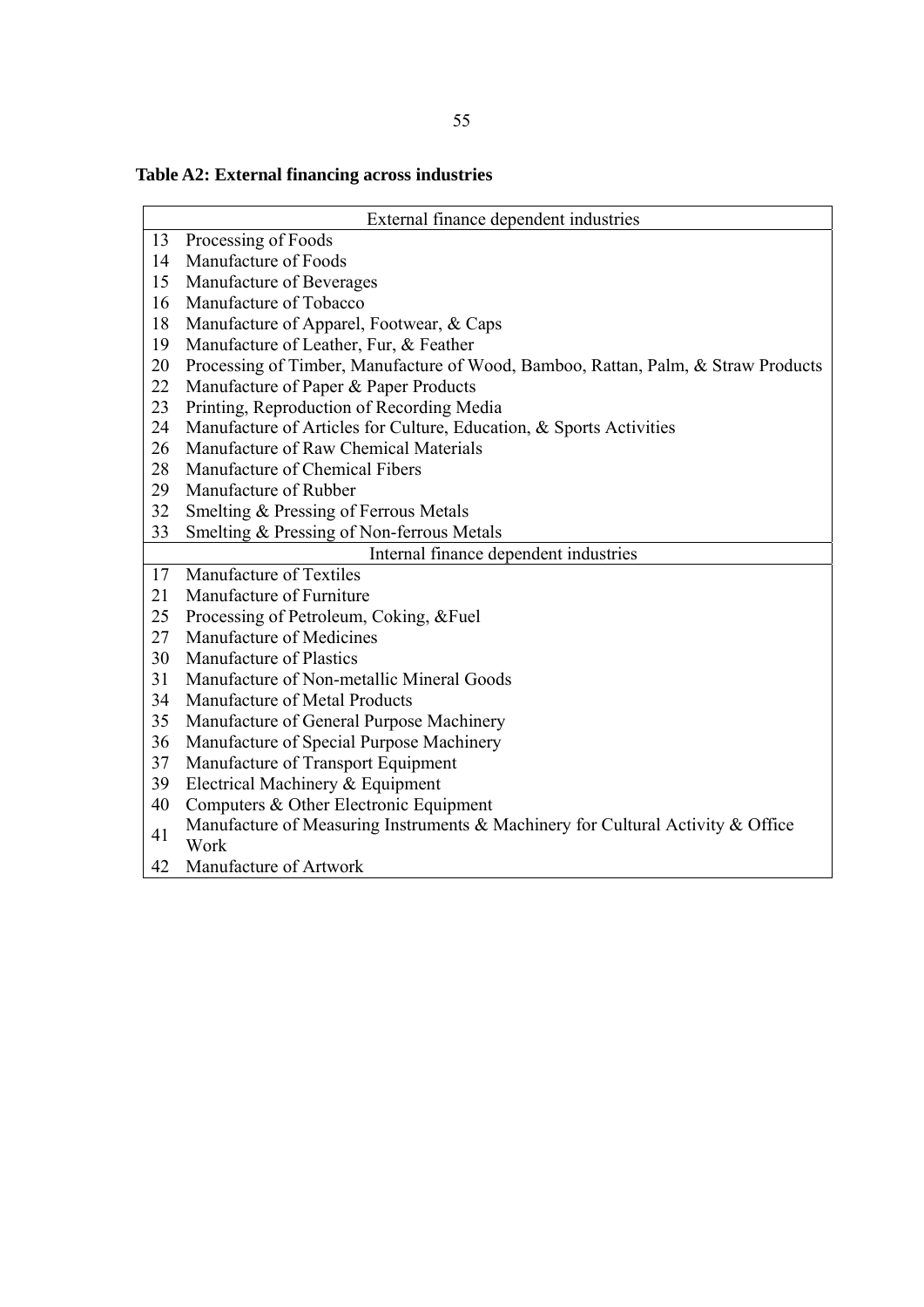**Table A2: External financing across industries**

| | |
|---|---|
| | External finance dependent industries |
| 13 | Processing of Foods |
| 14 | Manufacture of Foods |
| 15 | Manufacture of Beverages |
| 16 | Manufacture of Tobacco |
| 18 | Manufacture of Apparel, Footwear, & Caps |
| 19 | Manufacture of Leather, Fur, & Feather |
| 20 | Processing of Timber, Manufacture of Wood, Bamboo, Rattan, Palm, & Straw Products |
| 22 | Manufacture of Paper & Paper Products |
| 23 | Printing, Reproduction of Recording Media |
| 24 | Manufacture of Articles for Culture, Education, & Sports Activities |
| 26 | Manufacture of Raw Chemical Materials |
| 28 | Manufacture of Chemical Fibers |
| 29 | Manufacture of Rubber |
| 32 | Smelting & Pressing of Ferrous Metals |
| 33 | Smelting & Pressing of Non-ferrous Metals |
| | Internal finance dependent industries |
| 17 | Manufacture of Textiles |
| 21 | Manufacture of Furniture |
| 25 | Processing of Petroleum, Coking, &Fuel |
| 27 | Manufacture of Medicines |
| 30 | Manufacture of Plastics |
| 31 | Manufacture of Non-metallic Mineral Goods |
| 34 | Manufacture of Metal Products |
| 35 | Manufacture of General Purpose Machinery |
| 36 | Manufacture of Special Purpose Machinery |
| 37 | Manufacture of Transport Equipment |
| 39 | Electrical Machinery & Equipment |
| 40 | Computers & Other Electronic Equipment |
| 41 | Manufacture of Measuring Instruments & Machinery for Cultural Activity & Office Work |
| 42 | Manufacture of Artwork |